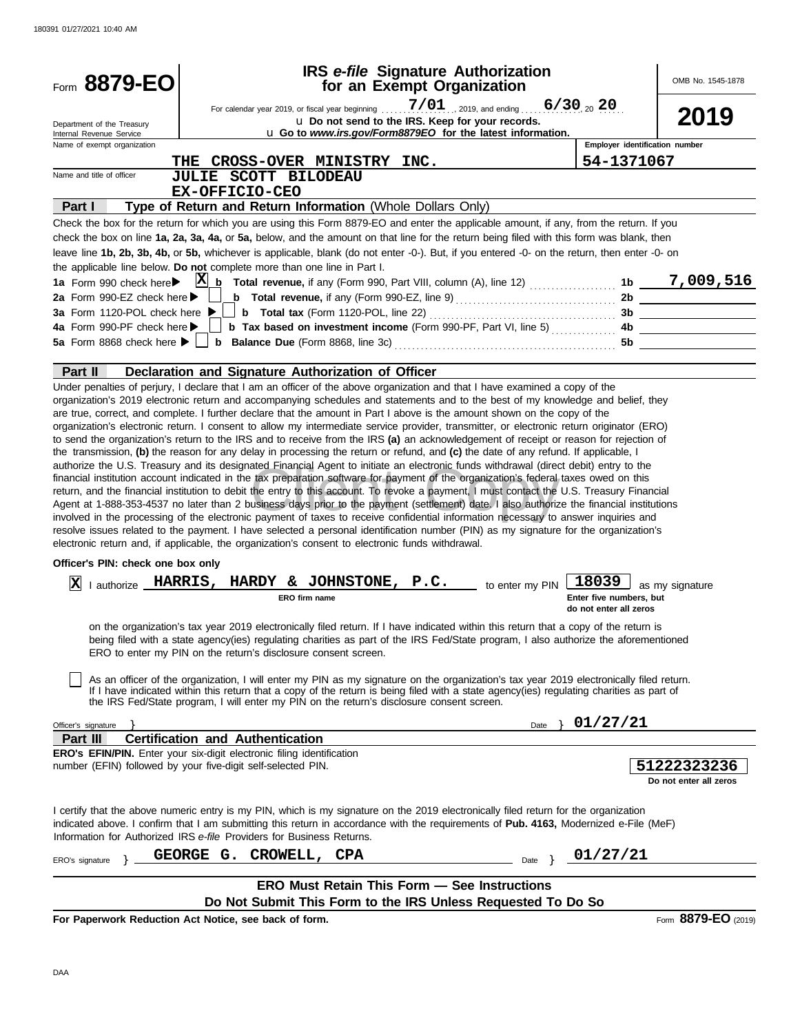Form **8879-EO**

Department of the Treasury
Internal Revenue Service

# IRS *e-file* Signature Authorization for an Exempt Organization

For calendar year 2019, or fiscal year beginning 7/01, 2019, and ending 6/30, 20 20

u Do not send to the IRS. Keep for your records.

u Go to *www.irs.gov/Form8879EO* for the latest information.

OMB No. 1545-1878

**2019**

Name of exempt organization: **THE CROSS-OVER MINISTRY INC.**

Employer identification number: **54-1371067**

Name and title of officer: **JULIE SCOTT BILODEAU**
**EX-OFFICIO-CEO**

## Part I — Type of Return and Return Information (Whole Dollars Only)

Check the box for the return for which you are using this Form 8879-EO and enter the applicable amount, if any, from the return. If you check the box on line **1a, 2a, 3a, 4a,** or **5a,** below, and the amount on that line for the return being filed with this form was blank, then leave line **1b, 2b, 3b, 4b,** or **5b,** whichever is applicable, blank (do not enter -0-). But, if you entered -0- on the return, then enter -0- on the applicable line below. **Do not** complete more than one line in Part I.

| | | | |
|---|---|---|---|
| **1a** Form 990 check here ▶ [X] | **b Total revenue,** if any (Form 990, Part VIII, column (A), line 12) | **1b** | 7,009,516 |
| **2a** Form 990-EZ check here ▶ [ ] | **b Total revenue,** if any (Form 990-EZ, line 9) | **2b** | |
| **3a** Form 1120-POL check here ▶ [ ] | **b Total tax** (Form 1120-POL, line 22) | **3b** | |
| **4a** Form 990-PF check here ▶ [ ] | **b Tax based on investment income** (Form 990-PF, Part VI, line 5) | **4b** | |
| **5a** Form 8868 check here ▶ [ ] | **b Balance Due** (Form 8868, line 3c) | **5b** | |

## Part II — Declaration and Signature Authorization of Officer

Under penalties of perjury, I declare that I am an officer of the above organization and that I have examined a copy of the organization's 2019 electronic return and accompanying schedules and statements and to the best of my knowledge and belief, they are true, correct, and complete. I further declare that the amount in Part I above is the amount shown on the copy of the organization's electronic return. I consent to allow my intermediate service provider, transmitter, or electronic return originator (ERO) to send the organization's return to the IRS and to receive from the IRS **(a)** an acknowledgement of receipt or reason for rejection of the transmission, **(b)** the reason for any delay in processing the return or refund, and **(c)** the date of any refund. If applicable, I authorize the U.S. Treasury and its designated Financial Agent to initiate an electronic funds withdrawal (direct debit) entry to the financial institution account indicated in the tax preparation software for payment of the organization's federal taxes owed on this return, and the financial institution to debit the entry to this account. To revoke a payment, I must contact the U.S. Treasury Financial Agent at 1-888-353-4537 no later than 2 business days prior to the payment (settlement) date. I also authorize the financial institutions involved in the processing of the electronic payment of taxes to receive confidential information necessary to answer inquiries and resolve issues related to the payment. I have selected a personal identification number (PIN) as my signature for the organization's electronic return and, if applicable, the organization's consent to electronic funds withdrawal.

**Officer's PIN: check one box only**

[X] I authorize **HARRIS, HARDY & JOHNSTONE, P.C.** (ERO firm name) to enter my PIN **18039** (Enter five numbers, but do not enter all zeros) as my signature on the organization's tax year 2019 electronically filed return. If I have indicated within this return that a copy of the return is being filed with a state agency(ies) regulating charities as part of the IRS Fed/State program, I also authorize the aforementioned ERO to enter my PIN on the return's disclosure consent screen.

[ ] As an officer of the organization, I will enter my PIN as my signature on the organization's tax year 2019 electronically filed return. If I have indicated within this return that a copy of the return is being filed with a state agency(ies) regulating charities as part of the IRS Fed/State program, I will enter my PIN on the return's disclosure consent screen.

Officer's signature } Date } **01/27/21**

## Part III — Certification and Authentication

**ERO's EFIN/PIN.** Enter your six-digit electronic filing identification number (EFIN) followed by your five-digit self-selected PIN.

**51222323236**
Do not enter all zeros

I certify that the above numeric entry is my PIN, which is my signature on the 2019 electronically filed return for the organization indicated above. I confirm that I am submitting this return in accordance with the requirements of **Pub. 4163,** Modernized e-File (MeF) Information for Authorized IRS *e-file* Providers for Business Returns.

ERO's signature } **GEORGE G. CROWELL, CPA** Date } **01/27/21**

**ERO Must Retain This Form — See Instructions**

**Do Not Submit This Form to the IRS Unless Requested To Do So**

**For Paperwork Reduction Act Notice, see back of form.**

Form **8879-EO** (2019)

DAA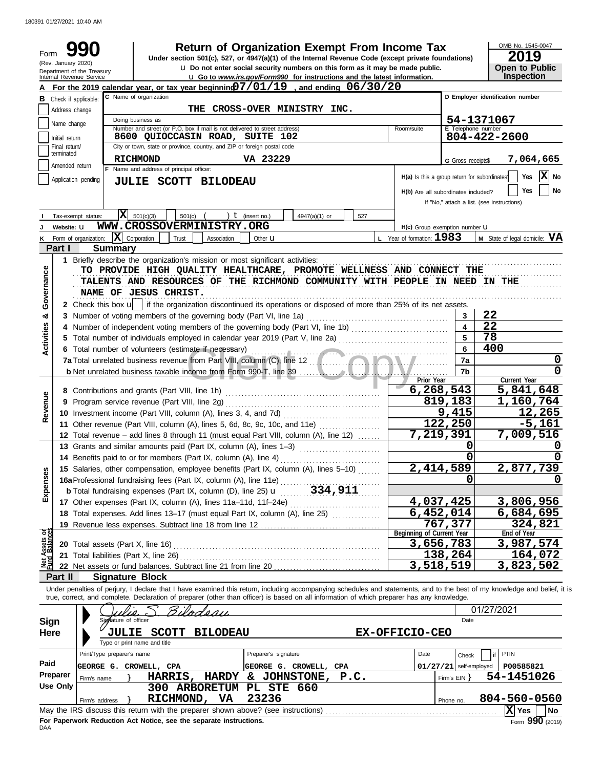180391 01/27/2021 10:40 AM

Form **990** (Rev. January 2020) Department of the Treasury Internal Revenue Service

# Return of Organization Exempt From Income Tax

Under section 501(c), 527, or 4947(a)(1) of the Internal Revenue Code (except private foundations)

u Do not enter social security numbers on this form as it may be made public.

u Go to *www.irs.gov/Form990* for instructions and the latest information.

OMB No. 1545-0047 **2019** **Open to Public Inspection**

**A** For the 2019 calendar year, or tax year beginning 07/01/19 , and ending 06/30/20

**B** Check if applicable: Address change / Name change / Initial return / Final return/terminated / Amended return / Application pending

**C** Name of organization: THE CROSS-OVER MINISTRY INC.

Doing business as

Number and street (or P.O. box if mail is not delivered to street address): 8600 QUIOCCASIN ROAD, SUITE 102 — Room/suite

City or town, state or province, country, and ZIP or foreign postal code: RICHMOND VA 23229

**D** Employer identification number: 54-1371067

**E** Telephone number: 804-422-2600

**G** Gross receipts$ 7,064,665

**F** Name and address of principal officer: JULIE SCOTT BILODEAU

H(a) Is this a group return for subordinates? Yes [ ] No [X]

H(b) Are all subordinates included? Yes [ ] No [ ]

If "No," attach a list. (see instructions)

**I** Tax-exempt status: [X] 501(c)(3) [ ] 501(c) ( ) t (insert no.) [ ] 4947(a)(1) or [ ] 527

**J** Website: u WWW.CROSSOVERMINISTRY.ORG

H(c) Group exemption number u

**K** Form of organization: [X] Corporation [ ] Trust [ ] Association [ ] Other u

**L** Year of formation: 1983 **M** State of legal domicile: VA

## Part I Summary

**Activities & Governance**

1 Briefly describe the organization's mission or most significant activities:
TO PROVIDE HIGH QUALITY HEALTHCARE, PROMOTE WELLNESS AND CONNECT THE TALENTS AND RESOURCES OF THE RICHMOND COMMUNITY WITH PEOPLE IN NEED IN THE NAME OF JESUS CHRIST.

2 Check this box u [ ] if the organization discontinued its operations or disposed of more than 25% of its net assets.

| | | |
|---|---|---|
| 3 Number of voting members of the governing body (Part VI, line 1a) | 3 | 22 |
| 4 Number of independent voting members of the governing body (Part VI, line 1b) | 4 | 22 |
| 5 Total number of individuals employed in calendar year 2019 (Part V, line 2a) | 5 | 78 |
| 6 Total number of volunteers (estimate if necessary) | 6 | 400 |
| 7a Total unrelated business revenue from Part VIII, column (C), line 12 | 7a | 0 |
| b Net unrelated business taxable income from Form 990-T, line 39 | 7b | 0 |

| | Prior Year | Current Year |
|---|---|---|
| **Revenue** | | |
| 8 Contributions and grants (Part VIII, line 1h) | 6,268,543 | 5,841,648 |
| 9 Program service revenue (Part VIII, line 2g) | 819,183 | 1,160,764 |
| 10 Investment income (Part VIII, column (A), lines 3, 4, and 7d) | 9,415 | 12,265 |
| 11 Other revenue (Part VIII, column (A), lines 5, 6d, 8c, 9c, 10c, and 11e) | 122,250 | -5,161 |
| 12 Total revenue – add lines 8 through 11 (must equal Part VIII, column (A), line 12) | 7,219,391 | 7,009,516 |
| **Expenses** | | |
| 13 Grants and similar amounts paid (Part IX, column (A), lines 1–3) | 0 | 0 |
| 14 Benefits paid to or for members (Part IX, column (A), line 4) | 0 | 0 |
| 15 Salaries, other compensation, employee benefits (Part IX, column (A), lines 5–10) | 2,414,589 | 2,877,739 |
| 16a Professional fundraising fees (Part IX, column (A), line 11e) | 0 | 0 |
| b Total fundraising expenses (Part IX, column (D), line 25) u 334,911 | | |
| 17 Other expenses (Part IX, column (A), lines 11a–11d, 11f–24e) | 4,037,425 | 3,806,956 |
| 18 Total expenses. Add lines 13–17 (must equal Part IX, column (A), line 25) | 6,452,014 | 6,684,695 |
| 19 Revenue less expenses. Subtract line 18 from line 12 | 767,377 | 324,821 |

| **Net Assets or Fund Balances** | Beginning of Current Year | End of Year |
|---|---|---|
| 20 Total assets (Part X, line 16) | 3,656,783 | 3,987,574 |
| 21 Total liabilities (Part X, line 26) | 138,264 | 164,072 |
| 22 Net assets or fund balances. Subtract line 21 from line 20 | 3,518,519 | 3,823,502 |

## Part II Signature Block

Under penalties of perjury, I declare that I have examined this return, including accompanying schedules and statements, and to the best of my knowledge and belief, it is true, correct, and complete. Declaration of preparer (other than officer) is based on all information of which preparer has any knowledge.

**Sign Here**

Signature of officer: Julie S. Bilodeau — Date: 01/27/2021

Type or print name and title: JULIE SCOTT BILODEAU EX-OFFICIO-CEO

**Paid Preparer Use Only**

| Print/Type preparer's name | Preparer's signature | Date | Check [ ] if self-employed | PTIN |
|---|---|---|---|---|
| GEORGE G. CROWELL, CPA | GEORGE G. CROWELL, CPA | 01/27/21 | | P00585821 |

Firm's name } HARRIS, HARDY & JOHNSTONE, P.C. — Firm's EIN } 54-1451026

Firm's address } 300 ARBORETUM PL STE 660 RICHMOND, VA 23236 — Phone no. 804-560-0560

May the IRS discuss this return with the preparer shown above? (see instructions) [X] Yes [ ] No

**For Paperwork Reduction Act Notice, see the separate instructions.**

DAA Form **990** (2019)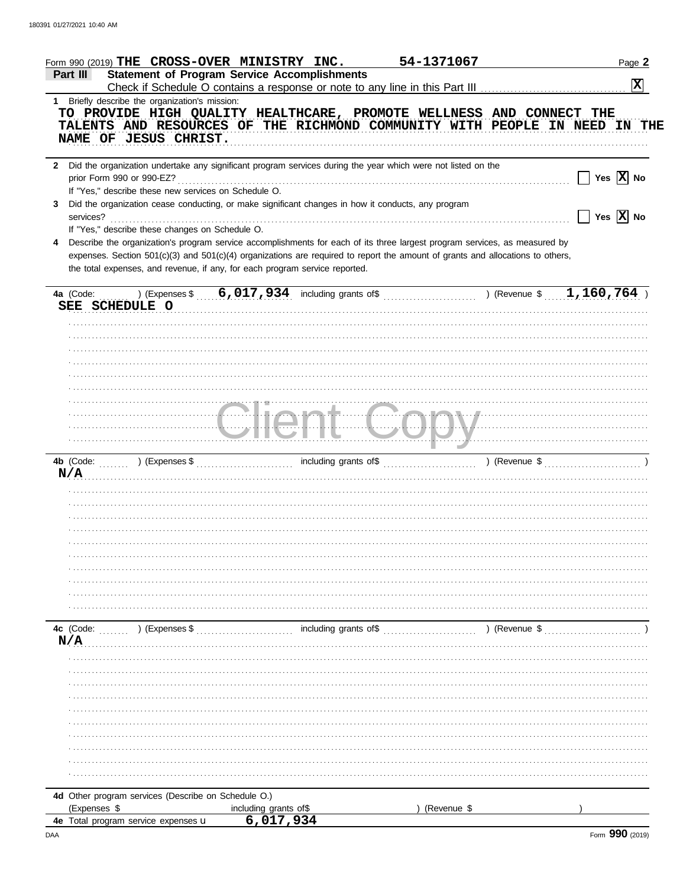Form 990 (2019) **THE CROSS-OVER MINISTRY INC.** **54-1371067** Page **2**

## Part III Statement of Program Service Accomplishments

Check if Schedule O contains a response or note to any line in this Part III .................... **[X]**

**1** Briefly describe the organization's mission:

**TO PROVIDE HIGH QUALITY HEALTHCARE, PROMOTE WELLNESS AND CONNECT THE TALENTS AND RESOURCES OF THE RICHMOND COMMUNITY WITH PEOPLE IN NEED IN THE NAME OF JESUS CHRIST.**

**2** Did the organization undertake any significant program services during the year which were not listed on the prior Form 990 or 990-EZ? .................... [ ] Yes [X] No

If "Yes," describe these new services on Schedule O.

**3** Did the organization cease conducting, or make significant changes in how it conducts, any program services? .................... [ ] Yes [X] No

If "Yes," describe these changes on Schedule O.

**4** Describe the organization's program service accomplishments for each of its three largest program services, as measured by expenses. Section 501(c)(3) and 501(c)(4) organizations are required to report the amount of grants and allocations to others, the total expenses, and revenue, if any, for each program service reported.

**4a** (Code: ) (Expenses $ **6,017,934** including grants of$ ) (Revenue $ **1,160,764** )

**SEE SCHEDULE O**

**4b** (Code: ) (Expenses $ including grants of$ ) (Revenue $ )

**N/A**

**4c** (Code: ) (Expenses $ including grants of$ ) (Revenue $ )

**N/A**

**4d** Other program services (Describe on Schedule O.)

(Expenses $ including grants of$ ) (Revenue $ )

**4e** Total program service expenses **6,017,934**

Form **990** (2019)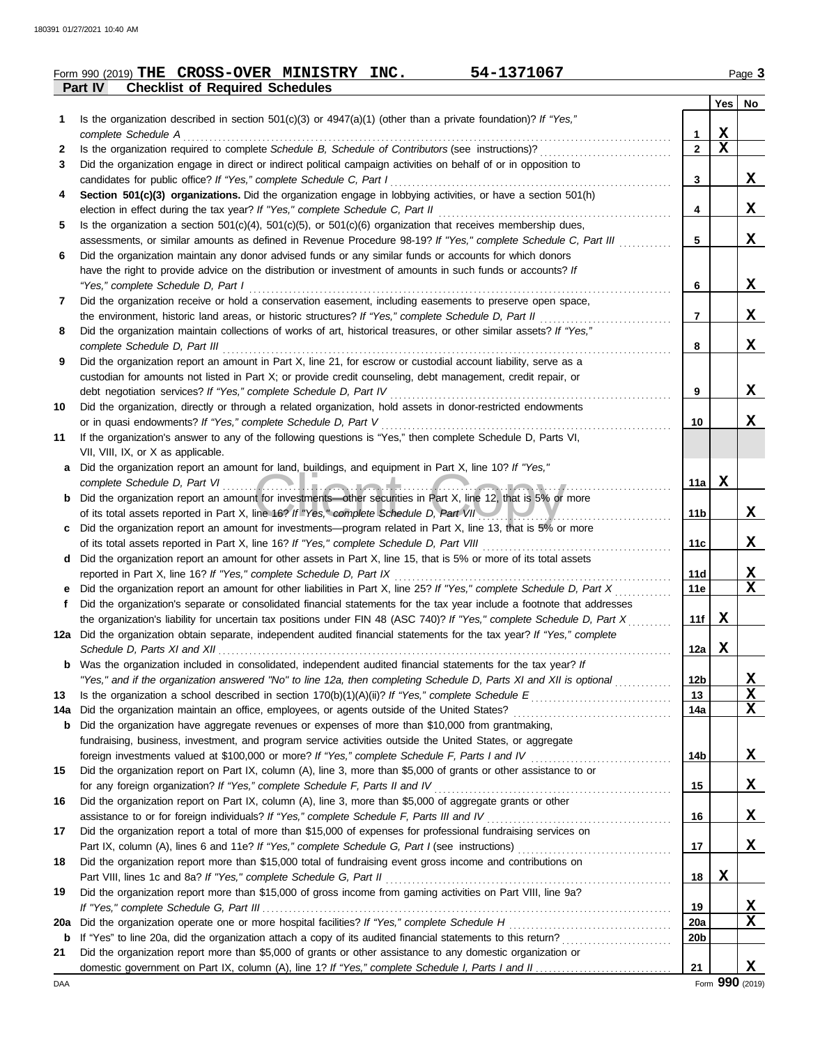Form 990 (2019) **THE CROSS-OVER MINISTRY INC.** **54-1371067** Page **3**

## Part IV Checklist of Required Schedules

| | | | Yes | No |
|---|---|---|---|---|
| 1 | Is the organization described in section 501(c)(3) or 4947(a)(1) (other than a private foundation)? *If "Yes," complete Schedule A* | 1 | X | |
| 2 | Is the organization required to complete *Schedule B, Schedule of Contributors* (see instructions)? | 2 | X | |
| 3 | Did the organization engage in direct or indirect political campaign activities on behalf of or in opposition to candidates for public office? *If "Yes," complete Schedule C, Part I* | 3 | | X |
| 4 | **Section 501(c)(3) organizations.** Did the organization engage in lobbying activities, or have a section 501(h) election in effect during the tax year? *If "Yes," complete Schedule C, Part II* | 4 | | X |
| 5 | Is the organization a section 501(c)(4), 501(c)(5), or 501(c)(6) organization that receives membership dues, assessments, or similar amounts as defined in Revenue Procedure 98-19? *If "Yes," complete Schedule C, Part III* | 5 | | X |
| 6 | Did the organization maintain any donor advised funds or any similar funds or accounts for which donors have the right to provide advice on the distribution or investment of amounts in such funds or accounts? *If "Yes," complete Schedule D, Part I* | 6 | | X |
| 7 | Did the organization receive or hold a conservation easement, including easements to preserve open space, the environment, historic land areas, or historic structures? *If "Yes," complete Schedule D, Part II* | 7 | | X |
| 8 | Did the organization maintain collections of works of art, historical treasures, or other similar assets? *If "Yes," complete Schedule D, Part III* | 8 | | X |
| 9 | Did the organization report an amount in Part X, line 21, for escrow or custodial account liability, serve as a custodian for amounts not listed in Part X; or provide credit counseling, debt management, credit repair, or debt negotiation services? *If "Yes," complete Schedule D, Part IV* | 9 | | X |
| 10 | Did the organization, directly or through a related organization, hold assets in donor-restricted endowments or in quasi endowments? *If "Yes," complete Schedule D, Part V* | 10 | | X |
| 11 | If the organization's answer to any of the following questions is "Yes," then complete Schedule D, Parts VI, VII, VIII, IX, or X as applicable. | | | |
| a | Did the organization report an amount for land, buildings, and equipment in Part X, line 10? *If "Yes," complete Schedule D, Part VI* | 11a | X | |
| b | Did the organization report an amount for investments—other securities in Part X, line 12, that is 5% or more of its total assets reported in Part X, line 16? *If "Yes," complete Schedule D, Part VII* | 11b | | X |
| c | Did the organization report an amount for investments—program related in Part X, line 13, that is 5% or more of its total assets reported in Part X, line 16? *If "Yes," complete Schedule D, Part VIII* | 11c | | X |
| d | Did the organization report an amount for other assets in Part X, line 15, that is 5% or more of its total assets reported in Part X, line 16? *If "Yes," complete Schedule D, Part IX* | 11d | | X |
| e | Did the organization report an amount for other liabilities in Part X, line 25? *If "Yes," complete Schedule D, Part X* | 11e | | X |
| f | Did the organization's separate or consolidated financial statements for the tax year include a footnote that addresses the organization's liability for uncertain tax positions under FIN 48 (ASC 740)? *If "Yes," complete Schedule D, Part X* | 11f | X | |
| 12a | Did the organization obtain separate, independent audited financial statements for the tax year? *If "Yes," complete Schedule D, Parts XI and XII* | 12a | X | |
| b | Was the organization included in consolidated, independent audited financial statements for the tax year? *If "Yes," and if the organization answered "No" to line 12a, then completing Schedule D, Parts XI and XII is optional* | 12b | | X |
| 13 | Is the organization a school described in section 170(b)(1)(A)(ii)? *If "Yes," complete Schedule E* | 13 | | X |
| 14a | Did the organization maintain an office, employees, or agents outside of the United States? | 14a | | X |
| b | Did the organization have aggregate revenues or expenses of more than $10,000 from grantmaking, fundraising, business, investment, and program service activities outside the United States, or aggregate foreign investments valued at $100,000 or more? *If "Yes," complete Schedule F, Parts I and IV* | 14b | | X |
| 15 | Did the organization report on Part IX, column (A), line 3, more than $5,000 of grants or other assistance to or for any foreign organization? *If "Yes," complete Schedule F, Parts II and IV* | 15 | | X |
| 16 | Did the organization report on Part IX, column (A), line 3, more than $5,000 of aggregate grants or other assistance to or for foreign individuals? *If "Yes," complete Schedule F, Parts III and IV* | 16 | | X |
| 17 | Did the organization report a total of more than $15,000 of expenses for professional fundraising services on Part IX, column (A), lines 6 and 11e? *If "Yes," complete Schedule G, Part I* (see instructions) | 17 | | X |
| 18 | Did the organization report more than $15,000 total of fundraising event gross income and contributions on Part VIII, lines 1c and 8a? *If "Yes," complete Schedule G, Part II* | 18 | X | |
| 19 | Did the organization report more than $15,000 of gross income from gaming activities on Part VIII, line 9a? *If "Yes," complete Schedule G, Part III* | 19 | | X |
| 20a | Did the organization operate one or more hospital facilities? *If "Yes," complete Schedule H* | 20a | | X |
| b | If "Yes" to line 20a, did the organization attach a copy of its audited financial statements to this return? | 20b | | |
| 21 | Did the organization report more than $5,000 of grants or other assistance to any domestic organization or domestic government on Part IX, column (A), line 1? *If "Yes," complete Schedule I, Parts I and II* | 21 | | X |

Form **990** (2019)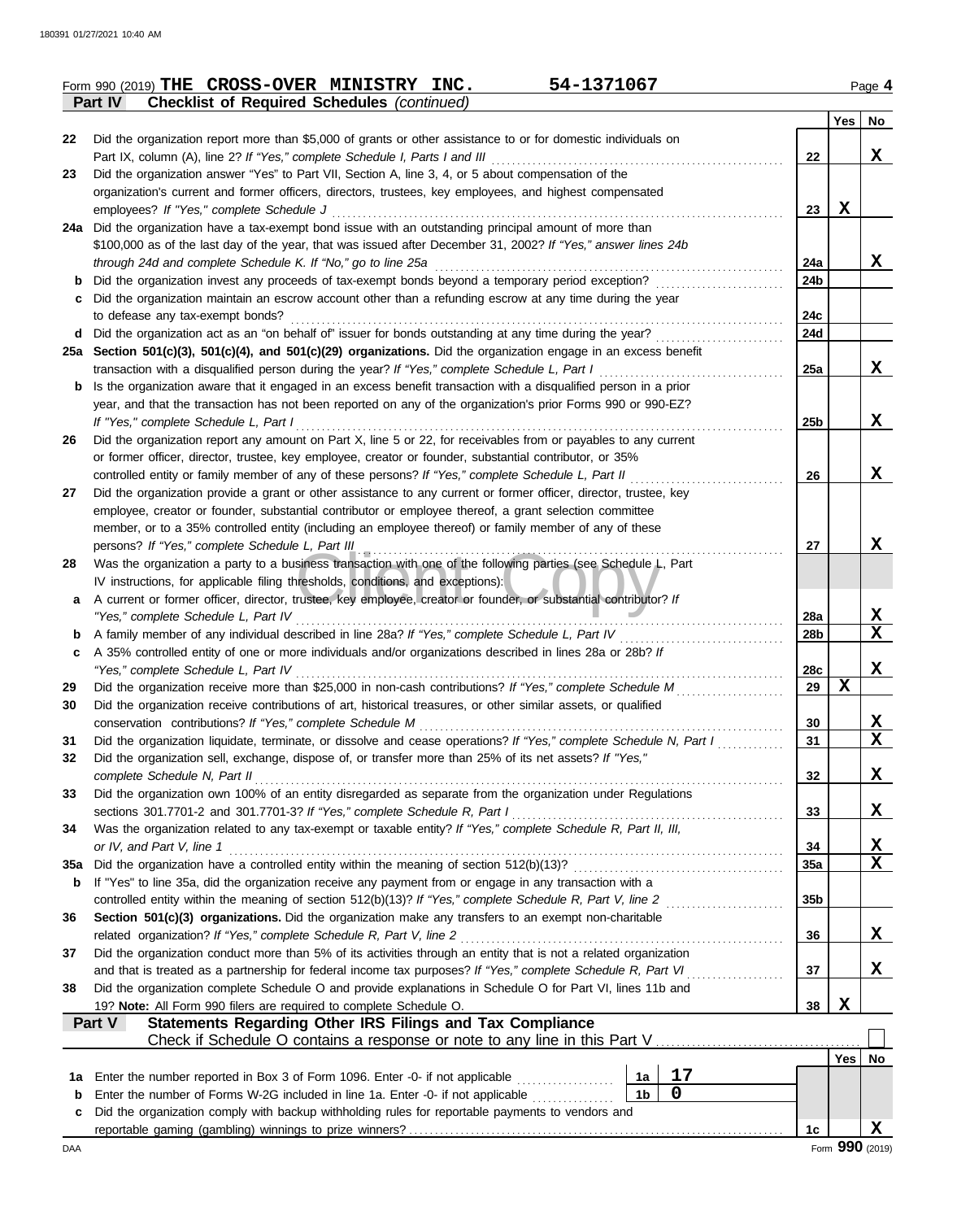Form 990 (2019) **THE CROSS-OVER MINISTRY INC.** **54-1371067** Page **4**

**Part IV** **Checklist of Required Schedules** *(continued)*

| | | | Yes | No |
|---|---|---|---|---|
| 22 | Did the organization report more than $5,000 of grants or other assistance to or for domestic individuals on Part IX, column (A), line 2? *If "Yes," complete Schedule I, Parts I and III* | 22 | | X |
| 23 | Did the organization answer "Yes" to Part VII, Section A, line 3, 4, or 5 about compensation of the organization's current and former officers, directors, trustees, key employees, and highest compensated employees? *If "Yes," complete Schedule J* | 23 | X | |
| 24a | Did the organization have a tax-exempt bond issue with an outstanding principal amount of more than $100,000 as of the last day of the year, that was issued after December 31, 2002? *If "Yes," answer lines 24b through 24d and complete Schedule K. If "No," go to line 25a* | 24a | | X |
| b | Did the organization invest any proceeds of tax-exempt bonds beyond a temporary period exception? | 24b | | |
| c | Did the organization maintain an escrow account other than a refunding escrow at any time during the year to defease any tax-exempt bonds? | 24c | | |
| d | Did the organization act as an "on behalf of" issuer for bonds outstanding at any time during the year? | 24d | | |
| 25a | **Section 501(c)(3), 501(c)(4), and 501(c)(29) organizations.** Did the organization engage in an excess benefit transaction with a disqualified person during the year? *If "Yes," complete Schedule L, Part I* | 25a | | X |
| b | Is the organization aware that it engaged in an excess benefit transaction with a disqualified person in a prior year, and that the transaction has not been reported on any of the organization's prior Forms 990 or 990-EZ? *If "Yes," complete Schedule L, Part I* | 25b | | X |
| 26 | Did the organization report any amount on Part X, line 5 or 22, for receivables from or payables to any current or former officer, director, trustee, key employee, creator or founder, substantial contributor, or 35% controlled entity or family member of any of these persons? *If "Yes," complete Schedule L, Part II* | 26 | | X |
| 27 | Did the organization provide a grant or other assistance to any current or former officer, director, trustee, key employee, creator or founder, substantial contributor or employee thereof, a grant selection committee member, or to a 35% controlled entity (including an employee thereof) or family member of any of these persons? *If "Yes," complete Schedule L, Part III* | 27 | | X |
| 28 | Was the organization a party to a business transaction with one of the following parties (see Schedule L, Part IV instructions, for applicable filing thresholds, conditions, and exceptions): | | | |
| a | A current or former officer, director, trustee, key employee, creator or founder, or substantial contributor? *If "Yes," complete Schedule L, Part IV* | 28a | | X |
| b | A family member of any individual described in line 28a? *If "Yes," complete Schedule L, Part IV* | 28b | | X |
| c | A 35% controlled entity of one or more individuals and/or organizations described in lines 28a or 28b? *If "Yes," complete Schedule L, Part IV* | 28c | | X |
| 29 | Did the organization receive more than $25,000 in non-cash contributions? *If "Yes," complete Schedule M* | 29 | X | |
| 30 | Did the organization receive contributions of art, historical treasures, or other similar assets, or qualified conservation contributions? *If "Yes," complete Schedule M* | 30 | | X |
| 31 | Did the organization liquidate, terminate, or dissolve and cease operations? *If "Yes," complete Schedule N, Part I* | 31 | | X |
| 32 | Did the organization sell, exchange, dispose of, or transfer more than 25% of its net assets? *If "Yes," complete Schedule N, Part II* | 32 | | X |
| 33 | Did the organization own 100% of an entity disregarded as separate from the organization under Regulations sections 301.7701-2 and 301.7701-3? *If "Yes," complete Schedule R, Part I* | 33 | | X |
| 34 | Was the organization related to any tax-exempt or taxable entity? *If "Yes," complete Schedule R, Part II, III, or IV, and Part V, line 1* | 34 | | X |
| 35a | Did the organization have a controlled entity within the meaning of section 512(b)(13)? | 35a | | X |
| b | If "Yes" to line 35a, did the organization receive any payment from or engage in any transaction with a controlled entity within the meaning of section 512(b)(13)? *If "Yes," complete Schedule R, Part V, line 2* | 35b | | |
| 36 | **Section 501(c)(3) organizations.** Did the organization make any transfers to an exempt non-charitable related organization? *If "Yes," complete Schedule R, Part V, line 2* | 36 | | X |
| 37 | Did the organization conduct more than 5% of its activities through an entity that is not a related organization and that is treated as a partnership for federal income tax purposes? *If "Yes," complete Schedule R, Part VI* | 37 | | X |
| 38 | Did the organization complete Schedule O and provide explanations in Schedule O for Part VI, lines 11b and 19? **Note:** All Form 990 filers are required to complete Schedule O. | 38 | X | |

**Part V** **Statements Regarding Other IRS Filings and Tax Compliance**

Check if Schedule O contains a response or note to any line in this Part V ☐

| | | | | | Yes | No |
|---|---|---|---|---|---|---|
| 1a | Enter the number reported in Box 3 of Form 1096. Enter -0- if not applicable | 1a | 17 | | | |
| b | Enter the number of Forms W-2G included in line 1a. Enter -0- if not applicable | 1b | 0 | | | |
| c | Did the organization comply with backup withholding rules for reportable payments to vendors and reportable gaming (gambling) winnings to prize winners? | | | 1c | | X |

DAA Form **990** (2019)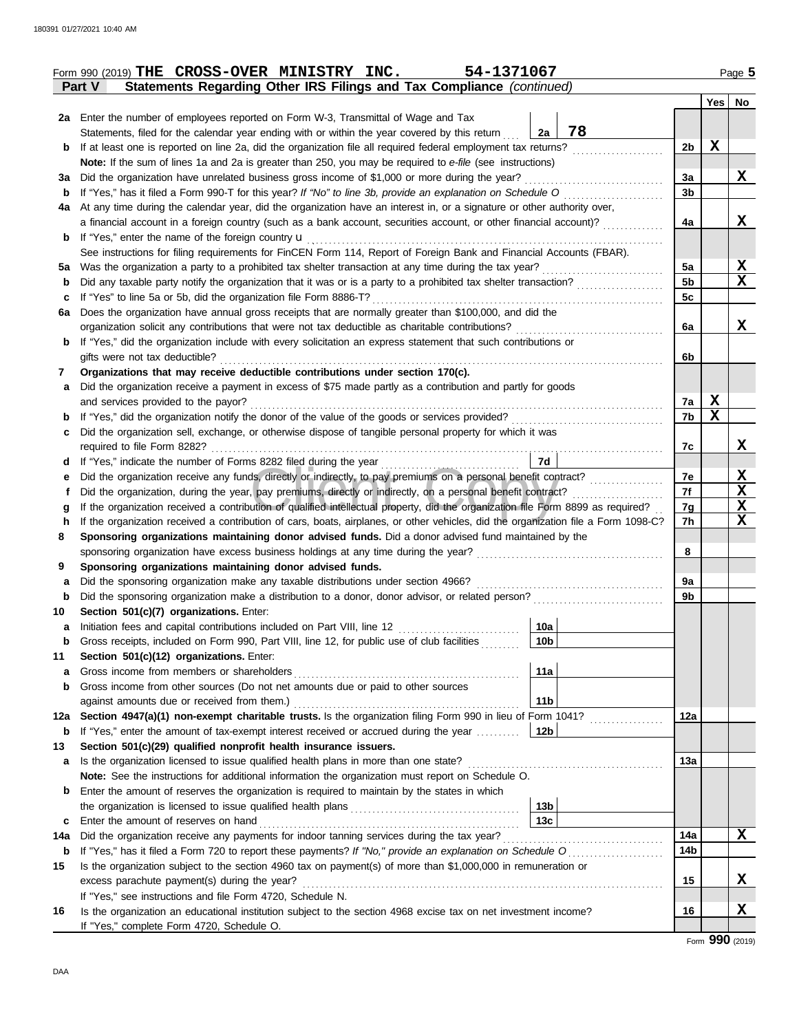Form 990 (2019) **THE CROSS-OVER MINISTRY INC.** **54-1371067**

## Part V Statements Regarding Other IRS Filings and Tax Compliance *(continued)*

| | | | | | Yes | No |
|---|---|---|---|---|---|---|
| **2a** | Enter the number of employees reported on Form W-3, Transmittal of Wage and Tax Statements, filed for the calendar year ending with or within the year covered by this return | 2a | 78 | | | |
| **b** | If at least one is reported on line 2a, did the organization file all required federal employment tax returns? | | | 2b | X | |
| | **Note:** If the sum of lines 1a and 2a is greater than 250, you may be required to *e-file* (see instructions) | | | | | |
| **3a** | Did the organization have unrelated business gross income of $1,000 or more during the year? | | | 3a | | X |
| **b** | If "Yes," has it filed a Form 990-T for this year? *If "No" to line 3b, provide an explanation on Schedule O* | | | 3b | | |
| **4a** | At any time during the calendar year, did the organization have an interest in, or a signature or other authority over, a financial account in a foreign country (such as a bank account, securities account, or other financial account)? | | | 4a | | X |
| **b** | If "Yes," enter the name of the foreign country u | | | | | |
| | See instructions for filing requirements for FinCEN Form 114, Report of Foreign Bank and Financial Accounts (FBAR). | | | | | |
| **5a** | Was the organization a party to a prohibited tax shelter transaction at any time during the tax year? | | | 5a | | X |
| **b** | Did any taxable party notify the organization that it was or is a party to a prohibited tax shelter transaction? | | | 5b | | X |
| **c** | If "Yes" to line 5a or 5b, did the organization file Form 8886-T? | | | 5c | | |
| **6a** | Does the organization have annual gross receipts that are normally greater than $100,000, and did the organization solicit any contributions that were not tax deductible as charitable contributions? | | | 6a | | X |
| **b** | If "Yes," did the organization include with every solicitation an express statement that such contributions or gifts were not tax deductible? | | | 6b | | |
| **7** | **Organizations that may receive deductible contributions under section 170(c).** | | | | | |
| **a** | Did the organization receive a payment in excess of $75 made partly as a contribution and partly for goods and services provided to the payor? | | | 7a | X | |
| **b** | If "Yes," did the organization notify the donor of the value of the goods or services provided? | | | 7b | X | |
| **c** | Did the organization sell, exchange, or otherwise dispose of tangible personal property for which it was required to file Form 8282? | | | 7c | | X |
| **d** | If "Yes," indicate the number of Forms 8282 filed during the year | 7d | | | | |
| **e** | Did the organization receive any funds, directly or indirectly, to pay premiums on a personal benefit contract? | | | 7e | | X |
| **f** | Did the organization, during the year, pay premiums, directly or indirectly, on a personal benefit contract? | | | 7f | | X |
| **g** | If the organization received a contribution of qualified intellectual property, did the organization file Form 8899 as required? | | | 7g | | X |
| **h** | If the organization received a contribution of cars, boats, airplanes, or other vehicles, did the organization file a Form 1098-C? | | | 7h | | X |
| **8** | **Sponsoring organizations maintaining donor advised funds.** Did a donor advised fund maintained by the sponsoring organization have excess business holdings at any time during the year? | | | 8 | | |
| **9** | **Sponsoring organizations maintaining donor advised funds.** | | | | | |
| **a** | Did the sponsoring organization make any taxable distributions under section 4966? | | | 9a | | |
| **b** | Did the sponsoring organization make a distribution to a donor, donor advisor, or related person? | | | 9b | | |
| **10** | **Section 501(c)(7) organizations.** Enter: | | | | | |
| **a** | Initiation fees and capital contributions included on Part VIII, line 12 | 10a | | | | |
| **b** | Gross receipts, included on Form 990, Part VIII, line 12, for public use of club facilities | 10b | | | | |
| **11** | **Section 501(c)(12) organizations.** Enter: | | | | | |
| **a** | Gross income from members or shareholders | 11a | | | | |
| **b** | Gross income from other sources (Do not net amounts due or paid to other sources against amounts due or received from them.) | 11b | | | | |
| **12a** | **Section 4947(a)(1) non-exempt charitable trusts.** Is the organization filing Form 990 in lieu of Form 1041? | | | 12a | | |
| **b** | If "Yes," enter the amount of tax-exempt interest received or accrued during the year | 12b | | | | |
| **13** | **Section 501(c)(29) qualified nonprofit health insurance issuers.** | | | | | |
| **a** | Is the organization licensed to issue qualified health plans in more than one state? | | | 13a | | |
| | **Note:** See the instructions for additional information the organization must report on Schedule O. | | | | | |
| **b** | Enter the amount of reserves the organization is required to maintain by the states in which the organization is licensed to issue qualified health plans | 13b | | | | |
| **c** | Enter the amount of reserves on hand | 13c | | | | |
| **14a** | Did the organization receive any payments for indoor tanning services during the tax year? | | | 14a | | X |
| **b** | If "Yes," has it filed a Form 720 to report these payments? *If "No," provide an explanation on Schedule O* | | | 14b | | |
| **15** | Is the organization subject to the section 4960 tax on payment(s) of more than $1,000,000 in remuneration or excess parachute payment(s) during the year? | | | 15 | | X |
| | If "Yes," see instructions and file Form 4720, Schedule N. | | | | | |
| **16** | Is the organization an educational institution subject to the section 4968 excise tax on net investment income? | | | 16 | | X |
| | If "Yes," complete Form 4720, Schedule O. | | | | | |

Form **990** (2019)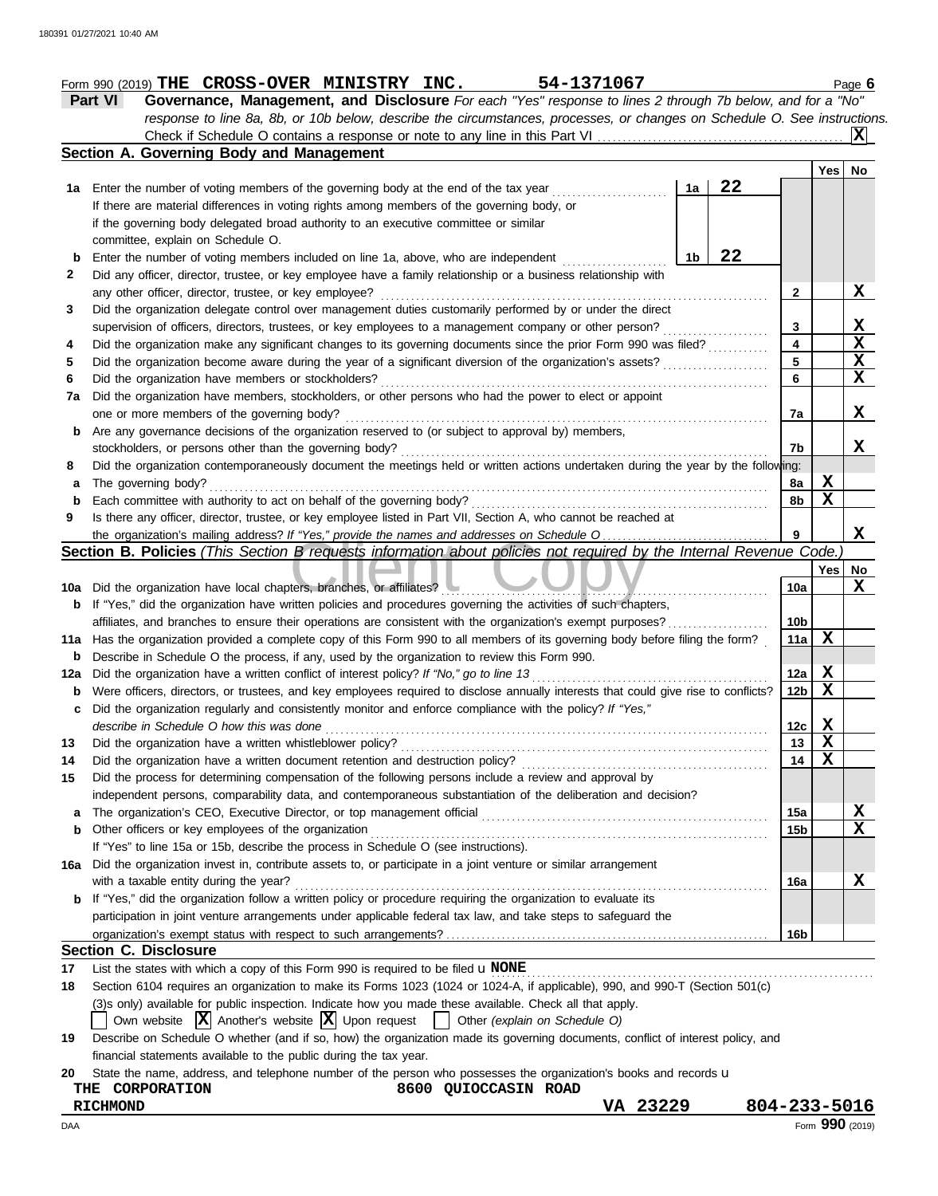Form 990 (2019) **THE CROSS-OVER MINISTRY INC.** **54-1371067** Page **6**

## Part VI Governance, Management, and Disclosure

*For each "Yes" response to lines 2 through 7b below, and for a "No" response to line 8a, 8b, or 10b below, describe the circumstances, processes, or changes on Schedule O. See instructions.*

Check if Schedule O contains a response or note to any line in this Part VI ... **X**

### Section A. Governing Body and Management

| | | | | Yes | No |
|---|---|---|---|---|---|
| **1a** | Enter the number of voting members of the governing body at the end of the tax year ... **1a** **22**<br>If there are material differences in voting rights among members of the governing body, or if the governing body delegated broad authority to an executive committee or similar committee, explain on Schedule O. | | | | |
| **b** | Enter the number of voting members included on line 1a, above, who are independent ... **1b** **22** | | | | |
| **2** | Did any officer, director, trustee, or key employee have a family relationship or a business relationship with any other officer, director, trustee, or key employee? | **2** | | | **X** |
| **3** | Did the organization delegate control over management duties customarily performed by or under the direct supervision of officers, directors, trustees, or key employees to a management company or other person? | **3** | | | **X** |
| **4** | Did the organization make any significant changes to its governing documents since the prior Form 990 was filed? | **4** | | | **X** |
| **5** | Did the organization become aware during the year of a significant diversion of the organization's assets? | **5** | | | **X** |
| **6** | Did the organization have members or stockholders? | **6** | | | **X** |
| **7a** | Did the organization have members, stockholders, or other persons who had the power to elect or appoint one or more members of the governing body? | **7a** | | | **X** |
| **b** | Are any governance decisions of the organization reserved to (or subject to approval by) members, stockholders, or persons other than the governing body? | **7b** | | | **X** |
| **8** | Did the organization contemporaneously document the meetings held or written actions undertaken during the year by the following: | | | | |
| **a** | The governing body? | **8a** | | **X** | |
| **b** | Each committee with authority to act on behalf of the governing body? | **8b** | | **X** | |
| **9** | Is there any officer, director, trustee, or key employee listed in Part VII, Section A, who cannot be reached at the organization's mailing address? *If "Yes," provide the names and addresses on Schedule O* | **9** | | | **X** |

### Section B. Policies *(This Section B requests information about policies not required by the Internal Revenue Code.)*

| | | | Yes | No |
|---|---|---|---|---|
| **10a** | Did the organization have local chapters, branches, or affiliates? | **10a** | | **X** |
| **b** | If "Yes," did the organization have written policies and procedures governing the activities of such chapters, affiliates, and branches to ensure their operations are consistent with the organization's exempt purposes? | **10b** | | |
| **11a** | Has the organization provided a complete copy of this Form 990 to all members of its governing body before filing the form? | **11a** | **X** | |
| **b** | Describe in Schedule O the process, if any, used by the organization to review this Form 990. | | | |
| **12a** | Did the organization have a written conflict of interest policy? *If "No," go to line 13* | **12a** | **X** | |
| **b** | Were officers, directors, or trustees, and key employees required to disclose annually interests that could give rise to conflicts? | **12b** | **X** | |
| **c** | Did the organization regularly and consistently monitor and enforce compliance with the policy? *If "Yes," describe in Schedule O how this was done* | **12c** | **X** | |
| **13** | Did the organization have a written whistleblower policy? | **13** | **X** | |
| **14** | Did the organization have a written document retention and destruction policy? | **14** | **X** | |
| **15** | Did the process for determining compensation of the following persons include a review and approval by independent persons, comparability data, and contemporaneous substantiation of the deliberation and decision? | | | |
| **a** | The organization's CEO, Executive Director, or top management official | **15a** | | **X** |
| **b** | Other officers or key employees of the organization | **15b** | | **X** |
| | If "Yes" to line 15a or 15b, describe the process in Schedule O (see instructions). | | | |
| **16a** | Did the organization invest in, contribute assets to, or participate in a joint venture or similar arrangement with a taxable entity during the year? | **16a** | | **X** |
| **b** | If "Yes," did the organization follow a written policy or procedure requiring the organization to evaluate its participation in joint venture arrangements under applicable federal tax law, and take steps to safeguard the organization's exempt status with respect to such arrangements? | **16b** | | |

### Section C. Disclosure

**17** List the states with which a copy of this Form 990 is required to be filed u **NONE**

**18** Section 6104 requires an organization to make its Forms 1023 (1024 or 1024-A, if applicable), 990, and 990-T (Section 501(c) (3)s only) available for public inspection. Indicate how you made these available. Check all that apply.

☐ Own website ☒ Another's website ☒ Upon request ☐ Other *(explain on Schedule O)*

**19** Describe on Schedule O whether (and if so, how) the organization made its governing documents, conflict of interest policy, and financial statements available to the public during the tax year.

**20** State the name, address, and telephone number of the person who possesses the organization's books and records u

**THE CORPORATION** **8600 QUIOCCASIN ROAD**
**RICHMOND** **VA 23229** **804-233-5016**

DAA Form **990** (2019)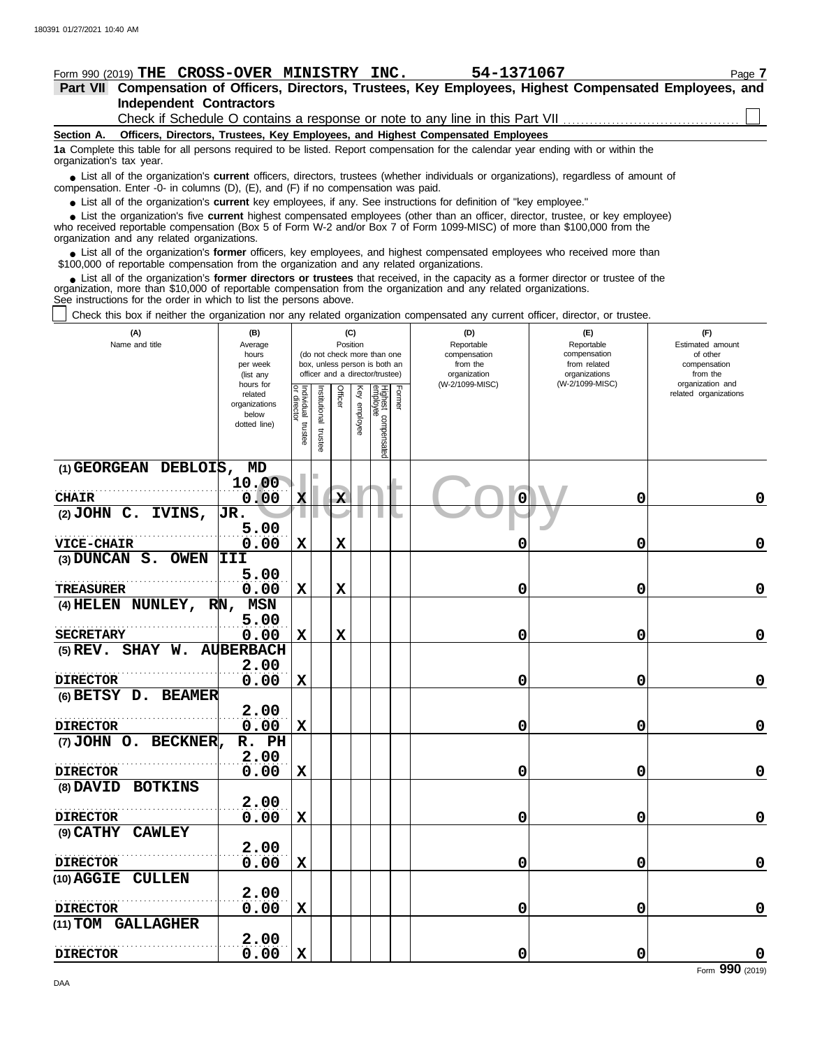Form 990 (2019) **THE CROSS-OVER MINISTRY INC.** **54-1371067** Page **7**

## Part VII Compensation of Officers, Directors, Trustees, Key Employees, Highest Compensated Employees, and Independent Contractors

Check if Schedule O contains a response or note to any line in this Part VII ☐

### Section A. Officers, Directors, Trustees, Key Employees, and Highest Compensated Employees

**1a** Complete this table for all persons required to be listed. Report compensation for the calendar year ending with or within the organization's tax year.

- List all of the organization's **current** officers, directors, trustees (whether individuals or organizations), regardless of amount of compensation. Enter -0- in columns (D), (E), and (F) if no compensation was paid.
- List all of the organization's **current** key employees, if any. See instructions for definition of "key employee."
- List the organization's five **current** highest compensated employees (other than an officer, director, trustee, or key employee) who received reportable compensation (Box 5 of Form W-2 and/or Box 7 of Form 1099-MISC) of more than $100,000 from the organization and any related organizations.
- List all of the organization's **former** officers, key employees, and highest compensated employees who received more than $100,000 of reportable compensation from the organization and any related organizations.
- List all of the organization's **former directors or trustees** that received, in the capacity as a former director or trustee of the organization, more than $10,000 of reportable compensation from the organization and any related organizations.

See instructions for the order in which to list the persons above.

☐ Check this box if neither the organization nor any related organization compensated any current officer, director, or trustee.

| (A) Name and title | (B) Average hours per week (list any hours for related organizations below dotted line) | (C) Position: Individual trustee or director | Institutional trustee | Officer | Key employee | Highest compensated employee | Former | (D) Reportable compensation from the organization (W-2/1099-MISC) | (E) Reportable compensation from related organizations (W-2/1099-MISC) | (F) Estimated amount of other compensation from the organization and related organizations |
|---|---|---|---|---|---|---|---|---|---|---|
| (1) GEORGEAN DEBLOIS, MD<br>CHAIR | 10.00<br>0.00 | X | | X | | | | 0 | 0 | 0 |
| (2) JOHN C. IVINS, JR.<br>VICE-CHAIR | 5.00<br>0.00 | X | | X | | | | 0 | 0 | 0 |
| (3) DUNCAN S. OWEN III<br>TREASURER | 5.00<br>0.00 | X | | X | | | | 0 | 0 | 0 |
| (4) HELEN NUNLEY, RN, MSN<br>SECRETARY | 5.00<br>0.00 | X | | X | | | | 0 | 0 | 0 |
| (5) REV. SHAY W. AUBERBACH<br>DIRECTOR | 2.00<br>0.00 | X | | | | | | 0 | 0 | 0 |
| (6) BETSY D. BEAMER<br>DIRECTOR | 2.00<br>0.00 | X | | | | | | 0 | 0 | 0 |
| (7) JOHN O. BECKNER, R. PH<br>DIRECTOR | 2.00<br>0.00 | X | | | | | | 0 | 0 | 0 |
| (8) DAVID BOTKINS<br>DIRECTOR | 2.00<br>0.00 | X | | | | | | 0 | 0 | 0 |
| (9) CATHY CAWLEY<br>DIRECTOR | 2.00<br>0.00 | X | | | | | | 0 | 0 | 0 |
| (10) AGGIE CULLEN<br>DIRECTOR | 2.00<br>0.00 | X | | | | | | 0 | 0 | 0 |
| (11) TOM GALLAGHER<br>DIRECTOR | 2.00<br>0.00 | X | | | | | | 0 | 0 | 0 |

Form **990** (2019)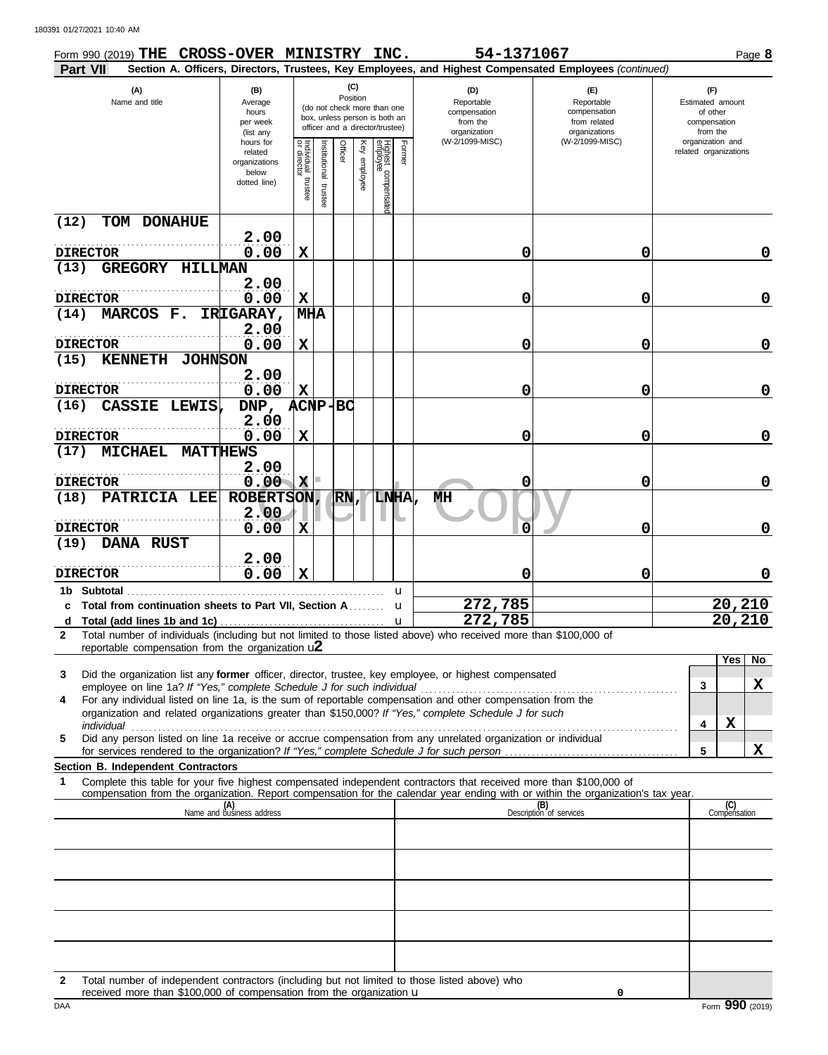Form 990 (2019) **THE CROSS-OVER MINISTRY INC.** **54-1371067** Page **8**

**Part VII** **Section A. Officers, Directors, Trustees, Key Employees, and Highest Compensated Employees** *(continued)*

| (A) Name and title | (B) Average hours per week (list any hours for related organizations below dotted line) | (C) Position: Individual trustee or director | Institutional trustee | Officer | Key employee | Highest compensated employee | Former | (D) Reportable compensation from the organization (W-2/1099-MISC) | (E) Reportable compensation from related organizations (W-2/1099-MISC) | (F) Estimated amount of other compensation from the organization and related organizations |
|---|---|---|---|---|---|---|---|---|---|---|
| (12) TOM DONAHUE<br>DIRECTOR | 2.00<br>0.00 | X | | | | | | 0 | 0 | 0 |
| (13) GREGORY HILLMAN<br>DIRECTOR | 2.00<br>0.00 | X | | | | | | 0 | 0 | 0 |
| (14) MARCOS F. IRIGARAY, MHA<br>DIRECTOR | 2.00<br>0.00 | X | | | | | | 0 | 0 | 0 |
| (15) KENNETH JOHNSON<br>DIRECTOR | 2.00<br>0.00 | X | | | | | | 0 | 0 | 0 |
| (16) CASSIE LEWIS, DNP, ACNP-BC<br>DIRECTOR | 2.00<br>0.00 | X | | | | | | 0 | 0 | 0 |
| (17) MICHAEL MATTHEWS<br>DIRECTOR | 2.00<br>0.00 | X | | | | | | 0 | 0 | 0 |
| (18) PATRICIA LEE ROBERTSON, RN, LNHA, MH<br>DIRECTOR | 2.00<br>0.00 | X | | | | | | 0 | 0 | 0 |
| (19) DANA RUST<br>DIRECTOR | 2.00<br>0.00 | X | | | | | | 0 | 0 | 0 |
| **1b Subtotal** | | | | | | | | | | |
| **c Total from continuation sheets to Part VII, Section A** | | | | | | | | 272,785 | | 20,210 |
| **d Total (add lines 1b and 1c)** | | | | | | | | 272,785 | | 20,210 |

**2** Total number of individuals (including but not limited to those listed above) who received more than $100,000 of reportable compensation from the organization **2**

| | | | Yes | No |
|---|---|---|---|---|
| **3** | Did the organization list any **former** officer, director, trustee, key employee, or highest compensated employee on line 1a? *If "Yes," complete Schedule J for such individual* | 3 | | X |
| **4** | For any individual listed on line 1a, is the sum of reportable compensation and other compensation from the organization and related organizations greater than $150,000? *If "Yes," complete Schedule J for such individual* | 4 | X | |
| **5** | Did any person listed on line 1a receive or accrue compensation from any unrelated organization or individual for services rendered to the organization? *If "Yes," complete Schedule J for such person* | 5 | | X |

**Section B. Independent Contractors**

**1** Complete this table for your five highest compensated independent contractors that received more than $100,000 of compensation from the organization. Report compensation for the calendar year ending with or within the organization's tax year.

| (A) Name and business address | (B) Description of services | (C) Compensation |
|---|---|---|
| | | |
| | | |
| | | |
| | | |
| | | |

**2** Total number of independent contractors (including but not limited to those listed above) who received more than $100,000 of compensation from the organization 0

DAA Form **990** (2019)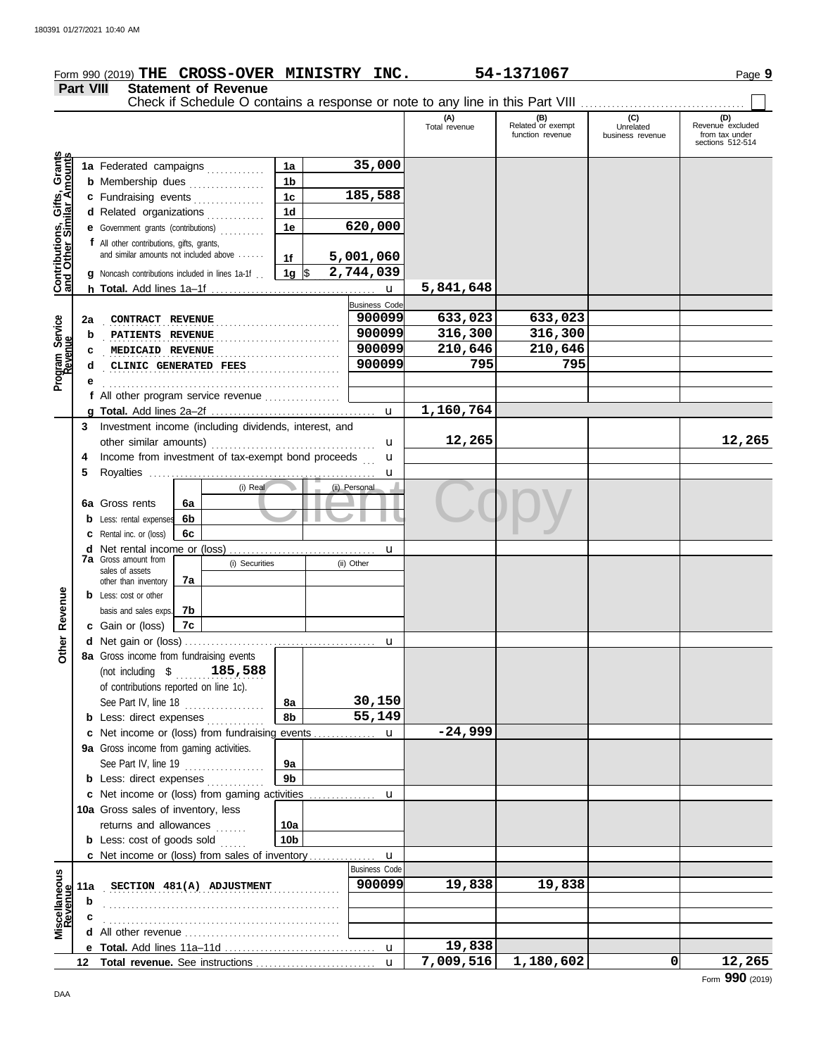Form 990 (2019) **THE CROSS-OVER MINISTRY INC.** **54-1371067** Page **9**

## Part VIII Statement of Revenue

Check if Schedule O contains a response or note to any line in this Part VIII ☐

| | | | | | (A) Total revenue | (B) Related or exempt function revenue | (C) Unrelated business revenue | (D) Revenue excluded from tax under sections 512-514 |
|---|---|---|---|---|---|---|---|---|
| **Contributions, Gifts, Grants and Other Similar Amounts** | 1a | Federated campaigns | 1a | 35,000 | | | | |
| | b | Membership dues | 1b | | | | | |
| | c | Fundraising events | 1c | 185,588 | | | | |
| | d | Related organizations | 1d | | | | | |
| | e | Government grants (contributions) | 1e | 620,000 | | | | |
| | f | All other contributions, gifts, grants, and similar amounts not included above | 1f | 5,001,060 | | | | |
| | g | Noncash contributions included in lines 1a-1f | 1g | $ 2,744,039 | | | | |
| | h | **Total.** Add lines 1a–1f | | | 5,841,648 | | | |
| **Program Service Revenue** | | | | Business Code | | | | |
| | 2a | CONTRACT REVENUE | | 900099 | 633,023 | 633,023 | | |
| | b | PATIENTS REVENUE | | 900099 | 316,300 | 316,300 | | |
| | c | MEDICAID REVENUE | | 900099 | 210,646 | 210,646 | | |
| | d | CLINIC GENERATED FEES | | 900099 | 795 | 795 | | |
| | e | | | | | | | |
| | f | All other program service revenue | | | | | | |
| | g | **Total.** Add lines 2a–2f | | | 1,160,764 | | | |
| **Other Revenue** | 3 | Investment income (including dividends, interest, and other similar amounts) | | | 12,265 | | | 12,265 |
| | 4 | Income from investment of tax-exempt bond proceeds | | | | | | |
| | 5 | Royalties | | | | | | |
| | | | (i) Real | (ii) Personal | | | | |
| | 6a | Gross rents | 6a | | | | | |
| | b | Less: rental expenses | 6b | | | | | |
| | c | Rental inc. or (loss) | 6c | | | | | |
| | d | Net rental income or (loss) | | | | | | |
| | | | (i) Securities | (ii) Other | | | | |
| | 7a | Gross amount from sales of assets other than inventory | 7a | | | | | |
| | b | Less: cost or other basis and sales exps. | 7b | | | | | |
| | c | Gain or (loss) | 7c | | | | | |
| | d | Net gain or (loss) | | | | | | |
| | 8a | Gross income from fundraising events (not including $ 185,588 of contributions reported on line 1c). See Part IV, line 18 | 8a | 30,150 | | | | |
| | b | Less: direct expenses | 8b | 55,149 | | | | |
| | c | Net income or (loss) from fundraising events | | | -24,999 | | | |
| | 9a | Gross income from gaming activities. See Part IV, line 19 | 9a | | | | | |
| | b | Less: direct expenses | 9b | | | | | |
| | c | Net income or (loss) from gaming activities | | | | | | |
| | 10a | Gross sales of inventory, less returns and allowances | 10a | | | | | |
| | b | Less: cost of goods sold | 10b | | | | | |
| | c | Net income or (loss) from sales of inventory | | | | | | |
| **Miscellaneous Revenue** | | | | Business Code | | | | |
| | 11a | SECTION 481(A) ADJUSTMENT | | 900099 | 19,838 | 19,838 | | |
| | b | | | | | | | |
| | c | | | | | | | |
| | d | All other revenue | | | | | | |
| | e | **Total.** Add lines 11a–11d | | | 19,838 | | | |
| | 12 | **Total revenue.** See instructions | | | 7,009,516 | 1,180,602 | 0 | 12,265 |

Form **990** (2019)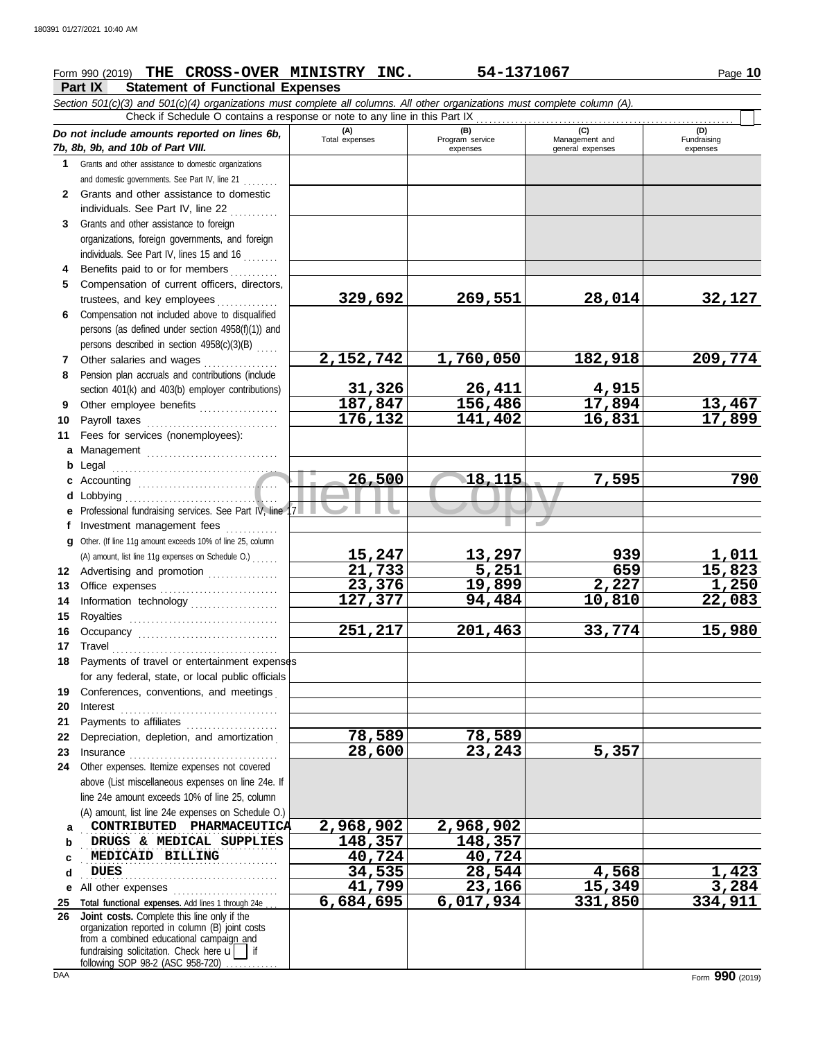Form 990 (2019) **THE CROSS-OVER MINISTRY INC.** **54-1371067** Page **10**

## Part IX Statement of Functional Expenses

*Section 501(c)(3) and 501(c)(4) organizations must complete all columns. All other organizations must complete column (A).*

Check if Schedule O contains a response or note to any line in this Part IX ☐

| *Do not include amounts reported on lines 6b, 7b, 8b, 9b, and 10b of Part VIII.* | (A) Total expenses | (B) Program service expenses | (C) Management and general expenses | (D) Fundraising expenses |
|---|---|---|---|---|
| **1** Grants and other assistance to domestic organizations and domestic governments. See Part IV, line 21 | | | | |
| **2** Grants and other assistance to domestic individuals. See Part IV, line 22 | | | | |
| **3** Grants and other assistance to foreign organizations, foreign governments, and foreign individuals. See Part IV, lines 15 and 16 | | | | |
| **4** Benefits paid to or for members | | | | |
| **5** Compensation of current officers, directors, trustees, and key employees | 329,692 | 269,551 | 28,014 | 32,127 |
| **6** Compensation not included above to disqualified persons (as defined under section 4958(f)(1)) and persons described in section 4958(c)(3)(B) | | | | |
| **7** Other salaries and wages | 2,152,742 | 1,760,050 | 182,918 | 209,774 |
| **8** Pension plan accruals and contributions (include section 401(k) and 403(b) employer contributions) | 31,326 | 26,411 | 4,915 | |
| **9** Other employee benefits | 187,847 | 156,486 | 17,894 | 13,467 |
| **10** Payroll taxes | 176,132 | 141,402 | 16,831 | 17,899 |
| **11** Fees for services (nonemployees): | | | | |
| **a** Management | | | | |
| **b** Legal | | | | |
| **c** Accounting | 26,500 | 18,115 | 7,595 | 790 |
| **d** Lobbying | | | | |
| **e** Professional fundraising services. See Part IV, line 17 | | | | |
| **f** Investment management fees | | | | |
| **g** Other. (If line 11g amount exceeds 10% of line 25, column (A) amount, list line 11g expenses on Schedule O.) | 15,247 | 13,297 | 939 | 1,011 |
| **12** Advertising and promotion | 21,733 | 5,251 | 659 | 15,823 |
| **13** Office expenses | 23,376 | 19,899 | 2,227 | 1,250 |
| **14** Information technology | 127,377 | 94,484 | 10,810 | 22,083 |
| **15** Royalties | | | | |
| **16** Occupancy | 251,217 | 201,463 | 33,774 | 15,980 |
| **17** Travel | | | | |
| **18** Payments of travel or entertainment expenses for any federal, state, or local public officials | | | | |
| **19** Conferences, conventions, and meetings | | | | |
| **20** Interest | | | | |
| **21** Payments to affiliates | | | | |
| **22** Depreciation, depletion, and amortization | 78,589 | 78,589 | | |
| **23** Insurance | 28,600 | 23,243 | 5,357 | |
| **24** Other expenses. Itemize expenses not covered above (List miscellaneous expenses on line 24e. If line 24e amount exceeds 10% of line 25, column (A) amount, list line 24e expenses on Schedule O.) | | | | |
| **a** CONTRIBUTED PHARMACEUTICA | 2,968,902 | 2,968,902 | | |
| **b** DRUGS & MEDICAL SUPPLIES | 148,357 | 148,357 | | |
| **c** MEDICAID BILLING | 40,724 | 40,724 | | |
| **d** DUES | 34,535 | 28,544 | 4,568 | 1,423 |
| **e** All other expenses | 41,799 | 23,166 | 15,349 | 3,284 |
| **25 Total functional expenses.** Add lines 1 through 24e | 6,684,695 | 6,017,934 | 331,850 | 334,911 |
| **26 Joint costs.** Complete this line only if the organization reported in column (B) joint costs from a combined educational campaign and fundraising solicitation. Check here ☐ if following SOP 98-2 (ASC 958-720) | | | | |

Form **990** (2019)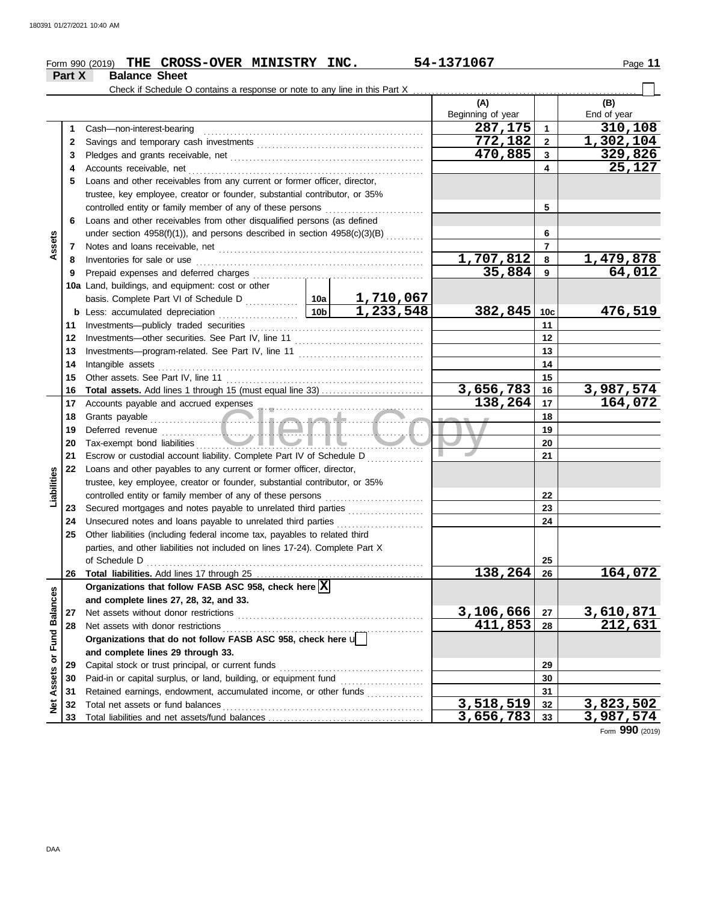Form 990 (2019) **THE CROSS-OVER MINISTRY INC.** 54-1371067

## Part X Balance Sheet

Check if Schedule O contains a response or note to any line in this Part X ☐

| Section | Line | Description | | | (A) Beginning of year | Line | (B) End of year |
|---|---|---|---|---|---|---|---|
| Assets | 1 | Cash—non-interest-bearing | | | 287,175 | 1 | 310,108 |
| | 2 | Savings and temporary cash investments | | | 772,182 | 2 | 1,302,104 |
| | 3 | Pledges and grants receivable, net | | | 470,885 | 3 | 329,826 |
| | 4 | Accounts receivable, net | | | | 4 | 25,127 |
| | 5 | Loans and other receivables from any current or former officer, director, trustee, key employee, creator or founder, substantial contributor, or 35% controlled entity or family member of any of these persons | | | | 5 | |
| | 6 | Loans and other receivables from other disqualified persons (as defined under section 4958(f)(1)), and persons described in section 4958(c)(3)(B) | | | | 6 | |
| | 7 | Notes and loans receivable, net | | | | 7 | |
| | 8 | Inventories for sale or use | | | 1,707,812 | 8 | 1,479,878 |
| | 9 | Prepaid expenses and deferred charges | | | 35,884 | 9 | 64,012 |
| | 10a | Land, buildings, and equipment: cost or other basis. Complete Part VI of Schedule D | 10a | 1,710,067 | | | |
| | b | Less: accumulated depreciation | 10b | 1,233,548 | 382,845 | 10c | 476,519 |
| | 11 | Investments—publicly traded securities | | | | 11 | |
| | 12 | Investments—other securities. See Part IV, line 11 | | | | 12 | |
| | 13 | Investments—program-related. See Part IV, line 11 | | | | 13 | |
| | 14 | Intangible assets | | | | 14 | |
| | 15 | Other assets. See Part IV, line 11 | | | | 15 | |
| | 16 | **Total assets.** Add lines 1 through 15 (must equal line 33) | | | 3,656,783 | 16 | 3,987,574 |
| Liabilities | 17 | Accounts payable and accrued expenses | | | 138,264 | 17 | 164,072 |
| | 18 | Grants payable | | | | 18 | |
| | 19 | Deferred revenue | | | | 19 | |
| | 20 | Tax-exempt bond liabilities | | | | 20 | |
| | 21 | Escrow or custodial account liability. Complete Part IV of Schedule D | | | | 21 | |
| | 22 | Loans and other payables to any current or former officer, director, trustee, key employee, creator or founder, substantial contributor, or 35% controlled entity or family member of any of these persons | | | | 22 | |
| | 23 | Secured mortgages and notes payable to unrelated third parties | | | | 23 | |
| | 24 | Unsecured notes and loans payable to unrelated third parties | | | | 24 | |
| | 25 | Other liabilities (including federal income tax, payables to related third parties, and other liabilities not included on lines 17-24). Complete Part X of Schedule D | | | | 25 | |
| | 26 | **Total liabilities.** Add lines 17 through 25 | | | 138,264 | 26 | 164,072 |
| Net Assets or Fund Balances | | **Organizations that follow FASB ASC 958, check here** ☒ **and complete lines 27, 28, 32, and 33.** | | | | | |
| | 27 | Net assets without donor restrictions | | | 3,106,666 | 27 | 3,610,871 |
| | 28 | Net assets with donor restrictions | | | 411,853 | 28 | 212,631 |
| | | **Organizations that do not follow FASB ASC 958, check here** ☐ **and complete lines 29 through 33.** | | | | | |
| | 29 | Capital stock or trust principal, or current funds | | | | 29 | |
| | 30 | Paid-in or capital surplus, or land, building, or equipment fund | | | | 30 | |
| | 31 | Retained earnings, endowment, accumulated income, or other funds | | | | 31 | |
| | 32 | Total net assets or fund balances | | | 3,518,519 | 32 | 3,823,502 |
| | 33 | Total liabilities and net assets/fund balances | | | 3,656,783 | 33 | 3,987,574 |

Form **990** (2019)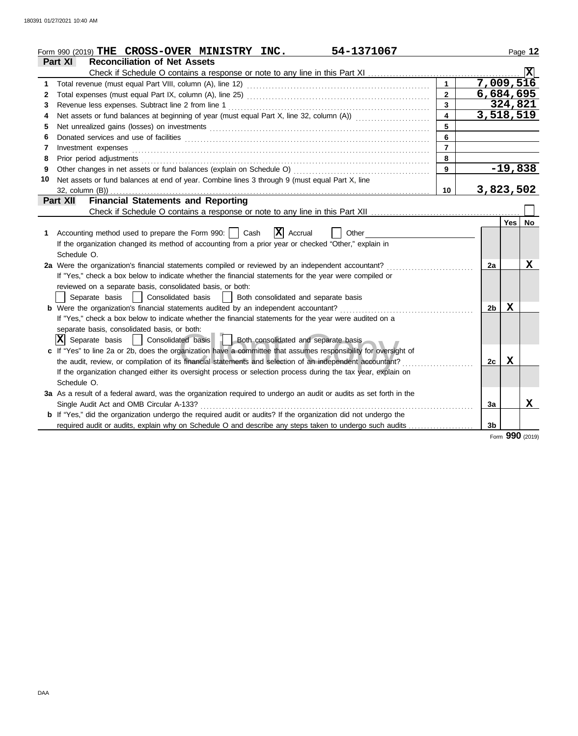Form 990 (2019) **THE CROSS-OVER MINISTRY INC.** **54-1371067** Page **12**

## Part XI Reconciliation of Net Assets

Check if Schedule O contains a response or note to any line in this Part XI .......... [X]

| | | | |
|---|---|---|---|
| 1 | Total revenue (must equal Part VIII, column (A), line 12) | 1 | 7,009,516 |
| 2 | Total expenses (must equal Part IX, column (A), line 25) | 2 | 6,684,695 |
| 3 | Revenue less expenses. Subtract line 2 from line 1 | 3 | 324,821 |
| 4 | Net assets or fund balances at beginning of year (must equal Part X, line 32, column (A)) | 4 | 3,518,519 |
| 5 | Net unrealized gains (losses) on investments | 5 | |
| 6 | Donated services and use of facilities | 6 | |
| 7 | Investment expenses | 7 | |
| 8 | Prior period adjustments | 8 | |
| 9 | Other changes in net assets or fund balances (explain on Schedule O) | 9 | -19,838 |
| 10 | Net assets or fund balances at end of year. Combine lines 3 through 9 (must equal Part X, line 32, column (B)) | 10 | 3,823,502 |

## Part XII Financial Statements and Reporting

Check if Schedule O contains a response or note to any line in this Part XII .......... [ ]

| | | | Yes | No |
|---|---|---|---|---|
| 1 | Accounting method used to prepare the Form 990: [ ] Cash [X] Accrual [ ] Other ____<br>If the organization changed its method of accounting from a prior year or checked "Other," explain in Schedule O. | | | |
| 2a | Were the organization's financial statements compiled or reviewed by an independent accountant?<br>If "Yes," check a box below to indicate whether the financial statements for the year were compiled or reviewed on a separate basis, consolidated basis, or both:<br>[ ] Separate basis [ ] Consolidated basis [ ] Both consolidated and separate basis | 2a | | X |
| b | Were the organization's financial statements audited by an independent accountant?<br>If "Yes," check a box below to indicate whether the financial statements for the year were audited on a separate basis, consolidated basis, or both:<br>[X] Separate basis [ ] Consolidated basis [ ] Both consolidated and separate basis | 2b | X | |
| c | If "Yes" to line 2a or 2b, does the organization have a committee that assumes responsibility for oversight of the audit, review, or compilation of its financial statements and selection of an independent accountant?<br>If the organization changed either its oversight process or selection process during the tax year, explain on Schedule O. | 2c | X | |
| 3a | As a result of a federal award, was the organization required to undergo an audit or audits as set forth in the Single Audit Act and OMB Circular A-133? | 3a | | X |
| b | If "Yes," did the organization undergo the required audit or audits? If the organization did not undergo the required audit or audits, explain why on Schedule O and describe any steps taken to undergo such audits | 3b | | |

Form **990** (2019)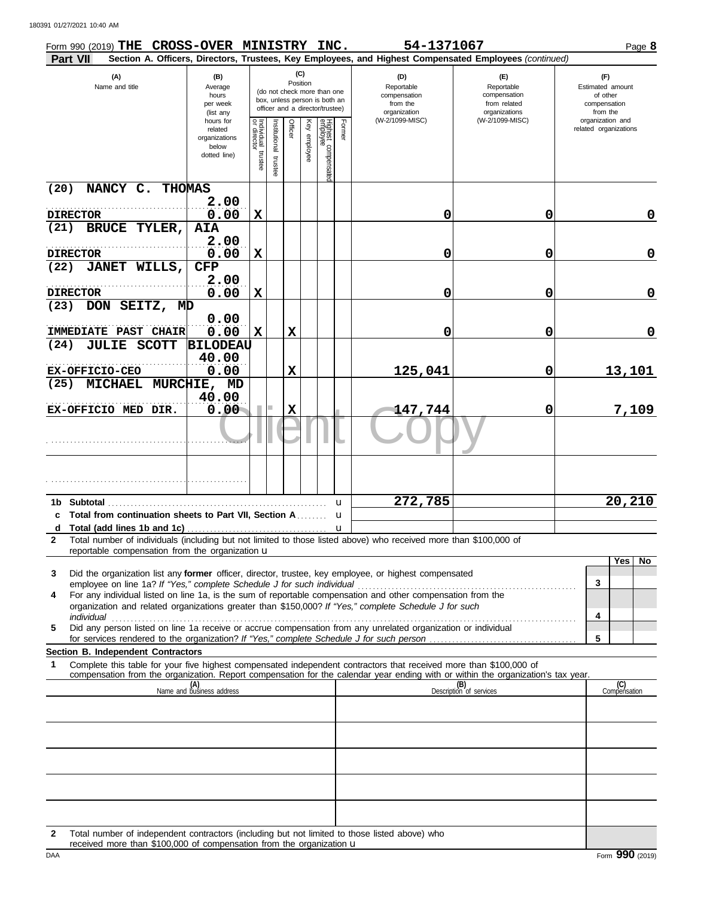Form 990 (2019) **THE CROSS-OVER MINISTRY INC.** **54-1371067** Page **8**

**Part VII** **Section A. Officers, Directors, Trustees, Key Employees, and Highest Compensated Employees** *(continued)*

| (A) Name and title | (B) Average hours per week (list any hours for related organizations below dotted line) | (C) Position: Individual trustee or director | Institutional trustee | Officer | Key employee | Highest compensated employee | Former | (D) Reportable compensation from the organization (W-2/1099-MISC) | (E) Reportable compensation from related organizations (W-2/1099-MISC) | (F) Estimated amount of other compensation from the organization and related organizations |
|---|---|---|---|---|---|---|---|---|---|---|
| (20) NANCY C. THOMAS<br>DIRECTOR | 2.00<br>0.00 | X | | | | | | 0 | 0 | 0 |
| (21) BRUCE TYLER, AIA<br>DIRECTOR | 2.00<br>0.00 | X | | | | | | 0 | 0 | 0 |
| (22) JANET WILLS, CFP<br>DIRECTOR | 2.00<br>0.00 | X | | | | | | 0 | 0 | 0 |
| (23) DON SEITZ, MD<br>IMMEDIATE PAST CHAIR | 0.00<br>0.00 | X | | X | | | | 0 | 0 | 0 |
| (24) JULIE SCOTT BILODEAU<br>EX-OFFICIO-CEO | 40.00<br>0.00 | | | X | | | | 125,041 | 0 | 13,101 |
| (25) MICHAEL MURCHIE, MD<br>EX-OFFICIO MED DIR. | 40.00<br>0.00 | | | X | | | | 147,744 | 0 | 7,109 |
| | | | | | | | | | | |
| | | | | | | | | | | |
| **1b Subtotal** | | | | | | | | 272,785 | | 20,210 |
| **c Total from continuation sheets to Part VII, Section A** | | | | | | | | | | |
| **d Total (add lines 1b and 1c)** | | | | | | | | | | |

**2** Total number of individuals (including but not limited to those listed above) who received more than $100,000 of reportable compensation from the organization u

| | | Yes | No |
|---|---|---|---|
| **3** Did the organization list any **former** officer, director, trustee, key employee, or highest compensated employee on line 1a? *If "Yes," complete Schedule J for such individual* | 3 | | |
| **4** For any individual listed on line 1a, is the sum of reportable compensation and other compensation from the organization and related organizations greater than $150,000? *If "Yes," complete Schedule J for such individual* | 4 | | |
| **5** Did any person listed on line 1a receive or accrue compensation from any unrelated organization or individual for services rendered to the organization? *If "Yes," complete Schedule J for such person* | 5 | | |

**Section B. Independent Contractors**

**1** Complete this table for your five highest compensated independent contractors that received more than $100,000 of compensation from the organization. Report compensation for the calendar year ending with or within the organization's tax year.

| (A) Name and business address | (B) Description of services | (C) Compensation |
|---|---|---|
| | | |
| | | |
| | | |
| | | |
| | | |

**2** Total number of independent contractors (including but not limited to those listed above) who received more than $100,000 of compensation from the organization u

DAA Form **990** (2019)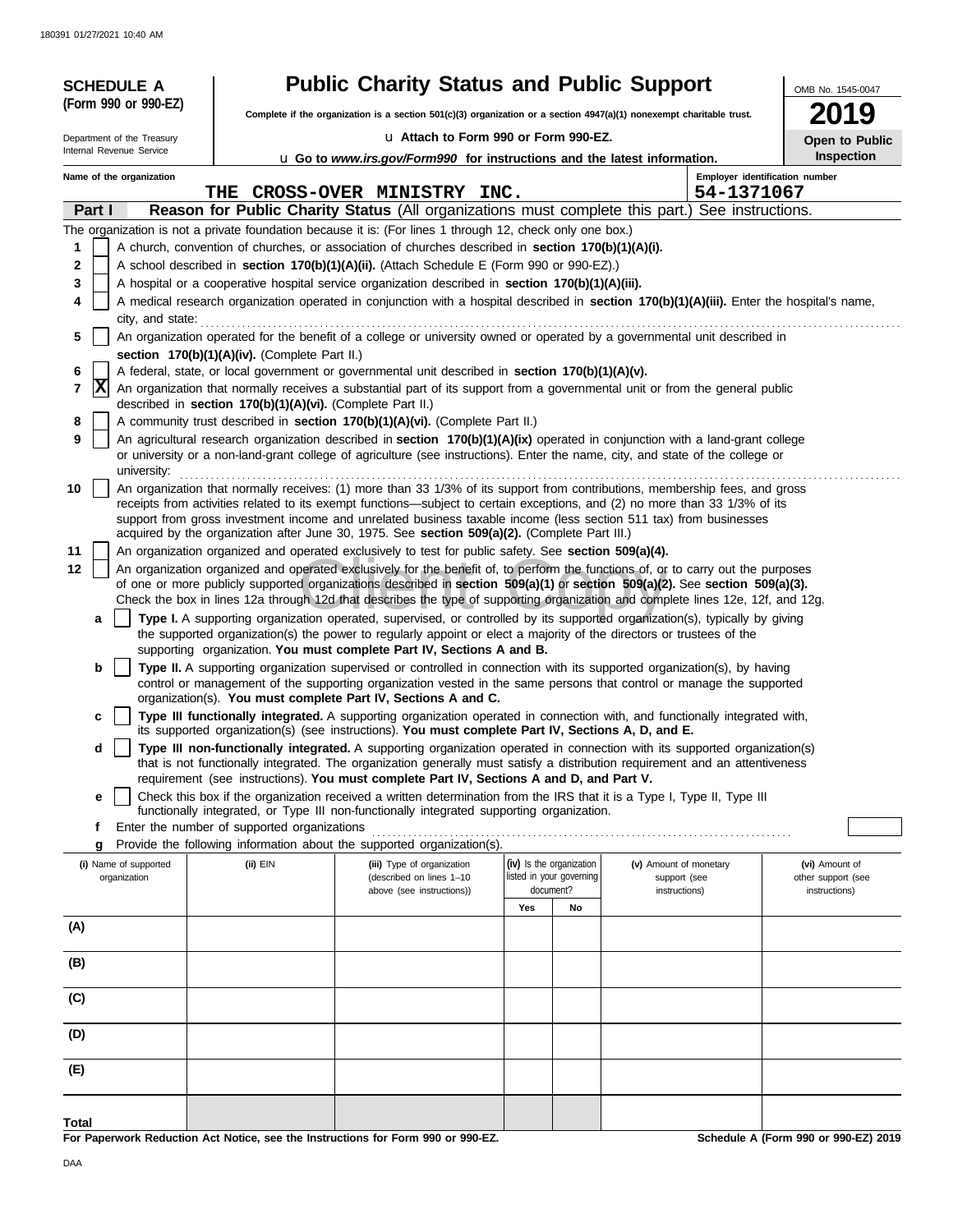180391 01/27/2021 10:40 AM

**SCHEDULE A (Form 990 or 990-EZ)**

Department of the Treasury
Internal Revenue Service

# Public Charity Status and Public Support

**Complete if the organization is a section 501(c)(3) organization or a section 4947(a)(1) nonexempt charitable trust.**

u Attach to Form 990 or Form 990-EZ.

u Go to *www.irs.gov/Form990* for instructions and the latest information.

OMB No. 1545-0047

**2019**

**Open to Public Inspection**

Name of the organization: THE CROSS-OVER MINISTRY INC.

Employer identification number: 54-1371067

## Part I — Reason for Public Charity Status (All organizations must complete this part.) See instructions.

The organization is not a private foundation because it is: (For lines 1 through 12, check only one box.)

1 [ ] A church, convention of churches, or association of churches described in **section 170(b)(1)(A)(i).**

2 [ ] A school described in **section 170(b)(1)(A)(ii).** (Attach Schedule E (Form 990 or 990-EZ).)

3 [ ] A hospital or a cooperative hospital service organization described in **section 170(b)(1)(A)(iii).**

4 [ ] A medical research organization operated in conjunction with a hospital described in **section 170(b)(1)(A)(iii).** Enter the hospital's name, city, and state:

5 [ ] An organization operated for the benefit of a college or university owned or operated by a governmental unit described in **section 170(b)(1)(A)(iv).** (Complete Part II.)

6 [ ] A federal, state, or local government or governmental unit described in **section 170(b)(1)(A)(v).**

7 [X] An organization that normally receives a substantial part of its support from a governmental unit or from the general public described in **section 170(b)(1)(A)(vi).** (Complete Part II.)

8 [ ] A community trust described in **section 170(b)(1)(A)(vi).** (Complete Part II.)

9 [ ] An agricultural research organization described in **section 170(b)(1)(A)(ix)** operated in conjunction with a land-grant college or university or a non-land-grant college of agriculture (see instructions). Enter the name, city, and state of the college or university:

10 [ ] An organization that normally receives: (1) more than 33 1/3% of its support from contributions, membership fees, and gross receipts from activities related to its exempt functions—subject to certain exceptions, and (2) no more than 33 1/3% of its support from gross investment income and unrelated business taxable income (less section 511 tax) from businesses acquired by the organization after June 30, 1975. See **section 509(a)(2).** (Complete Part III.)

11 [ ] An organization organized and operated exclusively to test for public safety. See **section 509(a)(4).**

12 [ ] An organization organized and operated exclusively for the benefit of, to perform the functions of, or to carry out the purposes of one or more publicly supported organizations described in **section 509(a)(1)** or **section 509(a)(2).** See **section 509(a)(3).** Check the box in lines 12a through 12d that describes the type of supporting organization and complete lines 12e, 12f, and 12g.

a [ ] **Type I.** A supporting organization operated, supervised, or controlled by its supported organization(s), typically by giving the supported organization(s) the power to regularly appoint or elect a majority of the directors or trustees of the supporting organization. **You must complete Part IV, Sections A and B.**

b [ ] **Type II.** A supporting organization supervised or controlled in connection with its supported organization(s), by having control or management of the supporting organization vested in the same persons that control or manage the supported organization(s). **You must complete Part IV, Sections A and C.**

c [ ] **Type III functionally integrated.** A supporting organization operated in connection with, and functionally integrated with, its supported organization(s) (see instructions). **You must complete Part IV, Sections A, D, and E.**

d [ ] **Type III non-functionally integrated.** A supporting organization operated in connection with its supported organization(s) that is not functionally integrated. The organization generally must satisfy a distribution requirement and an attentiveness requirement (see instructions). **You must complete Part IV, Sections A and D, and Part V.**

e [ ] Check this box if the organization received a written determination from the IRS that it is a Type I, Type II, Type III functionally integrated, or Type III non-functionally integrated supporting organization.

f Enter the number of supported organizations

g Provide the following information about the supported organization(s).

| (i) Name of supported organization | (ii) EIN | (iii) Type of organization (described on lines 1–10 above (see instructions)) | (iv) Is the organization listed in your governing document? Yes | No | (v) Amount of monetary support (see instructions) | (vi) Amount of other support (see instructions) |
|---|---|---|---|---|---|---|
| (A) | | | | | | |
| (B) | | | | | | |
| (C) | | | | | | |
| (D) | | | | | | |
| (E) | | | | | | |
| **Total** | | | | | | |

**For Paperwork Reduction Act Notice, see the Instructions for Form 990 or 990-EZ.**

**Schedule A (Form 990 or 990-EZ) 2019**

DAA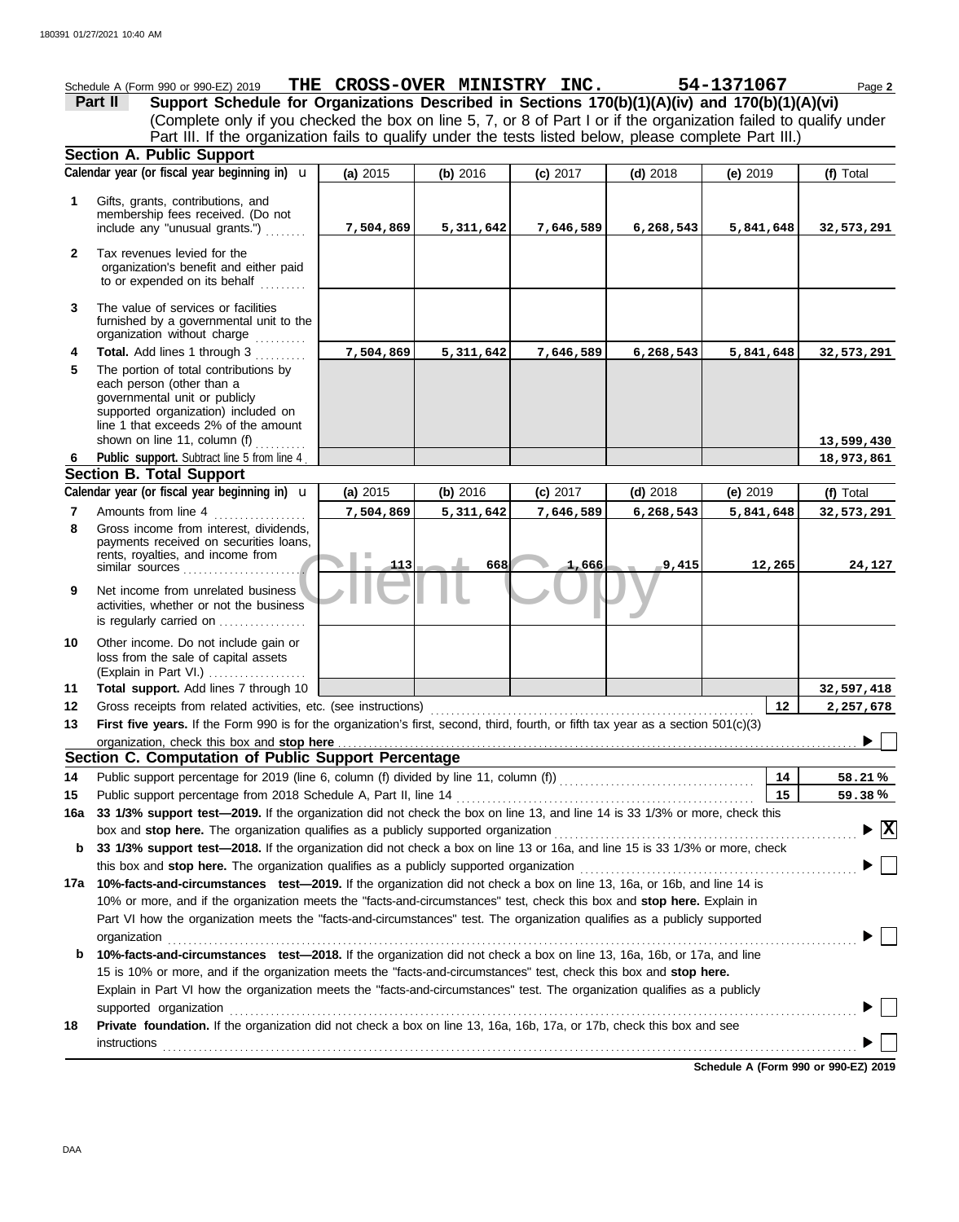Schedule A (Form 990 or 990-EZ) 2019 **THE CROSS-OVER MINISTRY INC.** **54-1371067** Page **2**

**Part II** **Support Schedule for Organizations Described in Sections 170(b)(1)(A)(iv) and 170(b)(1)(A)(vi)**

(Complete only if you checked the box on line 5, 7, or 8 of Part I or if the organization failed to qualify under Part III. If the organization fails to qualify under the tests listed below, please complete Part III.)

### Section A. Public Support

| Calendar year (or fiscal year beginning in) | (a) 2015 | (b) 2016 | (c) 2017 | (d) 2018 | (e) 2019 | (f) Total |
|---|---|---|---|---|---|---|
| **1** Gifts, grants, contributions, and membership fees received. (Do not include any "unusual grants.") | 7,504,869 | 5,311,642 | 7,646,589 | 6,268,543 | 5,841,648 | 32,573,291 |
| **2** Tax revenues levied for the organization's benefit and either paid to or expended on its behalf | | | | | | |
| **3** The value of services or facilities furnished by a governmental unit to the organization without charge | | | | | | |
| **4** **Total.** Add lines 1 through 3 | 7,504,869 | 5,311,642 | 7,646,589 | 6,268,543 | 5,841,648 | 32,573,291 |
| **5** The portion of total contributions by each person (other than a governmental unit or publicly supported organization) included on line 1 that exceeds 2% of the amount shown on line 11, column (f) | | | | | | 13,599,430 |
| **6** **Public support.** Subtract line 5 from line 4 | | | | | | 18,973,861 |

### Section B. Total Support

| Calendar year (or fiscal year beginning in) | (a) 2015 | (b) 2016 | (c) 2017 | (d) 2018 | (e) 2019 | (f) Total |
|---|---|---|---|---|---|---|
| **7** Amounts from line 4 | 7,504,869 | 5,311,642 | 7,646,589 | 6,268,543 | 5,841,648 | 32,573,291 |
| **8** Gross income from interest, dividends, payments received on securities loans, rents, royalties, and income from similar sources | 113 | 668 | 1,666 | 9,415 | 12,265 | 24,127 |
| **9** Net income from unrelated business activities, whether or not the business is regularly carried on | | | | | | |
| **10** Other income. Do not include gain or loss from the sale of capital assets (Explain in Part VI.) | | | | | | |
| **11** **Total support.** Add lines 7 through 10 | | | | | | 32,597,418 |

**12** Gross receipts from related activities, etc. (see instructions) — **12** — 2,257,678

**13** **First five years.** If the Form 990 is for the organization's first, second, third, fourth, or fifth tax year as a section 501(c)(3) organization, check this box and **stop here** ☐

### Section C. Computation of Public Support Percentage

**14** Public support percentage for 2019 (line 6, column (f) divided by line 11, column (f)) — **14** — 58.21 %

**15** Public support percentage from 2018 Schedule A, Part II, line 14 — **15** — 59.38 %

**16a** **33 1/3% support test—2019.** If the organization did not check the box on line 13, and line 14 is 33 1/3% or more, check this box and **stop here.** The organization qualifies as a publicly supported organization ☒

**b** **33 1/3% support test—2018.** If the organization did not check a box on line 13 or 16a, and line 15 is 33 1/3% or more, check this box and **stop here.** The organization qualifies as a publicly supported organization ☐

**17a** **10%-facts-and-circumstances test—2019.** If the organization did not check a box on line 13, 16a, or 16b, and line 14 is 10% or more, and if the organization meets the "facts-and-circumstances" test, check this box and **stop here.** Explain in Part VI how the organization meets the "facts-and-circumstances" test. The organization qualifies as a publicly supported organization ☐

**b** **10%-facts-and-circumstances test—2018.** If the organization did not check a box on line 13, 16a, 16b, or 17a, and line 15 is 10% or more, and if the organization meets the "facts-and-circumstances" test, check this box and **stop here.** Explain in Part VI how the organization meets the "facts-and-circumstances" test. The organization qualifies as a publicly supported organization ☐

**18** **Private foundation.** If the organization did not check a box on line 13, 16a, 16b, 17a, or 17b, check this box and see instructions ☐

**Schedule A (Form 990 or 990-EZ) 2019**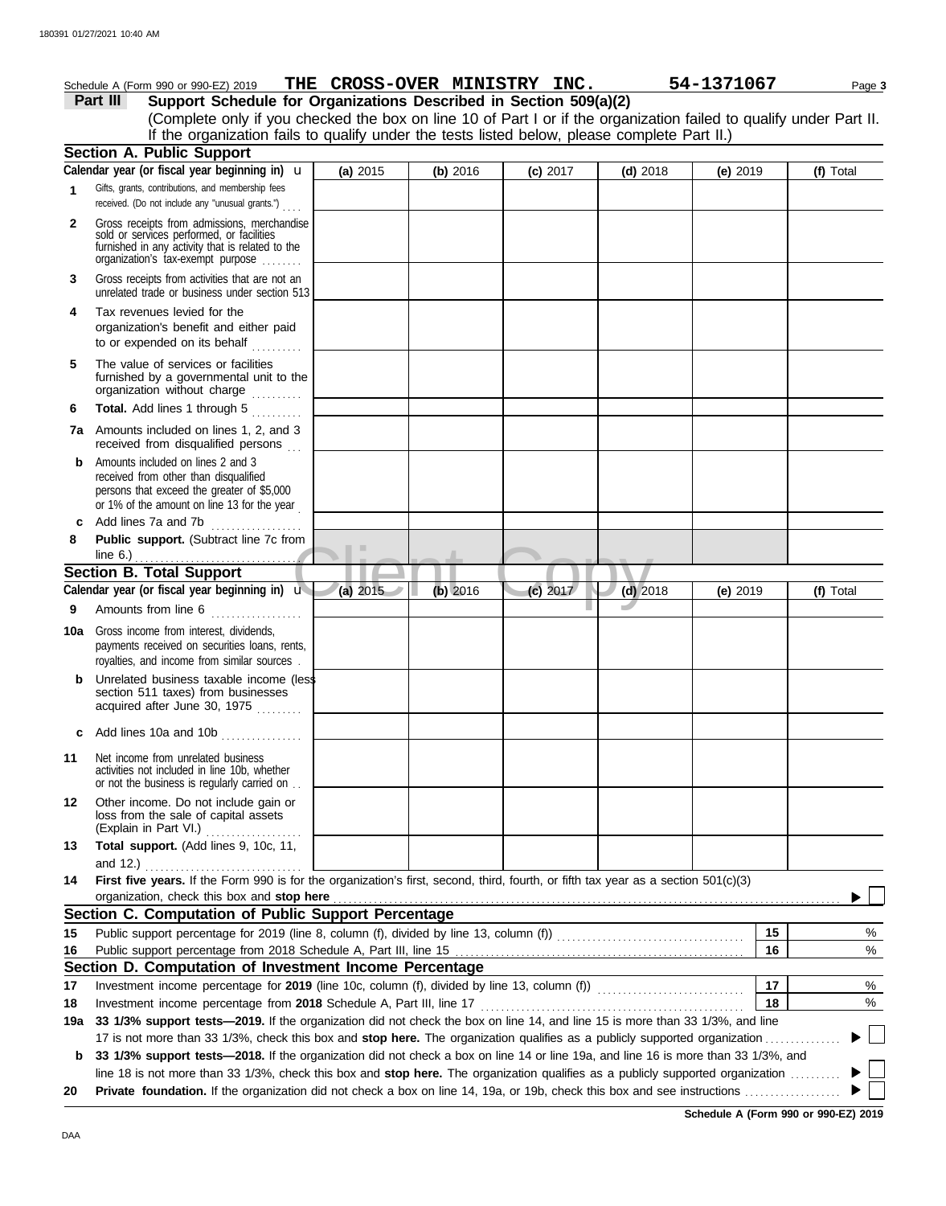Schedule A (Form 990 or 990-EZ) 2019 **THE CROSS-OVER MINISTRY INC.** **54-1371067** Page **3**

## Part III Support Schedule for Organizations Described in Section 509(a)(2)

(Complete only if you checked the box on line 10 of Part I or if the organization failed to qualify under Part II. If the organization fails to qualify under the tests listed below, please complete Part II.)

### Section A. Public Support

| Calendar year (or fiscal year beginning in) u | (a) 2015 | (b) 2016 | (c) 2017 | (d) 2018 | (e) 2019 | (f) Total |
|---|---|---|---|---|---|---|
| **1** Gifts, grants, contributions, and membership fees received. (Do not include any "unusual grants.") | | | | | | |
| **2** Gross receipts from admissions, merchandise sold or services performed, or facilities furnished in any activity that is related to the organization's tax-exempt purpose | | | | | | |
| **3** Gross receipts from activities that are not an unrelated trade or business under section 513 | | | | | | |
| **4** Tax revenues levied for the organization's benefit and either paid to or expended on its behalf | | | | | | |
| **5** The value of services or facilities furnished by a governmental unit to the organization without charge | | | | | | |
| **6** **Total.** Add lines 1 through 5 | | | | | | |
| **7a** Amounts included on lines 1, 2, and 3 received from disqualified persons | | | | | | |
| **b** Amounts included on lines 2 and 3 received from other than disqualified persons that exceed the greater of $5,000 or 1% of the amount on line 13 for the year | | | | | | |
| **c** Add lines 7a and 7b | | | | | | |
| **8** **Public support.** (Subtract line 7c from line 6.) | | | | | | |

### Section B. Total Support

| Calendar year (or fiscal year beginning in) u | (a) 2015 | (b) 2016 | (c) 2017 | (d) 2018 | (e) 2019 | (f) Total |
|---|---|---|---|---|---|---|
| **9** Amounts from line 6 | | | | | | |
| **10a** Gross income from interest, dividends, payments received on securities loans, rents, royalties, and income from similar sources | | | | | | |
| **b** Unrelated business taxable income (less section 511 taxes) from businesses acquired after June 30, 1975 | | | | | | |
| **c** Add lines 10a and 10b | | | | | | |
| **11** Net income from unrelated business activities not included in line 10b, whether or not the business is regularly carried on | | | | | | |
| **12** Other income. Do not include gain or loss from the sale of capital assets (Explain in Part VI.) | | | | | | |
| **13** **Total support.** (Add lines 9, 10c, 11, and 12.) | | | | | | |

**14** **First five years.** If the Form 990 is for the organization's first, second, third, fourth, or fifth tax year as a section 501(c)(3) organization, check this box and **stop here** ▶ ☐

### Section C. Computation of Public Support Percentage

| | | | |
|---|---|---|---|
| **15** | Public support percentage for 2019 (line 8, column (f), divided by line 13, column (f)) | 15 | % |
| **16** | Public support percentage from 2018 Schedule A, Part III, line 15 | 16 | % |

### Section D. Computation of Investment Income Percentage

| | | | |
|---|---|---|---|
| **17** | Investment income percentage for **2019** (line 10c, column (f), divided by line 13, column (f)) | 17 | % |
| **18** | Investment income percentage from **2018** Schedule A, Part III, line 17 | 18 | % |

**19a** **33 1/3% support tests—2019.** If the organization did not check the box on line 14, and line 15 is more than 33 1/3%, and line 17 is not more than 33 1/3%, check this box and **stop here.** The organization qualifies as a publicly supported organization ▶ ☐

**b** **33 1/3% support tests—2018.** If the organization did not check a box on line 14 or line 19a, and line 16 is more than 33 1/3%, and line 18 is not more than 33 1/3%, check this box and **stop here.** The organization qualifies as a publicly supported organization ▶ ☐

**20** **Private foundation.** If the organization did not check a box on line 14, 19a, or 19b, check this box and see instructions ▶ ☐

**Schedule A (Form 990 or 990-EZ) 2019**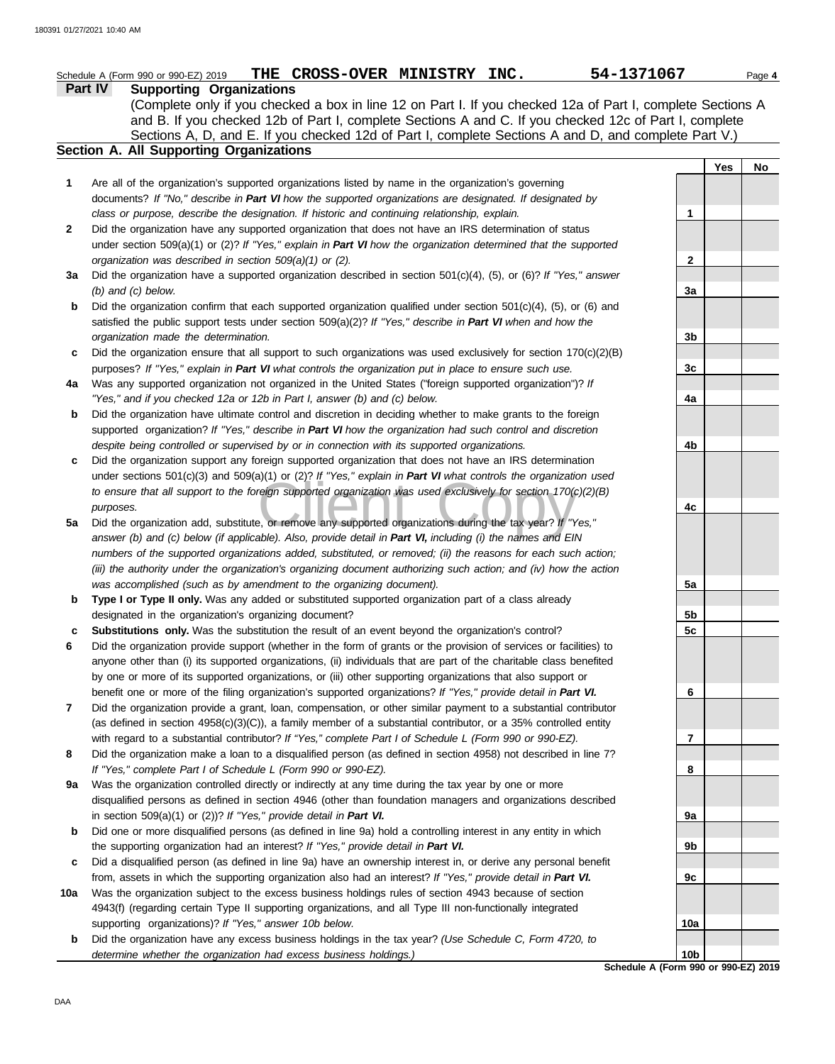Schedule A (Form 990 or 990-EZ) 2019 **THE CROSS-OVER MINISTRY INC.** **54-1371067** Page **4**

## Part IV Supporting Organizations

(Complete only if you checked a box in line 12 on Part I. If you checked 12a of Part I, complete Sections A and B. If you checked 12b of Part I, complete Sections A and C. If you checked 12c of Part I, complete Sections A, D, and E. If you checked 12d of Part I, complete Sections A and D, and complete Part V.)

### Section A. All Supporting Organizations

| | | | Yes | No |
|---|---|---|---|---|
| **1** | Are all of the organization's supported organizations listed by name in the organization's governing documents? *If "No," describe in **Part VI** how the supported organizations are designated. If designated by class or purpose, describe the designation. If historic and continuing relationship, explain.* | **1** | | |
| **2** | Did the organization have any supported organization that does not have an IRS determination of status under section 509(a)(1) or (2)? *If "Yes," explain in **Part VI** how the organization determined that the supported organization was described in section 509(a)(1) or (2).* | **2** | | |
| **3a** | Did the organization have a supported organization described in section 501(c)(4), (5), or (6)? *If "Yes," answer (b) and (c) below.* | **3a** | | |
| **b** | Did the organization confirm that each supported organization qualified under section 501(c)(4), (5), or (6) and satisfied the public support tests under section 509(a)(2)? *If "Yes," describe in **Part VI** when and how the organization made the determination.* | **3b** | | |
| **c** | Did the organization ensure that all support to such organizations was used exclusively for section 170(c)(2)(B) purposes? *If "Yes," explain in **Part VI** what controls the organization put in place to ensure such use.* | **3c** | | |
| **4a** | Was any supported organization not organized in the United States ("foreign supported organization")? *If "Yes," and if you checked 12a or 12b in Part I, answer (b) and (c) below.* | **4a** | | |
| **b** | Did the organization have ultimate control and discretion in deciding whether to make grants to the foreign supported organization? *If "Yes," describe in **Part VI** how the organization had such control and discretion despite being controlled or supervised by or in connection with its supported organizations.* | **4b** | | |
| **c** | Did the organization support any foreign supported organization that does not have an IRS determination under sections 501(c)(3) and 509(a)(1) or (2)? *If "Yes," explain in **Part VI** what controls the organization used to ensure that all support to the foreign supported organization was used exclusively for section 170(c)(2)(B) purposes.* | **4c** | | |
| **5a** | Did the organization add, substitute, or remove any supported organizations during the tax year? *If "Yes," answer (b) and (c) below (if applicable). Also, provide detail in **Part VI**, including (i) the names and EIN numbers of the supported organizations added, substituted, or removed; (ii) the reasons for each such action; (iii) the authority under the organization's organizing document authorizing such action; and (iv) how the action was accomplished (such as by amendment to the organizing document).* | **5a** | | |
| **b** | **Type I or Type II only.** Was any added or substituted supported organization part of a class already designated in the organization's organizing document? | **5b** | | |
| **c** | **Substitutions only.** Was the substitution the result of an event beyond the organization's control? | **5c** | | |
| **6** | Did the organization provide support (whether in the form of grants or the provision of services or facilities) to anyone other than (i) its supported organizations, (ii) individuals that are part of the charitable class benefited by one or more of its supported organizations, or (iii) other supporting organizations that also support or benefit one or more of the filing organization's supported organizations? *If "Yes," provide detail in **Part VI.*** | **6** | | |
| **7** | Did the organization provide a grant, loan, compensation, or other similar payment to a substantial contributor (as defined in section 4958(c)(3)(C)), a family member of a substantial contributor, or a 35% controlled entity with regard to a substantial contributor? *If "Yes," complete Part I of Schedule L (Form 990 or 990-EZ).* | **7** | | |
| **8** | Did the organization make a loan to a disqualified person (as defined in section 4958) not described in line 7? *If "Yes," complete Part I of Schedule L (Form 990 or 990-EZ).* | **8** | | |
| **9a** | Was the organization controlled directly or indirectly at any time during the tax year by one or more disqualified persons as defined in section 4946 (other than foundation managers and organizations described in section 509(a)(1) or (2))? *If "Yes," provide detail in **Part VI.*** | **9a** | | |
| **b** | Did one or more disqualified persons (as defined in line 9a) hold a controlling interest in any entity in which the supporting organization had an interest? *If "Yes," provide detail in **Part VI.*** | **9b** | | |
| **c** | Did a disqualified person (as defined in line 9a) have an ownership interest in, or derive any personal benefit from, assets in which the supporting organization also had an interest? *If "Yes," provide detail in **Part VI.*** | **9c** | | |
| **10a** | Was the organization subject to the excess business holdings rules of section 4943 because of section 4943(f) (regarding certain Type II supporting organizations, and all Type III non-functionally integrated supporting organizations)? *If "Yes," answer 10b below.* | **10a** | | |
| **b** | Did the organization have any excess business holdings in the tax year? *(Use Schedule C, Form 4720, to determine whether the organization had excess business holdings.)* | **10b** | | |

**Schedule A (Form 990 or 990-EZ) 2019**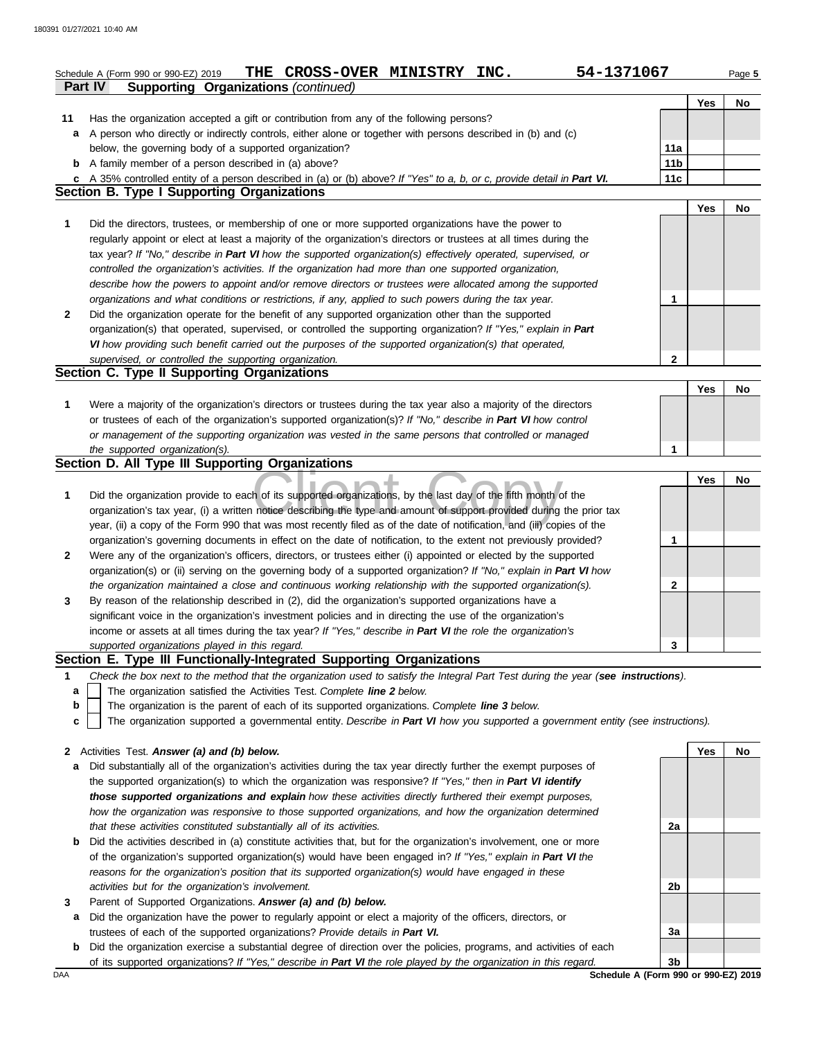Schedule A (Form 990 or 990-EZ) 2019 **THE CROSS-OVER MINISTRY INC.** **54-1371067** Page **5**

**Part IV Supporting Organizations** *(continued)*

| | | | Yes | No |
|---|---|---|---|---|
| **11** | Has the organization accepted a gift or contribution from any of the following persons? | | | |
| **a** | A person who directly or indirectly controls, either alone or together with persons described in (b) and (c) below, the governing body of a supported organization? | **11a** | | |
| **b** | A family member of a person described in (a) above? | **11b** | | |
| **c** | A 35% controlled entity of a person described in (a) or (b) above? *If "Yes" to a, b, or c, provide detail in **Part VI.*** | **11c** | | |

## Section B. Type I Supporting Organizations

| | | | Yes | No |
|---|---|---|---|---|
| **1** | Did the directors, trustees, or membership of one or more supported organizations have the power to regularly appoint or elect at least a majority of the organization's directors or trustees at all times during the tax year? *If "No," describe in **Part VI** how the supported organization(s) effectively operated, supervised, or controlled the organization's activities. If the organization had more than one supported organization, describe how the powers to appoint and/or remove directors or trustees were allocated among the supported organizations and what conditions or restrictions, if any, applied to such powers during the tax year.* | **1** | | |
| **2** | Did the organization operate for the benefit of any supported organization other than the supported organization(s) that operated, supervised, or controlled the supporting organization? *If "Yes," explain in **Part VI** how providing such benefit carried out the purposes of the supported organization(s) that operated, supervised, or controlled the supporting organization.* | **2** | | |

## Section C. Type II Supporting Organizations

| | | | Yes | No |
|---|---|---|---|---|
| **1** | Were a majority of the organization's directors or trustees during the tax year also a majority of the directors or trustees of each of the organization's supported organization(s)? *If "No," describe in **Part VI** how control or management of the supporting organization was vested in the same persons that controlled or managed the supported organization(s).* | **1** | | |

## Section D. All Type III Supporting Organizations

| | | | Yes | No |
|---|---|---|---|---|
| **1** | Did the organization provide to each of its supported organizations, by the last day of the fifth month of the organization's tax year, (i) a written notice describing the type and amount of support provided during the prior tax year, (ii) a copy of the Form 990 that was most recently filed as of the date of notification, and (iii) copies of the organization's governing documents in effect on the date of notification, to the extent not previously provided? | **1** | | |
| **2** | Were any of the organization's officers, directors, or trustees either (i) appointed or elected by the supported organization(s) or (ii) serving on the governing body of a supported organization? *If "No," explain in **Part VI** how the organization maintained a close and continuous working relationship with the supported organization(s).* | **2** | | |
| **3** | By reason of the relationship described in (2), did the organization's supported organizations have a significant voice in the organization's investment policies and in directing the use of the organization's income or assets at all times during the tax year? *If "Yes," describe in **Part VI** the role the organization's supported organizations played in this regard.* | **3** | | |

## Section E. Type III Functionally-Integrated Supporting Organizations

**1** *Check the box next to the method that the organization used to satisfy the Integral Part Test during the year (**see instructions**).*

- **a** ☐ The organization satisfied the Activities Test. *Complete **line 2** below.*
- **b** ☐ The organization is the parent of each of its supported organizations. *Complete **line 3** below.*
- **c** ☐ The organization supported a governmental entity. *Describe in **Part VI** how you supported a government entity (see instructions).*

| | | | Yes | No |
|---|---|---|---|---|
| **2** | Activities Test. ***Answer (a) and (b) below.*** | | | |
| **a** | Did substantially all of the organization's activities during the tax year directly further the exempt purposes of the supported organization(s) to which the organization was responsive? *If "Yes," then in **Part VI identify those supported organizations and explain** how these activities directly furthered their exempt purposes, how the organization was responsive to those supported organizations, and how the organization determined that these activities constituted substantially all of its activities.* | **2a** | | |
| **b** | Did the activities described in (a) constitute activities that, but for the organization's involvement, one or more of the organization's supported organization(s) would have been engaged in? *If "Yes," explain in **Part VI** the reasons for the organization's position that its supported organization(s) would have engaged in these activities but for the organization's involvement.* | **2b** | | |
| **3** | Parent of Supported Organizations. ***Answer (a) and (b) below.*** | | | |
| **a** | Did the organization have the power to regularly appoint or elect a majority of the officers, directors, or trustees of each of the supported organizations? *Provide details in **Part VI.*** | **3a** | | |
| **b** | Did the organization exercise a substantial degree of direction over the policies, programs, and activities of each of its supported organizations? *If "Yes," describe in **Part VI** the role played by the organization in this regard.* | **3b** | | |

DAA **Schedule A (Form 990 or 990-EZ) 2019**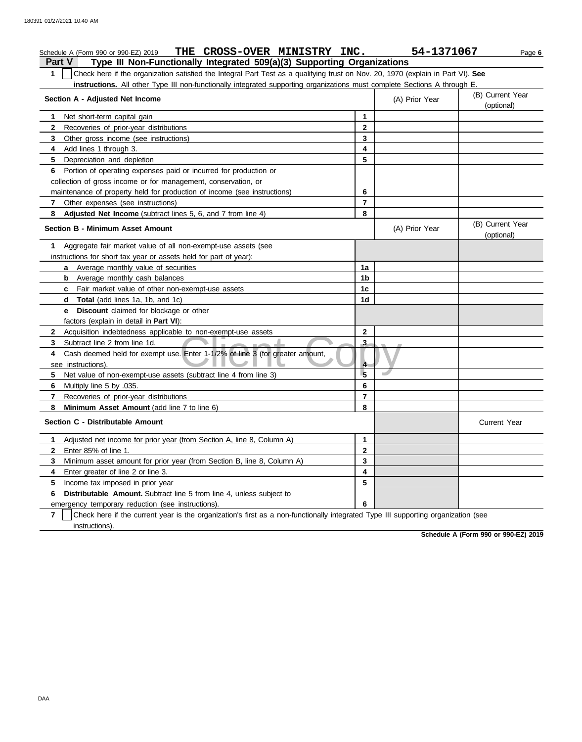Schedule A (Form 990 or 990-EZ) 2019 **THE CROSS-OVER MINISTRY INC.** **54-1371067**

## Part V Type III Non-Functionally Integrated 509(a)(3) Supporting Organizations

**1** ☐ Check here if the organization satisfied the Integral Part Test as a qualifying trust on Nov. 20, 1970 (explain in Part VI). **See instructions.** All other Type III non-functionally integrated supporting organizations must complete Sections A through E.

| Section A - Adjusted Net Income | | (A) Prior Year | (B) Current Year (optional) |
|---|---|---|---|
| **1** Net short-term capital gain | 1 | | |
| **2** Recoveries of prior-year distributions | 2 | | |
| **3** Other gross income (see instructions) | 3 | | |
| **4** Add lines 1 through 3. | 4 | | |
| **5** Depreciation and depletion | 5 | | |
| **6** Portion of operating expenses paid or incurred for production or collection of gross income or for management, conservation, or maintenance of property held for production of income (see instructions) | 6 | | |
| **7** Other expenses (see instructions) | 7 | | |
| **8** **Adjusted Net Income** (subtract lines 5, 6, and 7 from line 4) | 8 | | |

| Section B - Minimum Asset Amount | | (A) Prior Year | (B) Current Year (optional) |
|---|---|---|---|
| **1** Aggregate fair market value of all non-exempt-use assets (see instructions for short tax year or assets held for part of year): | | | |
| **a** Average monthly value of securities | 1a | | |
| **b** Average monthly cash balances | 1b | | |
| **c** Fair market value of other non-exempt-use assets | 1c | | |
| **d** **Total** (add lines 1a, 1b, and 1c) | 1d | | |
| **e** **Discount** claimed for blockage or other factors (explain in detail in **Part VI**): | | | |
| **2** Acquisition indebtedness applicable to non-exempt-use assets | 2 | | |
| **3** Subtract line 2 from line 1d. | 3 | | |
| **4** Cash deemed held for exempt use. Enter 1-1/2% of line 3 (for greater amount, see instructions). | 4 | | |
| **5** Net value of non-exempt-use assets (subtract line 4 from line 3) | 5 | | |
| **6** Multiply line 5 by .035. | 6 | | |
| **7** Recoveries of prior-year distributions | 7 | | |
| **8** **Minimum Asset Amount** (add line 7 to line 6) | 8 | | |

| Section C - Distributable Amount | | | Current Year |
|---|---|---|---|
| **1** Adjusted net income for prior year (from Section A, line 8, Column A) | 1 | | |
| **2** Enter 85% of line 1. | 2 | | |
| **3** Minimum asset amount for prior year (from Section B, line 8, Column A) | 3 | | |
| **4** Enter greater of line 2 or line 3. | 4 | | |
| **5** Income tax imposed in prior year | 5 | | |
| **6** **Distributable Amount.** Subtract line 5 from line 4, unless subject to emergency temporary reduction (see instructions). | 6 | | |

**7** ☐ Check here if the current year is the organization's first as a non-functionally integrated Type III supporting organization (see instructions).

**Schedule A (Form 990 or 990-EZ) 2019**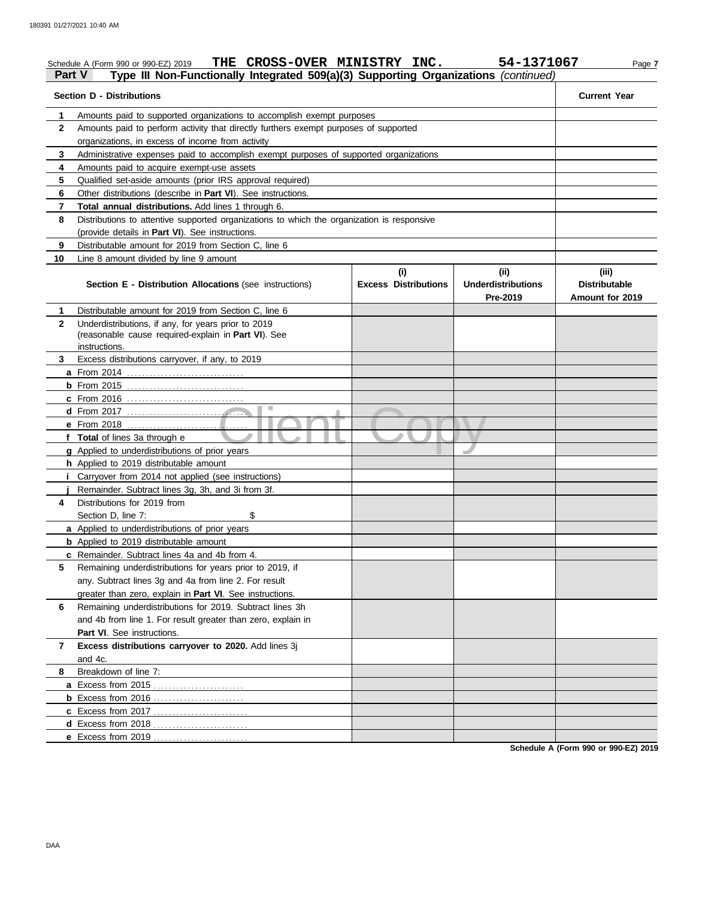Schedule A (Form 990 or 990-EZ) 2019 **THE CROSS-OVER MINISTRY INC.** **54-1371067** Page **7**

**Part V** **Type III Non-Functionally Integrated 509(a)(3) Supporting Organizations** *(continued)*

| **Section D - Distributions** | | **Current Year** |
|---|---|---|
| **1** | Amounts paid to supported organizations to accomplish exempt purposes | |
| **2** | Amounts paid to perform activity that directly furthers exempt purposes of supported organizations, in excess of income from activity | |
| **3** | Administrative expenses paid to accomplish exempt purposes of supported organizations | |
| **4** | Amounts paid to acquire exempt-use assets | |
| **5** | Qualified set-aside amounts (prior IRS approval required) | |
| **6** | Other distributions (describe in **Part VI**). See instructions. | |
| **7** | **Total annual distributions.** Add lines 1 through 6. | |
| **8** | Distributions to attentive supported organizations to which the organization is responsive (provide details in **Part VI**). See instructions. | |
| **9** | Distributable amount for 2019 from Section C, line 6 | |
| **10** | Line 8 amount divided by line 9 amount | |

| | **Section E - Distribution Allocations** (see instructions) | **(i) Excess Distributions** | **(ii) Underdistributions Pre-2019** | **(iii) Distributable Amount for 2019** |
|---|---|---|---|---|
| **1** | Distributable amount for 2019 from Section C, line 6 | | | |
| **2** | Underdistributions, if any, for years prior to 2019 (reasonable cause required-explain in **Part VI**). See instructions. | | | |
| **3** | Excess distributions carryover, if any, to 2019 | | | |
| **a** | From 2014 | | | |
| **b** | From 2015 | | | |
| **c** | From 2016 | | | |
| **d** | From 2017 | | | |
| **e** | From 2018 | | | |
| **f** | **Total** of lines 3a through e | | | |
| **g** | Applied to underdistributions of prior years | | | |
| **h** | Applied to 2019 distributable amount | | | |
| **i** | Carryover from 2014 not applied (see instructions) | | | |
| **j** | Remainder. Subtract lines 3g, 3h, and 3i from 3f. | | | |
| **4** | Distributions for 2019 from Section D, line 7: $ | | | |
| **a** | Applied to underdistributions of prior years | | | |
| **b** | Applied to 2019 distributable amount | | | |
| **c** | Remainder. Subtract lines 4a and 4b from 4. | | | |
| **5** | Remaining underdistributions for years prior to 2019, if any. Subtract lines 3g and 4a from line 2. For result greater than zero, explain in **Part VI**. See instructions. | | | |
| **6** | Remaining underdistributions for 2019. Subtract lines 3h and 4b from line 1. For result greater than zero, explain in **Part VI**. See instructions. | | | |
| **7** | **Excess distributions carryover to 2020.** Add lines 3j and 4c. | | | |
| **8** | Breakdown of line 7: | | | |
| **a** | Excess from 2015 | | | |
| **b** | Excess from 2016 | | | |
| **c** | Excess from 2017 | | | |
| **d** | Excess from 2018 | | | |
| **e** | Excess from 2019 | | | |

**Schedule A (Form 990 or 990-EZ) 2019**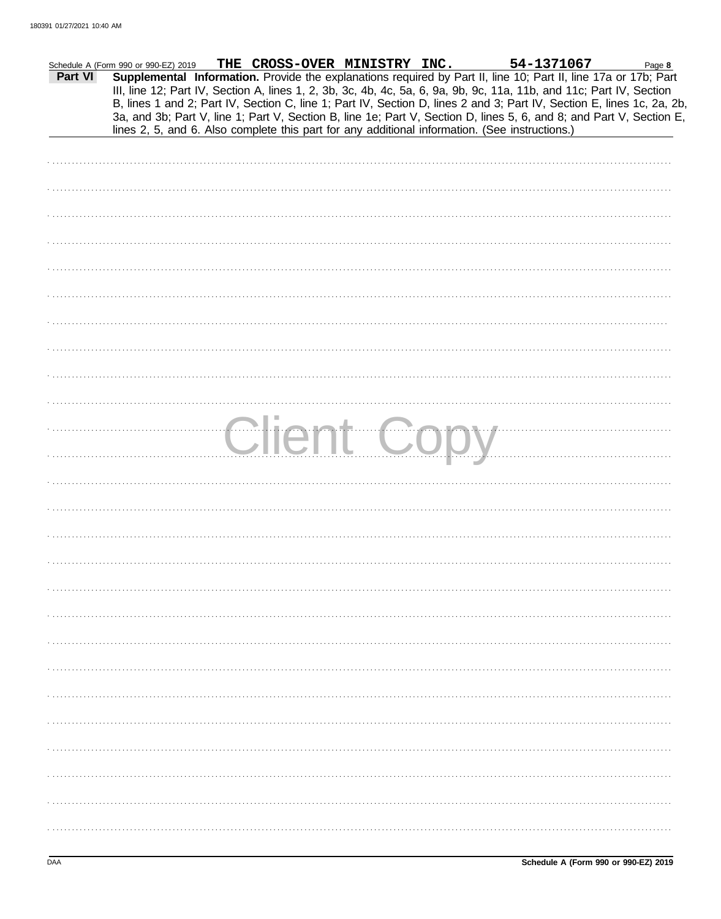Schedule A (Form 990 or 990-EZ) 2019 THE CROSS-OVER MINISTRY INC. 54-1371067

**Part VI** **Supplemental Information.** Provide the explanations required by Part II, line 10; Part II, line 17a or 17b; Part III, line 12; Part IV, Section A, lines 1, 2, 3b, 3c, 4b, 4c, 5a, 6, 9a, 9b, 9c, 11a, 11b, and 11c; Part IV, Section B, lines 1 and 2; Part IV, Section C, line 1; Part IV, Section D, lines 2 and 3; Part IV, Section E, lines 1c, 2a, 2b, 3a, and 3b; Part V, line 1; Part V, Section B, line 1e; Part V, Section D, lines 5, 6, and 8; and Part V, Section E, lines 2, 5, and 6. Also complete this part for any additional information. (See instructions.)

Client Copy

DAA

**Schedule A (Form 990 or 990-EZ) 2019**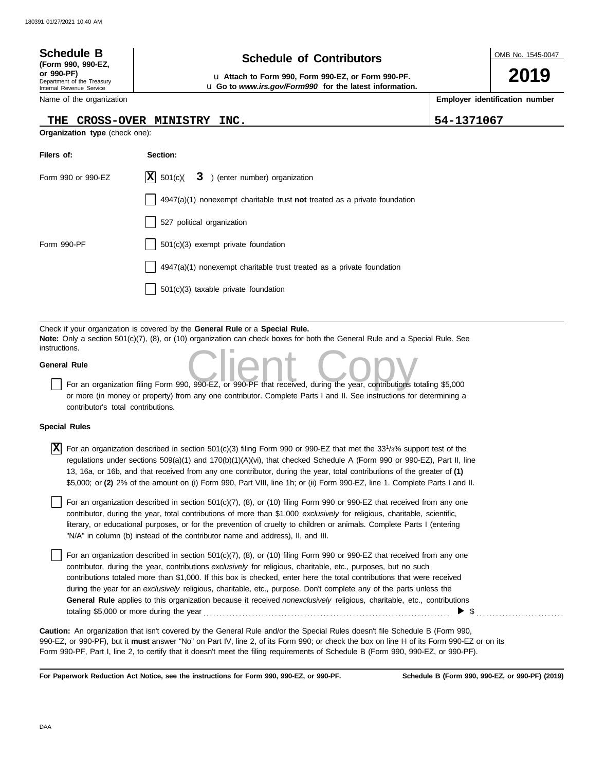**Schedule B**
**(Form 990, 990-EZ, or 990-PF)**
Department of the Treasury
Internal Revenue Service

# Schedule of Contributors

u **Attach to Form 990, Form 990-EZ, or Form 990-PF.**
u **Go to *www.irs.gov/Form990* for the latest information.**

OMB No. 1545-0047

**2019**

| Name of the organization | Employer identification number |
|---|---|
| THE CROSS-OVER MINISTRY INC. | 54-1371067 |

**Organization type** (check one):

| Filers of: | Section: |
|---|---|
| Form 990 or 990-EZ | [X] 501(c)( 3 ) (enter number) organization |
| | [ ] 4947(a)(1) nonexempt charitable trust **not** treated as a private foundation |
| | [ ] 527 political organization |
| Form 990-PF | [ ] 501(c)(3) exempt private foundation |
| | [ ] 4947(a)(1) nonexempt charitable trust treated as a private foundation |
| | [ ] 501(c)(3) taxable private foundation |

Check if your organization is covered by the **General Rule** or a **Special Rule.**
**Note:** Only a section 501(c)(7), (8), or (10) organization can check boxes for both the General Rule and a Special Rule. See instructions.

**General Rule**

[ ] For an organization filing Form 990, 990-EZ, or 990-PF that received, during the year, contributions totaling $5,000 or more (in money or property) from any one contributor. Complete Parts I and II. See instructions for determining a contributor's total contributions.

**Special Rules**

[X] For an organization described in section 501(c)(3) filing Form 990 or 990-EZ that met the $33^1/_3$% support test of the regulations under sections 509(a)(1) and 170(b)(1)(A)(vi), that checked Schedule A (Form 990 or 990-EZ), Part II, line 13, 16a, or 16b, and that received from any one contributor, during the year, total contributions of the greater of **(1)** $5,000; or **(2)** 2% of the amount on (i) Form 990, Part VIII, line 1h; or (ii) Form 990-EZ, line 1. Complete Parts I and II.

[ ] For an organization described in section 501(c)(7), (8), or (10) filing Form 990 or 990-EZ that received from any one contributor, during the year, total contributions of more than $1,000 *exclusively* for religious, charitable, scientific, literary, or educational purposes, or for the prevention of cruelty to children or animals. Complete Parts I (entering "N/A" in column (b) instead of the contributor name and address), II, and III.

[ ] For an organization described in section 501(c)(7), (8), or (10) filing Form 990 or 990-EZ that received from any one contributor, during the year, contributions *exclusively* for religious, charitable, etc., purposes, but no such contributions totaled more than $1,000. If this box is checked, enter here the total contributions that were received during the year for an *exclusively* religious, charitable, etc., purpose. Don't complete any of the parts unless the **General Rule** applies to this organization because it received *nonexclusively* religious, charitable, etc., contributions totaling $5,000 or more during the year . . . . . . . . . . ▶ $ . . . . . . . . . .

**Caution:** An organization that isn't covered by the General Rule and/or the Special Rules doesn't file Schedule B (Form 990, 990-EZ, or 990-PF), but it **must** answer "No" on Part IV, line 2, of its Form 990; or check the box on line H of its Form 990-EZ or on its Form 990-PF, Part I, line 2, to certify that it doesn't meet the filing requirements of Schedule B (Form 990, 990-EZ, or 990-PF).

**For Paperwork Reduction Act Notice, see the instructions for Form 990, 990-EZ, or 990-PF.** **Schedule B (Form 990, 990-EZ, or 990-PF) (2019)**

DAA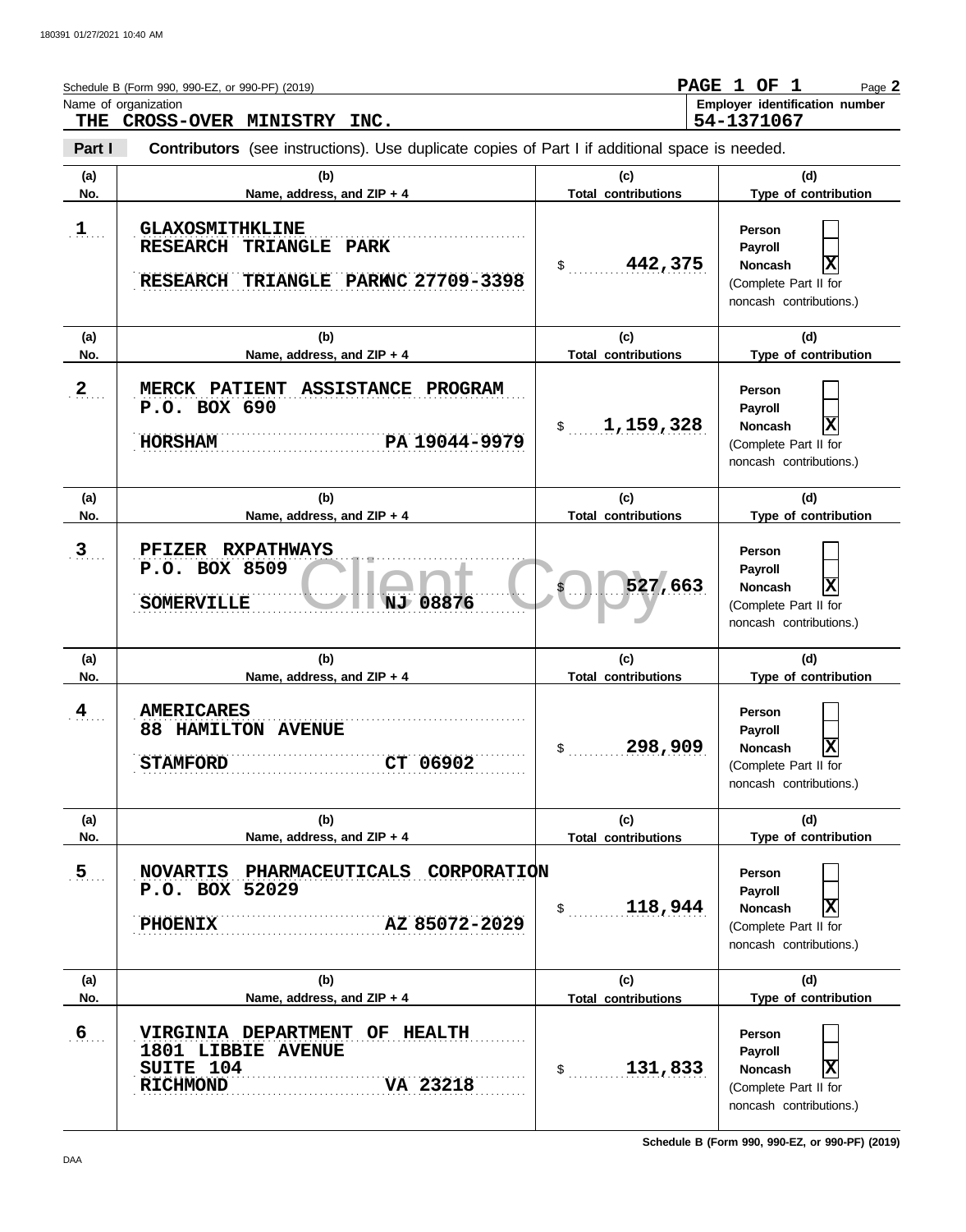Schedule B (Form 990, 990-EZ, or 990-PF) (2019)

**PAGE 1 OF 1** Page **2**

Name of organization
**THE CROSS-OVER MINISTRY INC.**

Employer identification number
**54-1371067**

**Part I** **Contributors** (see instructions). Use duplicate copies of Part I if additional space is needed.

| (a) No. | (b) Name, address, and ZIP + 4 | (c) Total contributions | (d) Type of contribution |
|---|---|---|---|
| 1 | GLAXOSMITHKLINE<br>RESEARCH TRIANGLE PARK<br>RESEARCH TRIANGLE PARK NC 27709-3398 | $ 442,375 | Person [ ]<br>Payroll [ ]<br>Noncash [X]<br>(Complete Part II for noncash contributions.) |
| 2 | MERCK PATIENT ASSISTANCE PROGRAM<br>P.O. BOX 690<br>HORSHAM PA 19044-9979 | $ 1,159,328 | Person [ ]<br>Payroll [ ]<br>Noncash [X]<br>(Complete Part II for noncash contributions.) |
| 3 | PFIZER RXPATHWAYS<br>P.O. BOX 8509<br>SOMERVILLE NJ 08876 | $ 527,663 | Person [ ]<br>Payroll [ ]<br>Noncash [X]<br>(Complete Part II for noncash contributions.) |
| 4 | AMERICARES<br>88 HAMILTON AVENUE<br>STAMFORD CT 06902 | $ 298,909 | Person [ ]<br>Payroll [ ]<br>Noncash [X]<br>(Complete Part II for noncash contributions.) |
| 5 | NOVARTIS PHARMACEUTICALS CORPORATION<br>P.O. BOX 52029<br>PHOENIX AZ 85072-2029 | $ 118,944 | Person [ ]<br>Payroll [ ]<br>Noncash [X]<br>(Complete Part II for noncash contributions.) |
| 6 | VIRGINIA DEPARTMENT OF HEALTH<br>1801 LIBBIE AVENUE<br>SUITE 104<br>RICHMOND VA 23218 | $ 131,833 | Person [ ]<br>Payroll [ ]<br>Noncash [X]<br>(Complete Part II for noncash contributions.) |

Schedule B (Form 990, 990-EZ, or 990-PF) (2019)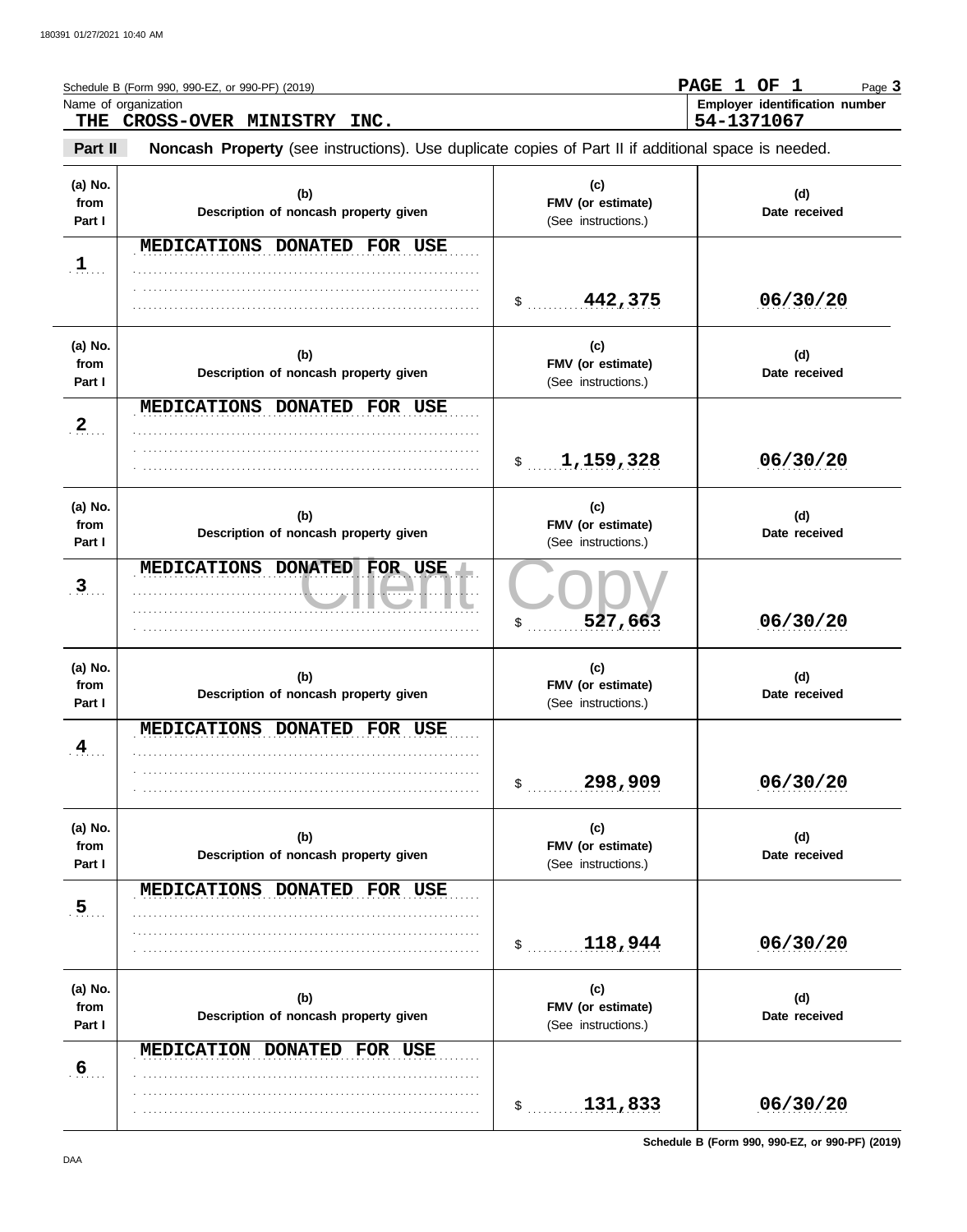Schedule B (Form 990, 990-EZ, or 990-PF) (2019) **PAGE 1 OF 1** Page **3**

Name of organization: **THE CROSS-OVER MINISTRY INC.**

Employer identification number: **54-1371067**

**Part II** **Noncash Property** (see instructions). Use duplicate copies of Part II if additional space is needed.

| (a) No. from Part I | (b) Description of noncash property given | (c) FMV (or estimate) (See instructions.) | (d) Date received |
|---|---|---|---|
| 1 | MEDICATIONS DONATED FOR USE | $ 442,375 | 06/30/20 |
| 2 | MEDICATIONS DONATED FOR USE | $ 1,159,328 | 06/30/20 |
| 3 | MEDICATIONS DONATED FOR USE | $ 527,663 | 06/30/20 |
| 4 | MEDICATIONS DONATED FOR USE | $ 298,909 | 06/30/20 |
| 5 | MEDICATIONS DONATED FOR USE | $ 118,944 | 06/30/20 |
| 6 | MEDICATION DONATED FOR USE | $ 131,833 | 06/30/20 |

Schedule B (Form 990, 990-EZ, or 990-PF) (2019)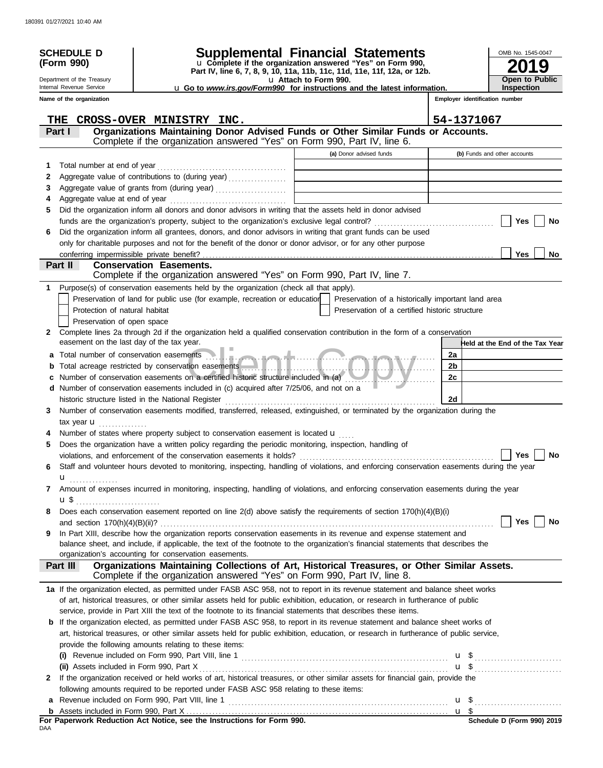180391 01/27/2021 10:40 AM

**SCHEDULE D**
**(Form 990)**

Department of the Treasury
Internal Revenue Service

# Supplemental Financial Statements

u **Complete if the organization answered "Yes" on Form 990, Part IV, line 6, 7, 8, 9, 10, 11a, 11b, 11c, 11d, 11e, 11f, 12a, or 12b.**
u **Attach to Form 990.**
u **Go to *www.irs.gov/Form990* for instructions and the latest information.**

OMB No. 1545-0047
**2019**
**Open to Public Inspection**

**Name of the organization**
THE CROSS-OVER MINISTRY INC.

**Employer identification number**
54-1371067

## Part I — Organizations Maintaining Donor Advised Funds or Other Similar Funds or Accounts.
Complete if the organization answered "Yes" on Form 990, Part IV, line 6.

| | | (a) Donor advised funds | (b) Funds and other accounts |
|---|---|---|---|
| 1 | Total number at end of year | | |
| 2 | Aggregate value of contributions to (during year) | | |
| 3 | Aggregate value of grants from (during year) | | |
| 4 | Aggregate value at end of year | | |

5 Did the organization inform all donors and donor advisors in writing that the assets held in donor advised funds are the organization's property, subject to the organization's exclusive legal control? ☐ Yes ☐ No

6 Did the organization inform all grantees, donors, and donor advisors in writing that grant funds can be used only for charitable purposes and not for the benefit of the donor or donor advisor, or for any other purpose conferring impermissible private benefit? ☐ Yes ☐ No

## Part II — Conservation Easements.
Complete if the organization answered "Yes" on Form 990, Part IV, line 7.

1 Purpose(s) of conservation easements held by the organization (check all that apply).
- ☐ Preservation of land for public use (for example, recreation or education)
- ☐ Protection of natural habitat
- ☐ Preservation of open space
- ☐ Preservation of a historically important land area
- ☐ Preservation of a certified historic structure

2 Complete lines 2a through 2d if the organization held a qualified conservation contribution in the form of a conservation easement on the last day of the tax year.

| | | | Held at the End of the Tax Year |
|---|---|---|---|
| a | Total number of conservation easements | 2a | |
| b | Total acreage restricted by conservation easements | 2b | |
| c | Number of conservation easements on a certified historic structure included in (a) | 2c | |
| d | Number of conservation easements included in (c) acquired after 7/25/06, and not on a historic structure listed in the National Register | 2d | |

3 Number of conservation easements modified, transferred, released, extinguished, or terminated by the organization during the tax year u

4 Number of states where property subject to conservation easement is located u

5 Does the organization have a written policy regarding the periodic monitoring, inspection, handling of violations, and enforcement of the conservation easements it holds? ☐ Yes ☐ No

6 Staff and volunteer hours devoted to monitoring, inspecting, handling of violations, and enforcing conservation easements during the year u

7 Amount of expenses incurred in monitoring, inspecting, handling of violations, and enforcing conservation easements during the year u $

8 Does each conservation easement reported on line 2(d) above satisfy the requirements of section 170(h)(4)(B)(i) and section 170(h)(4)(B)(ii)? ☐ Yes ☐ No

9 In Part XIII, describe how the organization reports conservation easements in its revenue and expense statement and balance sheet, and include, if applicable, the text of the footnote to the organization's financial statements that describes the organization's accounting for conservation easements.

## Part III — Organizations Maintaining Collections of Art, Historical Treasures, or Other Similar Assets.
Complete if the organization answered "Yes" on Form 990, Part IV, line 8.

**1a** If the organization elected, as permitted under FASB ASC 958, not to report in its revenue statement and balance sheet works of art, historical treasures, or other similar assets held for public exhibition, education, or research in furtherance of public service, provide in Part XIII the text of the footnote to its financial statements that describes these items.

**b** If the organization elected, as permitted under FASB ASC 958, to report in its revenue statement and balance sheet works of art, historical treasures, or other similar assets held for public exhibition, education, or research in furtherance of public service, provide the following amounts relating to these items:

**(i)** Revenue included on Form 990, Part VIII, line 1 u $

**(ii)** Assets included in Form 990, Part X u $

**2** If the organization received or held works of art, historical treasures, or other similar assets for financial gain, provide the following amounts required to be reported under FASB ASC 958 relating to these items:

**a** Revenue included on Form 990, Part VIII, line 1 u $

**b** Assets included in Form 990, Part X u $

**For Paperwork Reduction Act Notice, see the Instructions for Form 990.**
DAA
**Schedule D (Form 990) 2019**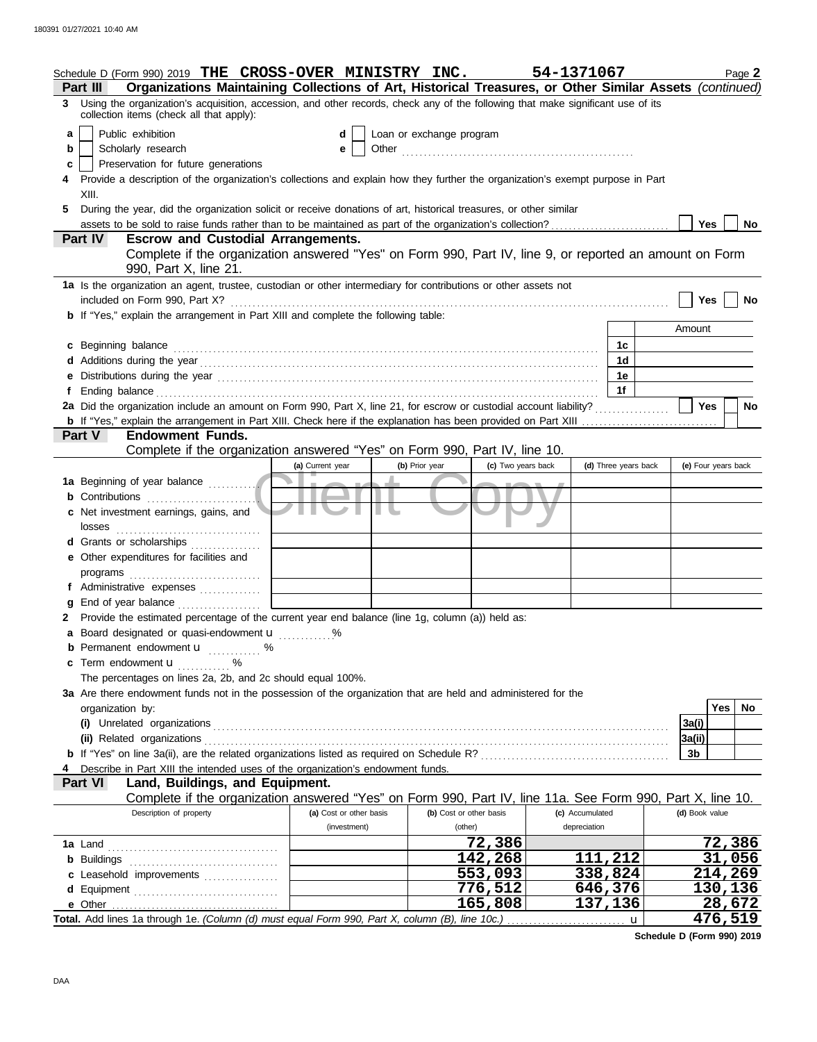Schedule D (Form 990) 2019 **THE CROSS-OVER MINISTRY INC.** **54-1371067** Page **2**

**Part III** **Organizations Maintaining Collections of Art, Historical Treasures, or Other Similar Assets** *(continued)*

**3** Using the organization's acquisition, accession, and other records, check any of the following that make significant use of its collection items (check all that apply):

- **a** ☐ Public exhibition
- **b** ☐ Scholarly research
- **c** ☐ Preservation for future generations
- **d** ☐ Loan or exchange program
- **e** ☐ Other

**4** Provide a description of the organization's collections and explain how they further the organization's exempt purpose in Part XIII.

**5** During the year, did the organization solicit or receive donations of art, historical treasures, or other similar assets to be sold to raise funds rather than to be maintained as part of the organization's collection? ☐ **Yes** ☐ **No**

**Part IV** **Escrow and Custodial Arrangements.**

Complete if the organization answered "Yes" on Form 990, Part IV, line 9, or reported an amount on Form 990, Part X, line 21.

**1a** Is the organization an agent, trustee, custodian or other intermediary for contributions or other assets not included on Form 990, Part X? ☐ **Yes** ☐ **No**

**b** If "Yes," explain the arrangement in Part XIII and complete the following table:

| | | Amount |
|---|---|---|
| **c** Beginning balance | **1c** | |
| **d** Additions during the year | **1d** | |
| **e** Distributions during the year | **1e** | |
| **f** Ending balance | **1f** | |

**2a** Did the organization include an amount on Form 990, Part X, line 21, for escrow or custodial account liability? ☐ **Yes** ☐ **No**

**b** If "Yes," explain the arrangement in Part XIII. Check here if the explanation has been provided on Part XIII ☐

**Part V** **Endowment Funds.**

Complete if the organization answered "Yes" on Form 990, Part IV, line 10.

| | (a) Current year | (b) Prior year | (c) Two years back | (d) Three years back | (e) Four years back |
|---|---|---|---|---|---|
| **1a** Beginning of year balance | | | | | |
| **b** Contributions | | | | | |
| **c** Net investment earnings, gains, and losses | | | | | |
| **d** Grants or scholarships | | | | | |
| **e** Other expenditures for facilities and programs | | | | | |
| **f** Administrative expenses | | | | | |
| **g** End of year balance | | | | | |

**2** Provide the estimated percentage of the current year end balance (line 1g, column (a)) held as:

- **a** Board designated or quasi-endowment u ............ %
- **b** Permanent endowment u ............ %
- **c** Term endowment u ............ %

The percentages on lines 2a, 2b, and 2c should equal 100%.

**3a** Are there endowment funds not in the possession of the organization that are held and administered for the organization by:

| | | Yes | No |
|---|---|---|---|
| **(i)** Unrelated organizations | **3a(i)** | | |
| **(ii)** Related organizations | **3a(ii)** | | |
| **b** If "Yes" on line 3a(ii), are the related organizations listed as required on Schedule R? | **3b** | | |

**4** Describe in Part XIII the intended uses of the organization's endowment funds.

**Part VI** **Land, Buildings, and Equipment.**

Complete if the organization answered "Yes" on Form 990, Part IV, line 11a. See Form 990, Part X, line 10.

| Description of property | (a) Cost or other basis (investment) | (b) Cost or other basis (other) | (c) Accumulated depreciation | (d) Book value |
|---|---|---|---|---|
| **1a** Land | | 72,386 | | 72,386 |
| **b** Buildings | | 142,268 | 111,212 | 31,056 |
| **c** Leasehold improvements | | 553,093 | 338,824 | 214,269 |
| **d** Equipment | | 776,512 | 646,376 | 130,136 |
| **e** Other | | 165,808 | 137,136 | 28,672 |
| **Total.** Add lines 1a through 1e. *(Column (d) must equal Form 990, Part X, column (B), line 10c.)* u | | | | 476,519 |

**Schedule D (Form 990) 2019**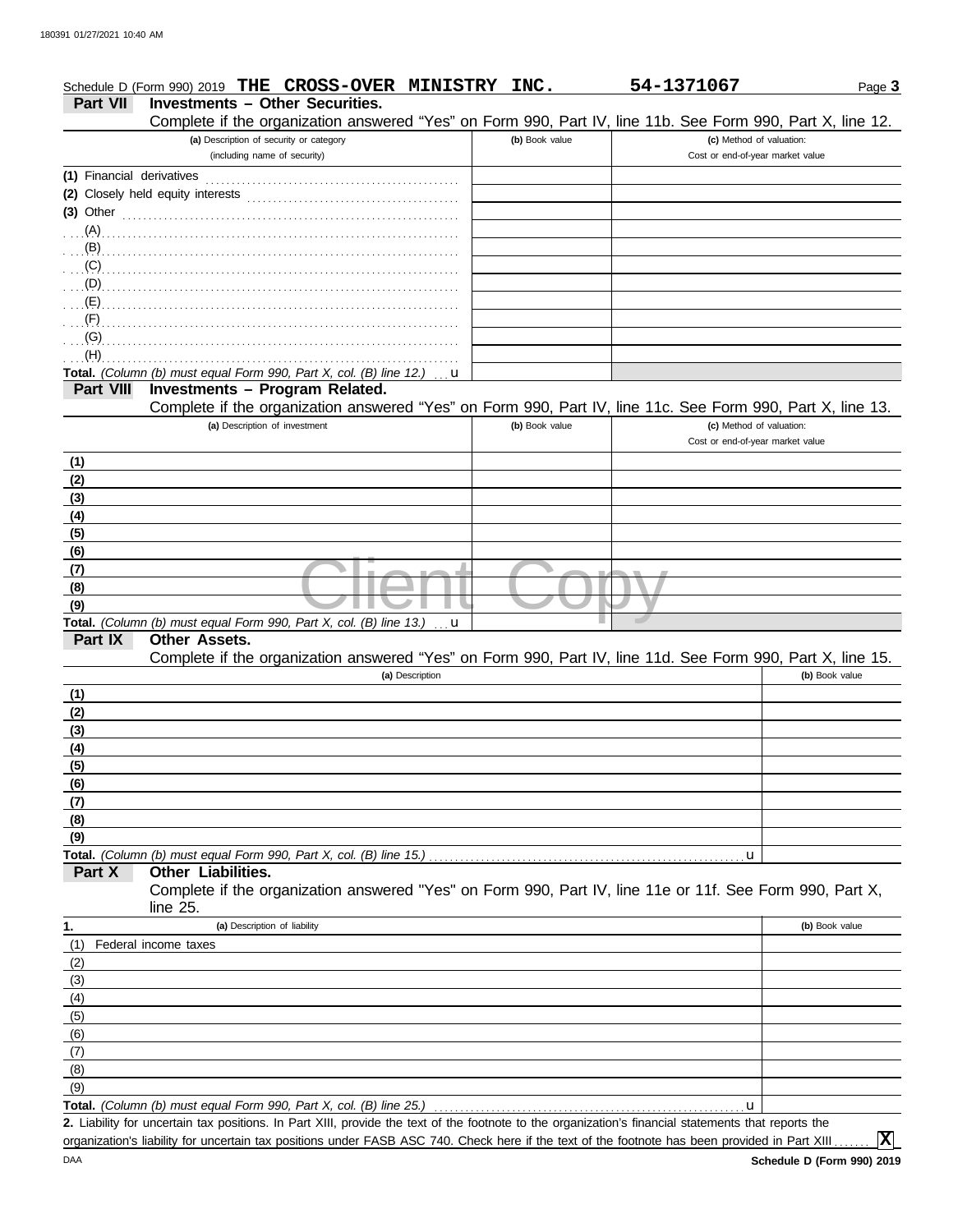Schedule D (Form 990) 2019 **THE CROSS-OVER MINISTRY INC.** **54-1371067** Page **3**

## Part VII Investments – Other Securities.

Complete if the organization answered "Yes" on Form 990, Part IV, line 11b. See Form 990, Part X, line 12.

| (a) Description of security or category (including name of security) | (b) Book value | (c) Method of valuation: Cost or end-of-year market value |
|---|---|---|
| (1) Financial derivatives | | |
| (2) Closely held equity interests | | |
| (3) Other | | |
| (A) | | |
| (B) | | |
| (C) | | |
| (D) | | |
| (E) | | |
| (F) | | |
| (G) | | |
| (H) | | |
| **Total.** *(Column (b) must equal Form 990, Part X, col. (B) line 12.)* u | | |

## Part VIII Investments – Program Related.

Complete if the organization answered "Yes" on Form 990, Part IV, line 11c. See Form 990, Part X, line 13.

| (a) Description of investment | (b) Book value | (c) Method of valuation: Cost or end-of-year market value |
|---|---|---|
| (1) | | |
| (2) | | |
| (3) | | |
| (4) | | |
| (5) | | |
| (6) | | |
| (7) | | |
| (8) | | |
| (9) | | |
| **Total.** *(Column (b) must equal Form 990, Part X, col. (B) line 13.)* u | | |

## Part IX Other Assets.

Complete if the organization answered "Yes" on Form 990, Part IV, line 11d. See Form 990, Part X, line 15.

| (a) Description | (b) Book value |
|---|---|
| (1) | |
| (2) | |
| (3) | |
| (4) | |
| (5) | |
| (6) | |
| (7) | |
| (8) | |
| (9) | |
| **Total.** *(Column (b) must equal Form 990, Part X, col. (B) line 15.)* u | |

## Part X Other Liabilities.

Complete if the organization answered "Yes" on Form 990, Part IV, line 11e or 11f. See Form 990, Part X, line 25.

| 1. (a) Description of liability | (b) Book value |
|---|---|
| (1) Federal income taxes | |
| (2) | |
| (3) | |
| (4) | |
| (5) | |
| (6) | |
| (7) | |
| (8) | |
| (9) | |
| **Total.** *(Column (b) must equal Form 990, Part X, col. (B) line 25.)* u | |

**2.** Liability for uncertain tax positions. In Part XIII, provide the text of the footnote to the organization's financial statements that reports the organization's liability for uncertain tax positions under FASB ASC 740. Check here if the text of the footnote has been provided in Part XIII ....... **[X]**

DAA **Schedule D (Form 990) 2019**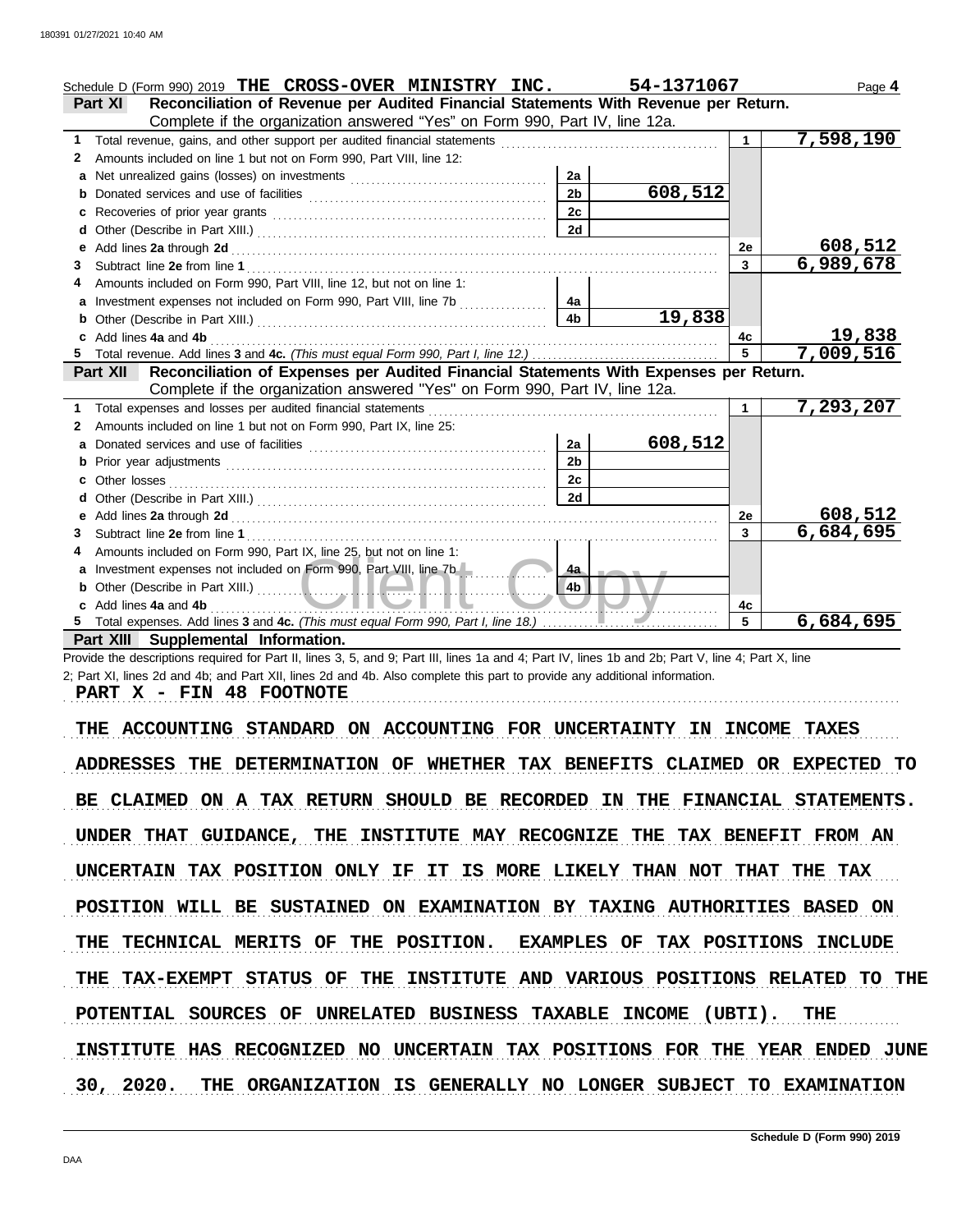Schedule D (Form 990) 2019 **THE CROSS-OVER MINISTRY INC.** **54-1371067** Page **4**

## Part XI Reconciliation of Revenue per Audited Financial Statements With Revenue per Return.

Complete if the organization answered "Yes" on Form 990, Part IV, line 12a.

| | | | | | |
|---|---|---|---|---|---|
| **1** | Total revenue, gains, and other support per audited financial statements | | | 1 | 7,598,190 |
| **2** | Amounts included on line 1 but not on Form 990, Part VIII, line 12: | | | | |
| **a** | Net unrealized gains (losses) on investments | 2a | | | |
| **b** | Donated services and use of facilities | 2b | 608,512 | | |
| **c** | Recoveries of prior year grants | 2c | | | |
| **d** | Other (Describe in Part XIII.) | 2d | | | |
| **e** | Add lines **2a** through **2d** | | | 2e | 608,512 |
| **3** | Subtract line **2e** from line **1** | | | 3 | 6,989,678 |
| **4** | Amounts included on Form 990, Part VIII, line 12, but not on line 1: | | | | |
| **a** | Investment expenses not included on Form 990, Part VIII, line 7b | 4a | | | |
| **b** | Other (Describe in Part XIII.) | 4b | 19,838 | | |
| **c** | Add lines **4a** and **4b** | | | 4c | 19,838 |
| **5** | Total revenue. Add lines **3** and **4c.** *(This must equal Form 990, Part I, line 12.)* | | | 5 | 7,009,516 |

## Part XII Reconciliation of Expenses per Audited Financial Statements With Expenses per Return.

Complete if the organization answered "Yes" on Form 990, Part IV, line 12a.

| | | | | | |
|---|---|---|---|---|---|
| **1** | Total expenses and losses per audited financial statements | | | 1 | 7,293,207 |
| **2** | Amounts included on line 1 but not on Form 990, Part IX, line 25: | | | | |
| **a** | Donated services and use of facilities | 2a | 608,512 | | |
| **b** | Prior year adjustments | 2b | | | |
| **c** | Other losses | 2c | | | |
| **d** | Other (Describe in Part XIII.) | 2d | | | |
| **e** | Add lines **2a** through **2d** | | | 2e | 608,512 |
| **3** | Subtract line **2e** from line **1** | | | 3 | 6,684,695 |
| **4** | Amounts included on Form 990, Part IX, line 25, but not on line 1: | | | | |
| **a** | Investment expenses not included on Form 990, Part VIII, line 7b | 4a | | | |
| **b** | Other (Describe in Part XIII.) | 4b | | | |
| **c** | Add lines **4a** and **4b** | | | 4c | |
| **5** | Total expenses. Add lines **3** and **4c.** *(This must equal Form 990, Part I, line 18.)* | | | 5 | 6,684,695 |

## Part XIII Supplemental Information.

Provide the descriptions required for Part II, lines 3, 5, and 9; Part III, lines 1a and 4; Part IV, lines 1b and 2b; Part V, line 4; Part X, line 2; Part XI, lines 2d and 4b; and Part XII, lines 2d and 4b. Also complete this part to provide any additional information.

**PART X - FIN 48 FOOTNOTE**

THE ACCOUNTING STANDARD ON ACCOUNTING FOR UNCERTAINTY IN INCOME TAXES ADDRESSES THE DETERMINATION OF WHETHER TAX BENEFITS CLAIMED OR EXPECTED TO BE CLAIMED ON A TAX RETURN SHOULD BE RECORDED IN THE FINANCIAL STATEMENTS. UNDER THAT GUIDANCE, THE INSTITUTE MAY RECOGNIZE THE TAX BENEFIT FROM AN UNCERTAIN TAX POSITION ONLY IF IT IS MORE LIKELY THAN NOT THAT THE TAX POSITION WILL BE SUSTAINED ON EXAMINATION BY TAXING AUTHORITIES BASED ON THE TECHNICAL MERITS OF THE POSITION. EXAMPLES OF TAX POSITIONS INCLUDE THE TAX-EXEMPT STATUS OF THE INSTITUTE AND VARIOUS POSITIONS RELATED TO THE POTENTIAL SOURCES OF UNRELATED BUSINESS TAXABLE INCOME (UBTI). THE INSTITUTE HAS RECOGNIZED NO UNCERTAIN TAX POSITIONS FOR THE YEAR ENDED JUNE 30, 2020. THE ORGANIZATION IS GENERALLY NO LONGER SUBJECT TO EXAMINATION

Schedule D (Form 990) 2019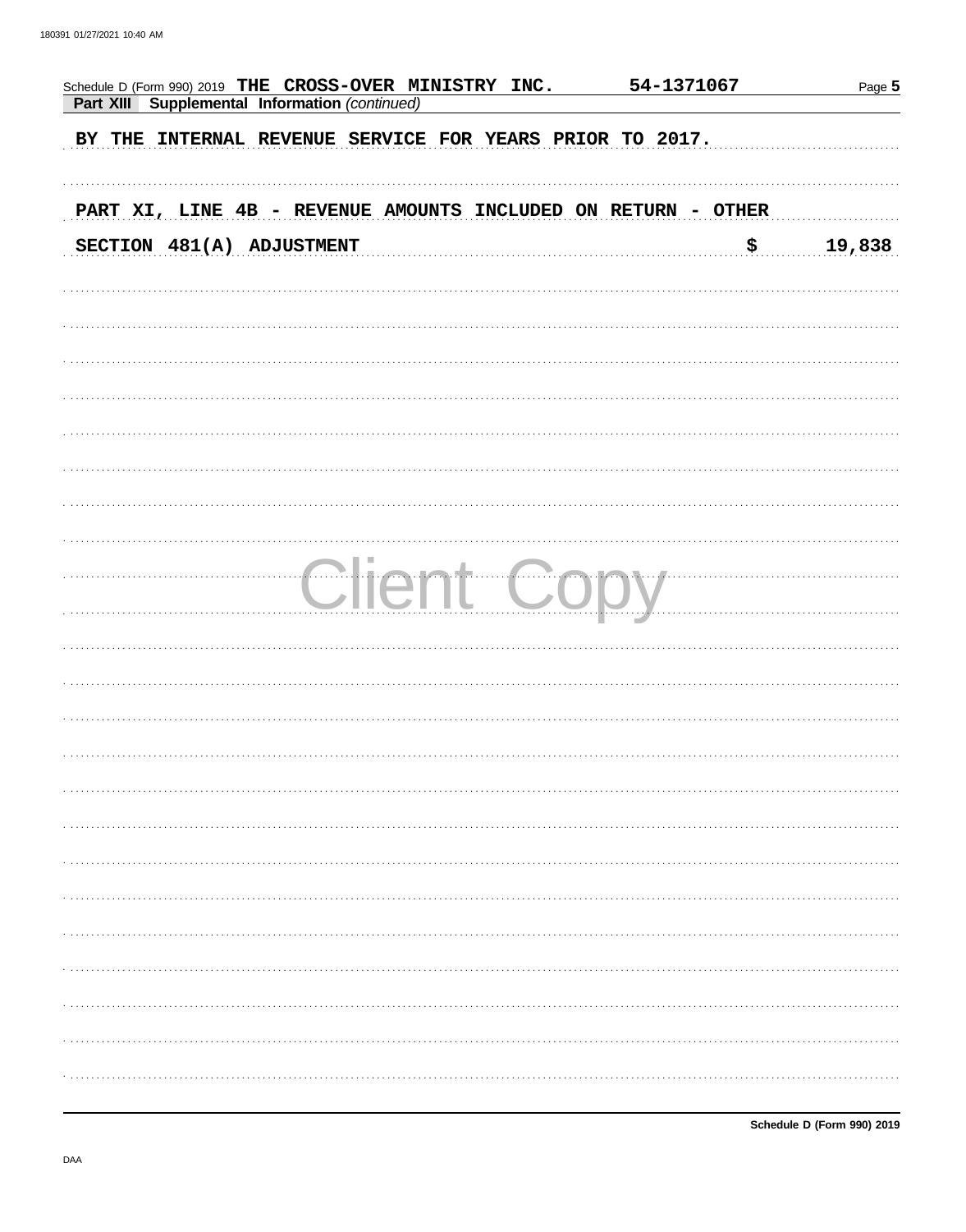Schedule D (Form 990) 2019 **THE CROSS-OVER MINISTRY INC.** **54-1371067**

**Part XIII Supplemental Information** *(continued)*

BY THE INTERNAL REVENUE SERVICE FOR YEARS PRIOR TO 2017.

PART XI, LINE 4B - REVENUE AMOUNTS INCLUDED ON RETURN - OTHER

| | |
|---|---|
| SECTION 481(A) ADJUSTMENT | $ 19,838 |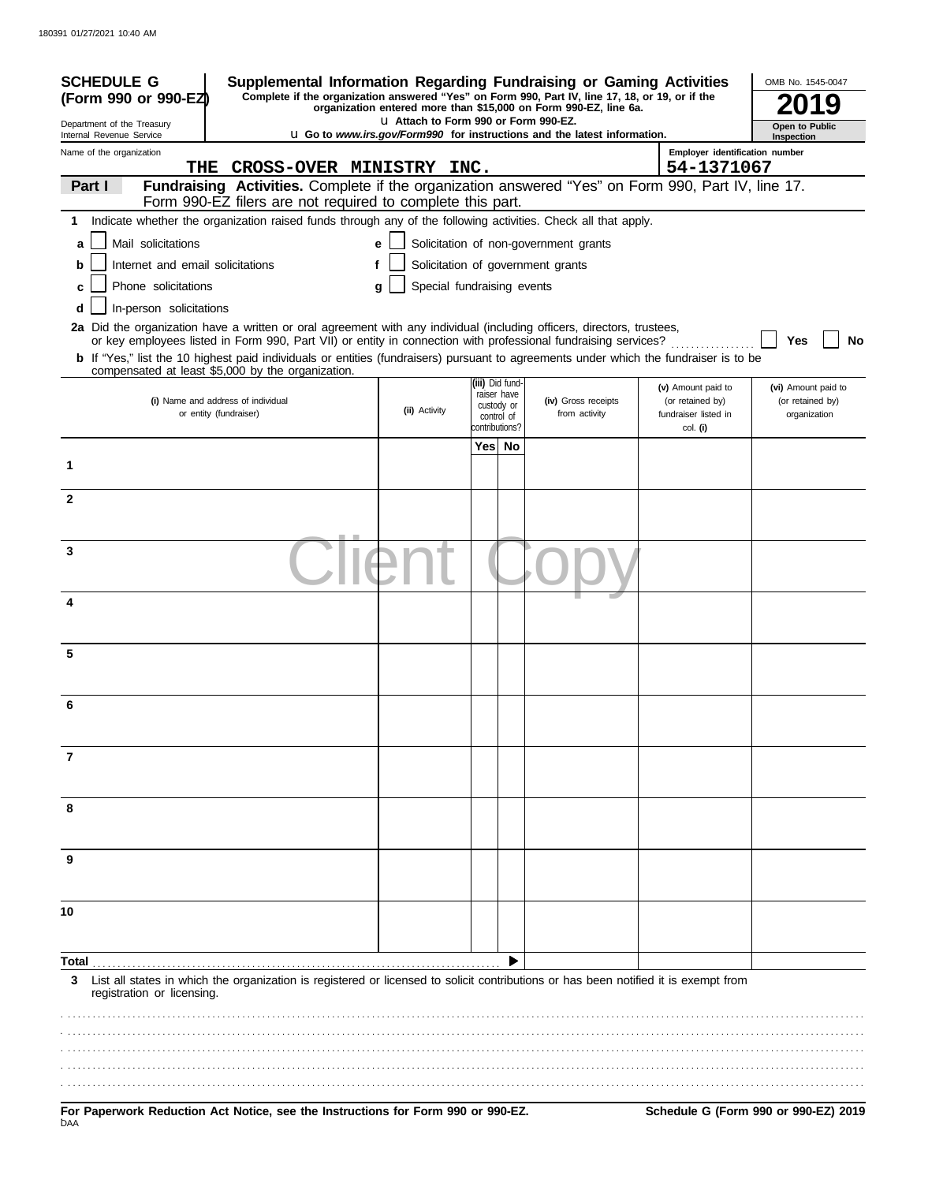180391 01/27/2021 10:40 AM

**SCHEDULE G (Form 990 or 990-EZ)**

Department of the Treasury
Internal Revenue Service

# Supplemental Information Regarding Fundraising or Gaming Activities

**Complete if the organization answered "Yes" on Form 990, Part IV, line 17, 18, or 19, or if the organization entered more than $15,000 on Form 990-EZ, line 6a.**

u Attach to Form 990 or Form 990-EZ.

u Go to *www.irs.gov/Form990* for instructions and the latest information.

OMB No. 1545-0047

**2019**

**Open to Public Inspection**

Name of the organization: **THE CROSS-OVER MINISTRY INC.**

Employer identification number: **54-1371067**

**Part I** **Fundraising Activities.** Complete if the organization answered "Yes" on Form 990, Part IV, line 17. Form 990-EZ filers are not required to complete this part.

**1** Indicate whether the organization raised funds through any of the following activities. Check all that apply.

- **a** ☐ Mail solicitations
- **b** ☐ Internet and email solicitations
- **c** ☐ Phone solicitations
- **d** ☐ In-person solicitations
- **e** ☐ Solicitation of non-government grants
- **f** ☐ Solicitation of government grants
- **g** ☐ Special fundraising events

**2a** Did the organization have a written or oral agreement with any individual (including officers, directors, trustees, or key employees listed in Form 990, Part VII) or entity in connection with professional fundraising services? ☐ Yes ☐ No

**b** If "Yes," list the 10 highest paid individuals or entities (fundraisers) pursuant to agreements under which the fundraiser is to be compensated at least $5,000 by the organization.

| | (i) Name and address of individual or entity (fundraiser) | (ii) Activity | (iii) Did fund-raiser have custody or control of contributions? Yes | No | (iv) Gross receipts from activity | (v) Amount paid to (or retained by) fundraiser listed in col. (i) | (vi) Amount paid to (or retained by) organization |
|---|---|---|---|---|---|---|---|
| 1 | | | | | | | |
| 2 | | | | | | | |
| 3 | | | | | | | |
| 4 | | | | | | | |
| 5 | | | | | | | |
| 6 | | | | | | | |
| 7 | | | | | | | |
| 8 | | | | | | | |
| 9 | | | | | | | |
| 10 | | | | | | | |
| **Total** | | | | ▶ | | | |

**3** List all states in which the organization is registered or licensed to solicit contributions or has been notified it is exempt from registration or licensing.

**For Paperwork Reduction Act Notice, see the Instructions for Form 990 or 990-EZ.**

DAA

**Schedule G (Form 990 or 990-EZ) 2019**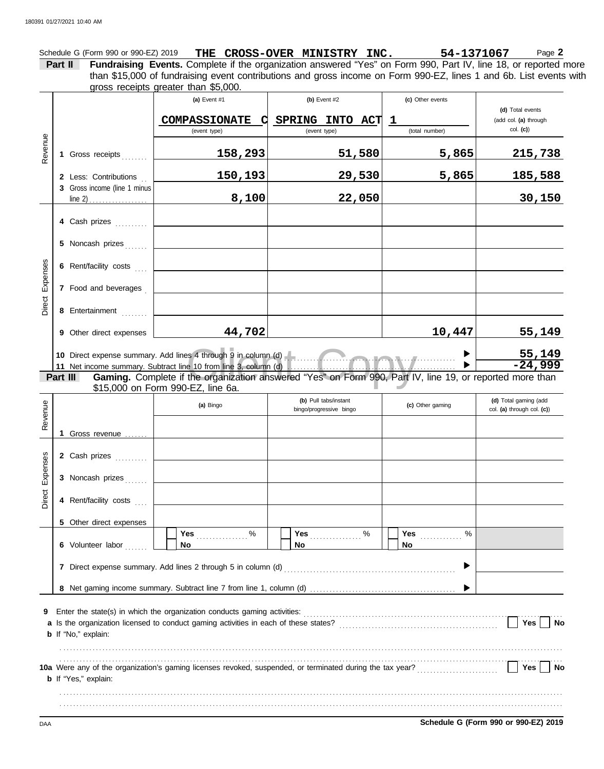180391 01/27/2021 10:40 AM

Schedule G (Form 990 or 990-EZ) 2019 **THE CROSS-OVER MINISTRY INC.** **54-1371067** Page **2**

**Part II** **Fundraising Events.** Complete if the organization answered "Yes" on Form 990, Part IV, line 18, or reported more than $15,000 of fundraising event contributions and gross income on Form 990-EZ, lines 1 and 6b. List events with gross receipts greater than $5,000.

| | | (a) Event #1 | (b) Event #2 | (c) Other events | (d) Total events (add col. (a) through col. (c)) |
|---|---|---|---|---|---|
| | | COMPASSIONATE C (event type) | SPRING INTO ACT (event type) | 1 (total number) | |
| Revenue | 1 Gross receipts | 158,293 | 51,580 | 5,865 | 215,738 |
| | 2 Less: Contributions | 150,193 | 29,530 | 5,865 | 185,588 |
| | 3 Gross income (line 1 minus line 2) | 8,100 | 22,050 | | 30,150 |
| Direct Expenses | 4 Cash prizes | | | | |
| | 5 Noncash prizes | | | | |
| | 6 Rent/facility costs | | | | |
| | 7 Food and beverages | | | | |
| | 8 Entertainment | | | | |
| | 9 Other direct expenses | 44,702 | | 10,447 | 55,149 |
| | 10 Direct expense summary. Add lines 4 through 9 in column (d) | | | ▶ | 55,149 |
| | 11 Net income summary. Subtract line 10 from line 3, column (d) | | | ▶ | -24,999 |

**Part III** **Gaming.** Complete if the organization answered "Yes" on Form 990, Part IV, line 19, or reported more than $15,000 on Form 990-EZ, line 6a.

| | | (a) Bingo | (b) Pull tabs/instant bingo/progressive bingo | (c) Other gaming | (d) Total gaming (add col. (a) through col. (c)) |
|---|---|---|---|---|---|
| Revenue | 1 Gross revenue | | | | |
| Direct Expenses | 2 Cash prizes | | | | |
| | 3 Noncash prizes | | | | |
| | 4 Rent/facility costs | | | | |
| | 5 Other direct expenses | | | | |
| | 6 Volunteer labor | ☐ Yes ....... % ☐ No | ☐ Yes ....... % ☐ No | ☐ Yes ....... % ☐ No | |
| | 7 Direct expense summary. Add lines 2 through 5 in column (d) | | | ▶ | |
| | 8 Net gaming income summary. Subtract line 7 from line 1, column (d) | | | ▶ | |

**9** Enter the state(s) in which the organization conducts gaming activities:

**a** Is the organization licensed to conduct gaming activities in each of these states? ☐ Yes ☐ No

**b** If "No," explain:

**10a** Were any of the organization's gaming licenses revoked, suspended, or terminated during the tax year? ☐ Yes ☐ No

**b** If "Yes," explain:

DAA **Schedule G (Form 990 or 990-EZ) 2019**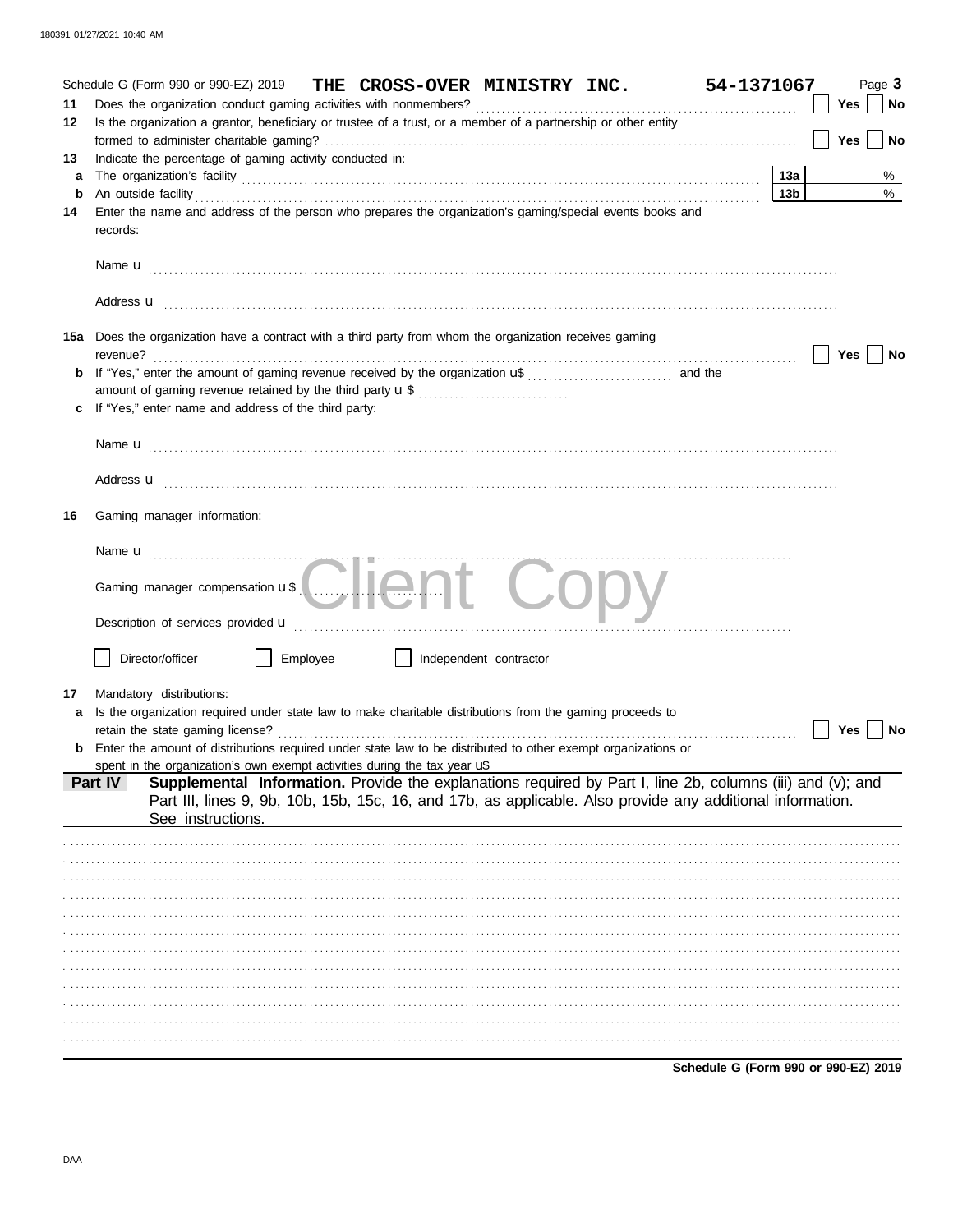Schedule G (Form 990 or 990-EZ) 2019 **THE CROSS-OVER MINISTRY INC.** **54-1371067** Page **3**

**11** Does the organization conduct gaming activities with nonmembers? ☐ **Yes** ☐ **No**

**12** Is the organization a grantor, beneficiary or trustee of a trust, or a member of a partnership or other entity formed to administer charitable gaming? ☐ **Yes** ☐ **No**

**13** Indicate the percentage of gaming activity conducted in:

**a** The organization's facility **13a** %

**b** An outside facility **13b** %

**14** Enter the name and address of the person who prepares the organization's gaming/special events books and records:

Name u

Address u

**15a** Does the organization have a contract with a third party from whom the organization receives gaming revenue? ☐ **Yes** ☐ **No**

**b** If "Yes," enter the amount of gaming revenue received by the organization u$ and the amount of gaming revenue retained by the third party u $

**c** If "Yes," enter name and address of the third party:

Name u

Address u

**16** Gaming manager information:

Name u

Gaming manager compensation u $

Description of services provided u

☐ Director/officer ☐ Employee ☐ Independent contractor

**17** Mandatory distributions:

**a** Is the organization required under state law to make charitable distributions from the gaming proceeds to retain the state gaming license? ☐ **Yes** ☐ **No**

**b** Enter the amount of distributions required under state law to be distributed to other exempt organizations or spent in the organization's own exempt activities during the tax year u$

**Part IV** **Supplemental Information.** Provide the explanations required by Part I, line 2b, columns (iii) and (v); and Part III, lines 9, 9b, 10b, 15b, 15c, 16, and 17b, as applicable. Also provide any additional information. See instructions.

**Schedule G (Form 990 or 990-EZ) 2019**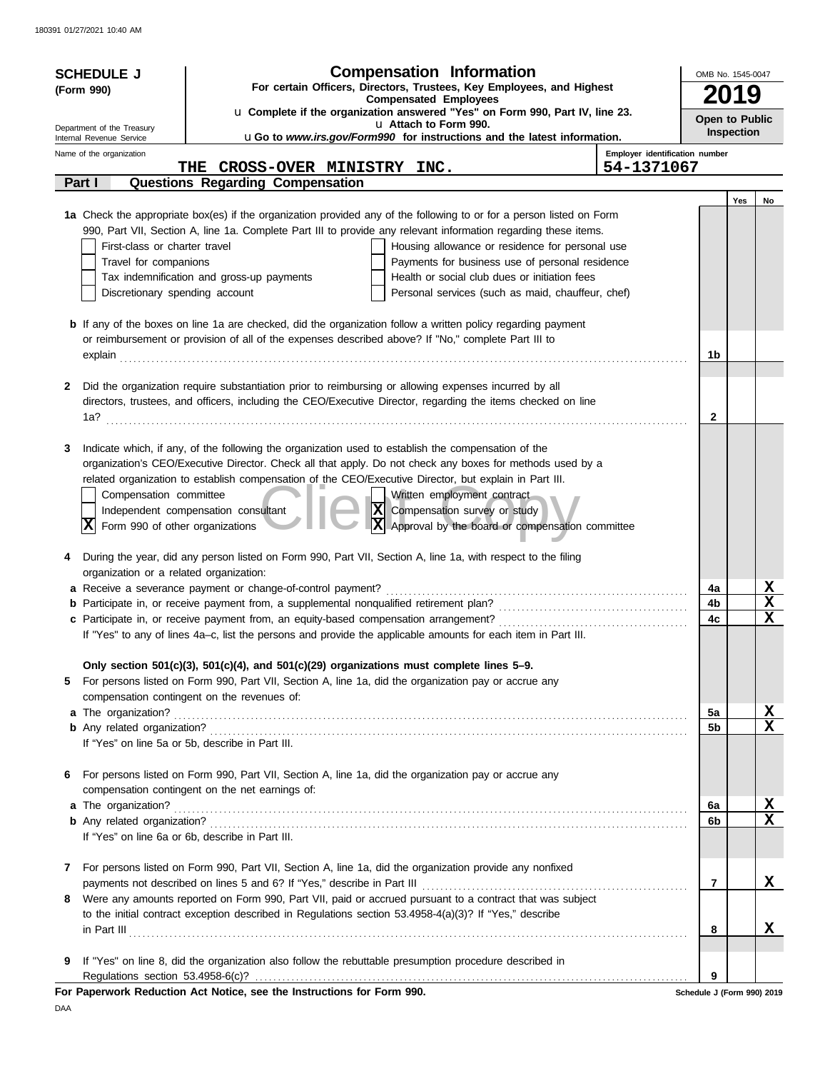**SCHEDULE J (Form 990)**

Department of the Treasury
Internal Revenue Service

# Compensation Information

**For certain Officers, Directors, Trustees, Key Employees, and Highest Compensated Employees**

u **Complete if the organization answered "Yes" on Form 990, Part IV, line 23.**
u **Attach to Form 990.**
u **Go to *www.irs.gov/Form990* for instructions and the latest information.**

OMB No. 1545-0047

**2019**

**Open to Public Inspection**

Name of the organization: THE CROSS-OVER MINISTRY INC.

Employer identification number: 54-1371067

## Part I Questions Regarding Compensation

| | | Yes | No |
|---|---|---|---|
| **1a** Check the appropriate box(es) if the organization provided any of the following to or for a person listed on Form 990, Part VII, Section A, line 1a. Complete Part III to provide any relevant information regarding these items.<br>☐ First-class or charter travel ☐ Housing allowance or residence for personal use<br>☐ Travel for companions ☐ Payments for business use of personal residence<br>☐ Tax indemnification and gross-up payments ☐ Health or social club dues or initiation fees<br>☐ Discretionary spending account ☐ Personal services (such as maid, chauffeur, chef) | | | |
| **b** If any of the boxes on line 1a are checked, did the organization follow a written policy regarding payment or reimbursement or provision of all of the expenses described above? If "No," complete Part III to explain | 1b | | |
| **2** Did the organization require substantiation prior to reimbursing or allowing expenses incurred by all directors, trustees, and officers, including the CEO/Executive Director, regarding the items checked on line 1a? | 2 | | |
| **3** Indicate which, if any, of the following the organization used to establish the compensation of the organization's CEO/Executive Director. Check all that apply. Do not check any boxes for methods used by a related organization to establish compensation of the CEO/Executive Director, but explain in Part III.<br>☐ Compensation committee ☐ Written employment contract<br>☐ Independent compensation consultant ☒ Compensation survey or study<br>☒ Form 990 of other organizations ☒ Approval by the board or compensation committee | | | |
| **4** During the year, did any person listed on Form 990, Part VII, Section A, line 1a, with respect to the filing organization or a related organization: | | | |
| **a** Receive a severance payment or change-of-control payment? | 4a | | X |
| **b** Participate in, or receive payment from, a supplemental nonqualified retirement plan? | 4b | | X |
| **c** Participate in, or receive payment from, an equity-based compensation arrangement? | 4c | | X |
| If "Yes" to any of lines 4a–c, list the persons and provide the applicable amounts for each item in Part III. | | | |
| **Only section 501(c)(3), 501(c)(4), and 501(c)(29) organizations must complete lines 5–9.** | | | |
| **5** For persons listed on Form 990, Part VII, Section A, line 1a, did the organization pay or accrue any compensation contingent on the revenues of: | | | |
| **a** The organization? | 5a | | X |
| **b** Any related organization? | 5b | | X |
| If "Yes" on line 5a or 5b, describe in Part III. | | | |
| **6** For persons listed on Form 990, Part VII, Section A, line 1a, did the organization pay or accrue any compensation contingent on the net earnings of: | | | |
| **a** The organization? | 6a | | X |
| **b** Any related organization? | 6b | | X |
| If "Yes" on line 6a or 6b, describe in Part III. | | | |
| **7** For persons listed on Form 990, Part VII, Section A, line 1a, did the organization provide any nonfixed payments not described on lines 5 and 6? If "Yes," describe in Part III | 7 | | X |
| **8** Were any amounts reported on Form 990, Part VII, paid or accrued pursuant to a contract that was subject to the initial contract exception described in Regulations section 53.4958-4(a)(3)? If "Yes," describe in Part III | 8 | | X |
| **9** If "Yes" on line 8, did the organization also follow the rebuttable presumption procedure described in Regulations section 53.4958-6(c)? | 9 | | |

**For Paperwork Reduction Act Notice, see the Instructions for Form 990.** Schedule J (Form 990) 2019

DAA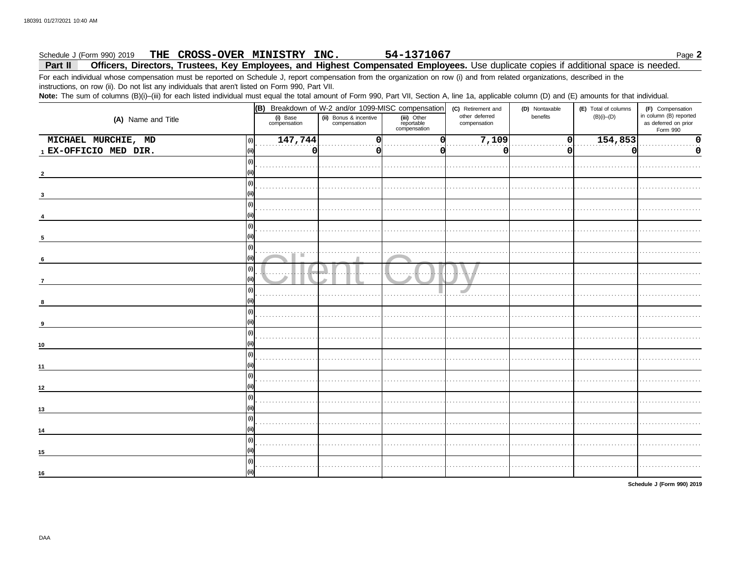Schedule J (Form 990) 2019 **THE CROSS-OVER MINISTRY INC.** **54-1371067** Page **2**

## Part II Officers, Directors, Trustees, Key Employees, and Highest Compensated Employees. Use duplicate copies if additional space is needed.

For each individual whose compensation must be reported on Schedule J, report compensation from the organization on row (i) and from related organizations, described in the instructions, on row (ii). Do not list any individuals that aren't listed on Form 990, Part VII.

**Note:** The sum of columns (B)(i)–(iii) for each listed individual must equal the total amount of Form 990, Part VII, Section A, line 1a, applicable column (D) and (E) amounts for that individual.

| (A) Name and Title | | (B) Breakdown of W-2 and/or 1099-MISC compensation (i) Base compensation | (ii) Bonus & incentive compensation | (iii) Other reportable compensation | (C) Retirement and other deferred compensation | (D) Nontaxable benefits | (E) Total of columns (B)(i)–(D) | (F) Compensation in column (B) reported as deferred on prior Form 990 |
|---|---|---|---|---|---|---|---|---|
| 1 MICHAEL MURCHIE, MD | (i) | 147,744 | 0 | 0 | 7,109 | 0 | 154,853 | 0 |
| EX-OFFICIO MED DIR. | (ii) | 0 | 0 | 0 | 0 | 0 | 0 | 0 |
| 2 | (i) | | | | | | | |
| | (ii) | | | | | | | |
| 3 | (i) | | | | | | | |
| | (ii) | | | | | | | |
| 4 | (i) | | | | | | | |
| | (ii) | | | | | | | |
| 5 | (i) | | | | | | | |
| | (ii) | | | | | | | |
| 6 | (i) | | | | | | | |
| | (ii) | | | | | | | |
| 7 | (i) | | | | | | | |
| | (ii) | | | | | | | |
| 8 | (i) | | | | | | | |
| | (ii) | | | | | | | |
| 9 | (i) | | | | | | | |
| | (ii) | | | | | | | |
| 10 | (i) | | | | | | | |
| | (ii) | | | | | | | |
| 11 | (i) | | | | | | | |
| | (ii) | | | | | | | |
| 12 | (i) | | | | | | | |
| | (ii) | | | | | | | |
| 13 | (i) | | | | | | | |
| | (ii) | | | | | | | |
| 14 | (i) | | | | | | | |
| | (ii) | | | | | | | |
| 15 | (i) | | | | | | | |
| | (ii) | | | | | | | |
| 16 | (i) | | | | | | | |
| | (ii) | | | | | | | |

Client Copy

Schedule J (Form 990) 2019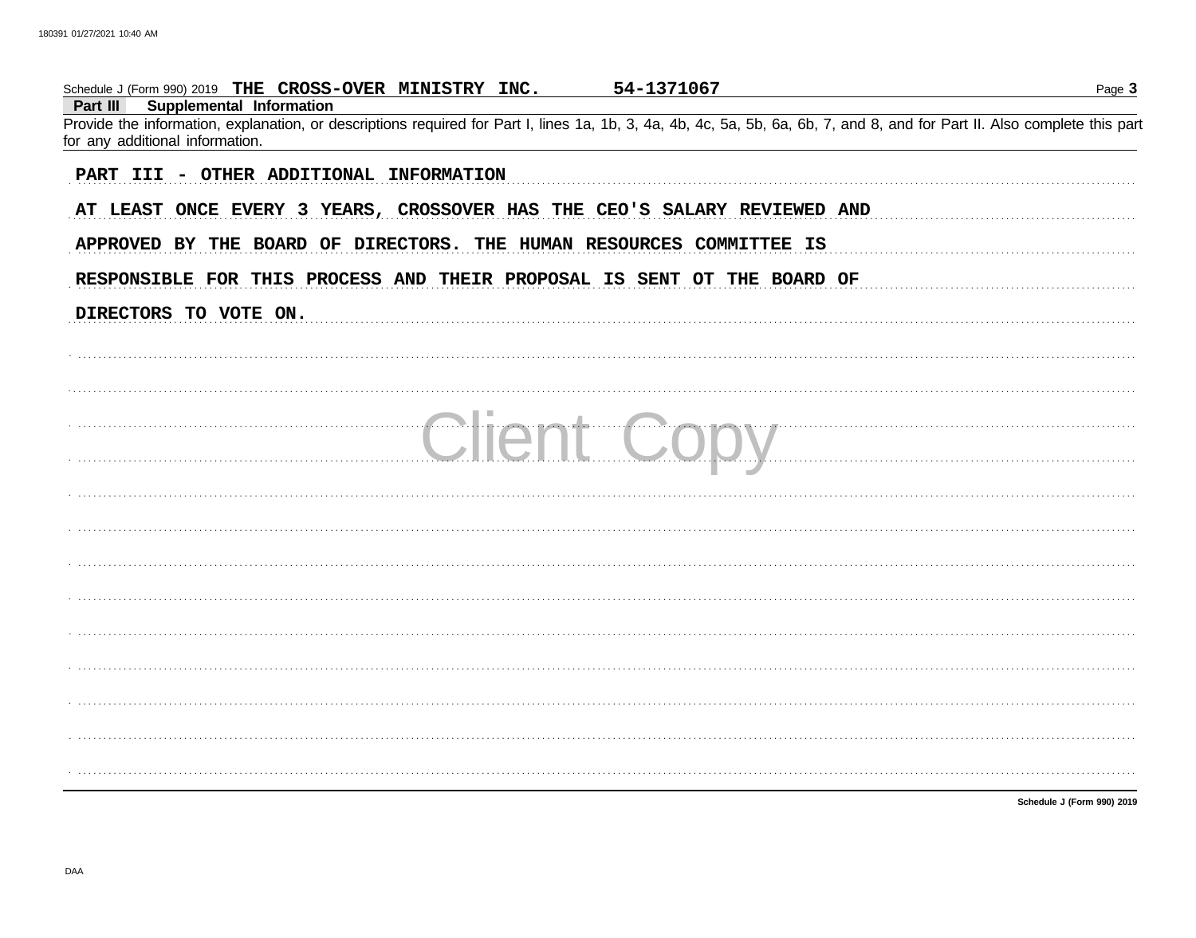Schedule J (Form 990) 2019 **THE CROSS-OVER MINISTRY INC.** **54-1371067**

**Part III Supplemental Information**

Provide the information, explanation, or descriptions required for Part I, lines 1a, 1b, 3, 4a, 4b, 4c, 5a, 5b, 6a, 6b, 7, and 8, and for Part II. Also complete this part for any additional information.

PART III - OTHER ADDITIONAL INFORMATION

AT LEAST ONCE EVERY 3 YEARS, CROSSOVER HAS THE CEO'S SALARY REVIEWED AND APPROVED BY THE BOARD OF DIRECTORS. THE HUMAN RESOURCES COMMITTEE IS RESPONSIBLE FOR THIS PROCESS AND THEIR PROPOSAL IS SENT OT THE BOARD OF DIRECTORS TO VOTE ON.

Client Copy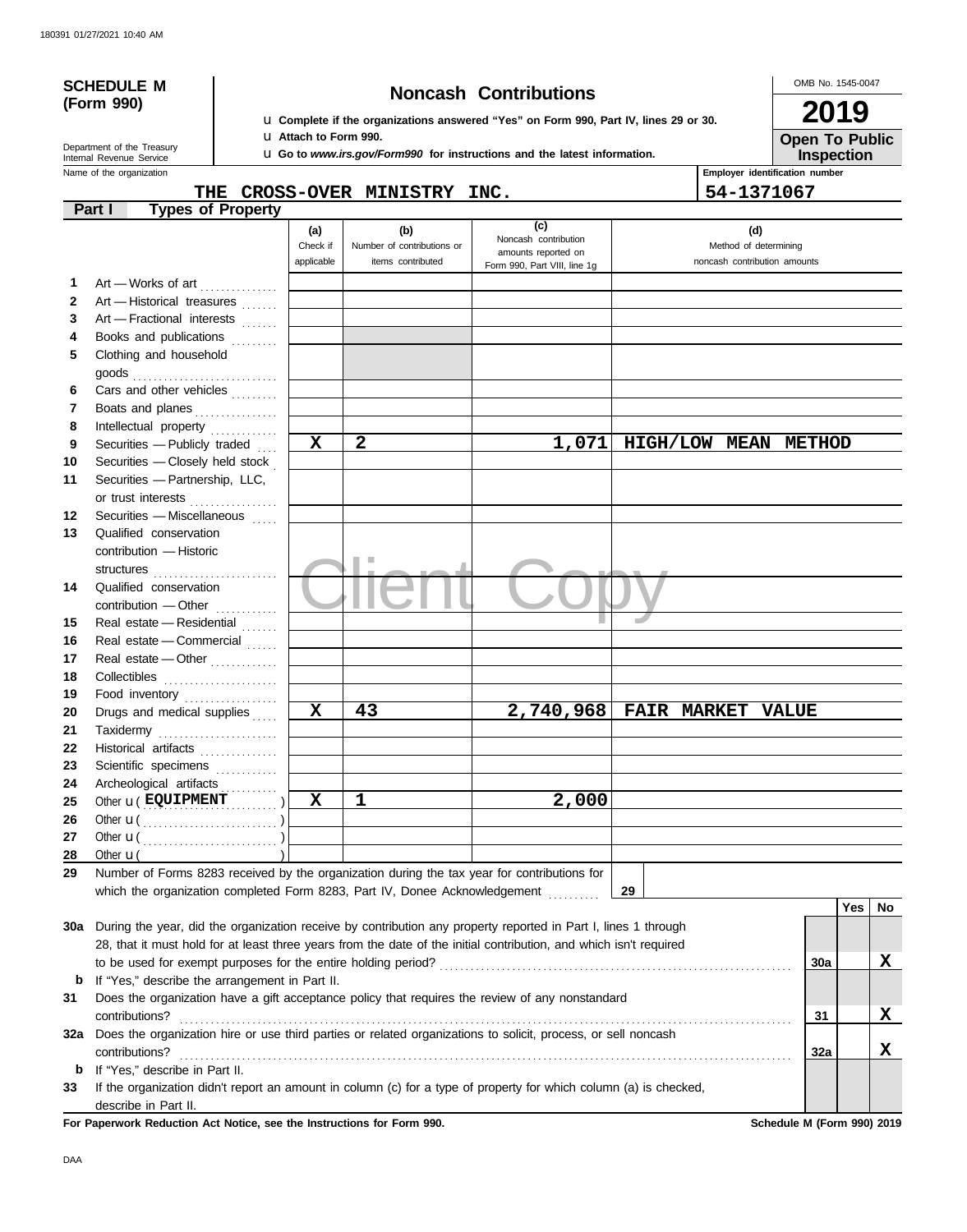180391 01/27/2021 10:40 AM

**SCHEDULE M (Form 990)**

Department of the Treasury
Internal Revenue Service

# Noncash Contributions

u Complete if the organizations answered "Yes" on Form 990, Part IV, lines 29 or 30.
u Attach to Form 990.
u Go to *www.irs.gov/Form990* for instructions and the latest information.

OMB No. 1545-0047

**2019**

**Open To Public Inspection**

Name of the organization: **THE CROSS-OVER MINISTRY INC.**

Employer identification number: **54-1371067**

## Part I — Types of Property

| | | (a) Check if applicable | (b) Number of contributions or items contributed | (c) Noncash contribution amounts reported on Form 990, Part VIII, line 1g | (d) Method of determining noncash contribution amounts |
|---|---|---|---|---|---|
| 1 | Art — Works of art | | | | |
| 2 | Art — Historical treasures | | | | |
| 3 | Art — Fractional interests | | | | |
| 4 | Books and publications | | | | |
| 5 | Clothing and household goods | | | | |
| 6 | Cars and other vehicles | | | | |
| 7 | Boats and planes | | | | |
| 8 | Intellectual property | | | | |
| 9 | Securities — Publicly traded | X | 2 | 1,071 | HIGH/LOW MEAN METHOD |
| 10 | Securities — Closely held stock | | | | |
| 11 | Securities — Partnership, LLC, or trust interests | | | | |
| 12 | Securities — Miscellaneous | | | | |
| 13 | Qualified conservation contribution — Historic structures | | | | |
| 14 | Qualified conservation contribution — Other | | | | |
| 15 | Real estate — Residential | | | | |
| 16 | Real estate — Commercial | | | | |
| 17 | Real estate — Other | | | | |
| 18 | Collectibles | | | | |
| 19 | Food inventory | | | | |
| 20 | Drugs and medical supplies | X | 43 | 2,740,968 | FAIR MARKET VALUE |
| 21 | Taxidermy | | | | |
| 22 | Historical artifacts | | | | |
| 23 | Scientific specimens | | | | |
| 24 | Archeological artifacts | | | | |
| 25 | Other u ( EQUIPMENT ) | X | 1 | 2,000 | |
| 26 | Other u ( ) | | | | |
| 27 | Other u ( ) | | | | |
| 28 | Other u ( ) | | | | |

Client Copy

29 Number of Forms 8283 received by the organization during the tax year for contributions for which the organization completed Form 8283, Part IV, Donee Acknowledgement ........ **29**

| | | | Yes | No |
|---|---|---|---|---|
| 30a | During the year, did the organization receive by contribution any property reported in Part I, lines 1 through 28, that it must hold for at least three years from the date of the initial contribution, and which isn't required to be used for exempt purposes for the entire holding period? | 30a | | X |
| b | If "Yes," describe the arrangement in Part II. | | | |
| 31 | Does the organization have a gift acceptance policy that requires the review of any nonstandard contributions? | 31 | | X |
| 32a | Does the organization hire or use third parties or related organizations to solicit, process, or sell noncash contributions? | 32a | | X |
| b | If "Yes," describe in Part II. | | | |
| 33 | If the organization didn't report an amount in column (c) for a type of property for which column (a) is checked, describe in Part II. | | | |

**For Paperwork Reduction Act Notice, see the Instructions for Form 990.** **Schedule M (Form 990) 2019**

DAA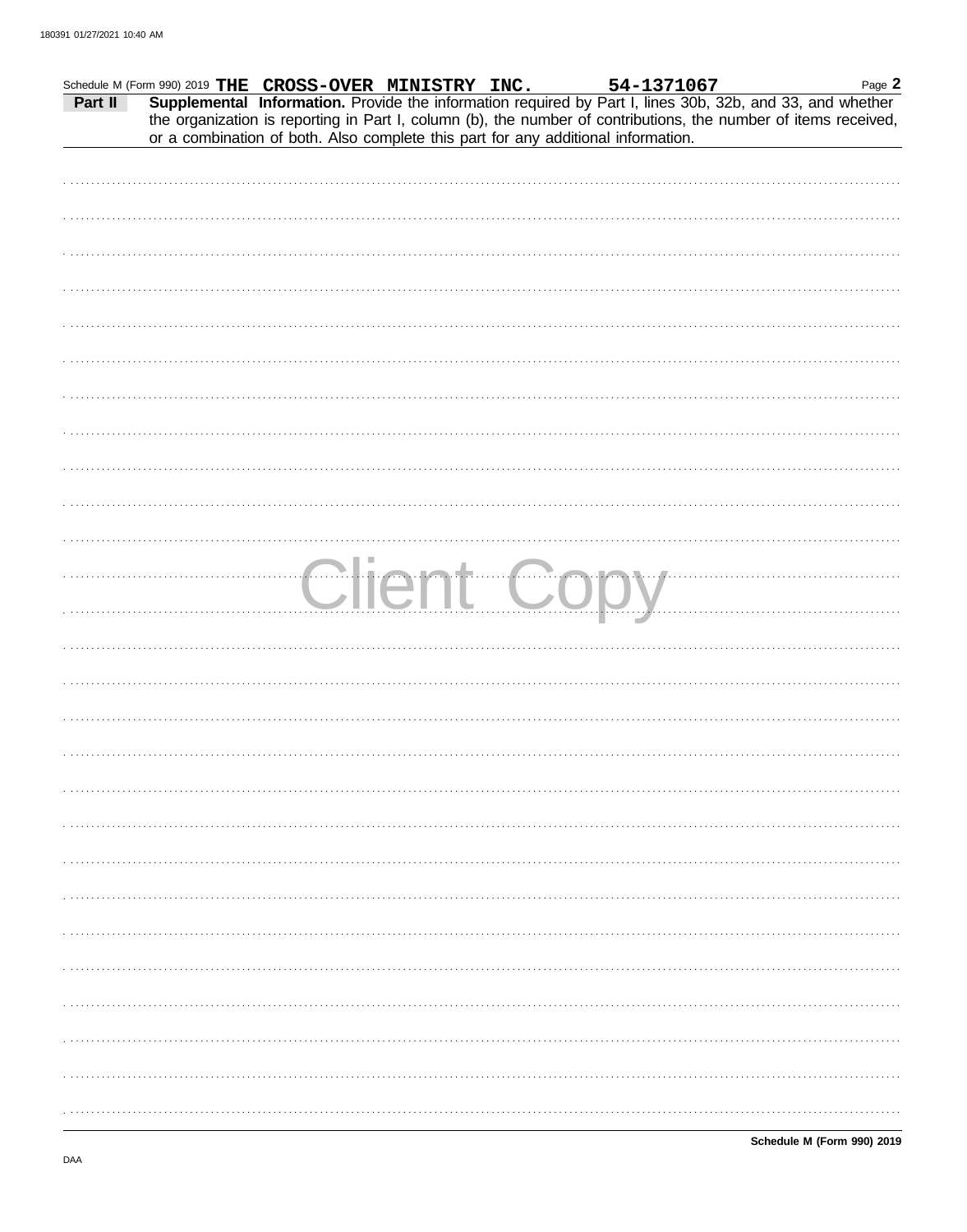Schedule M (Form 990) 2019 **THE CROSS-OVER MINISTRY INC.** **54-1371067** Page **2**

**Part II** **Supplemental Information.** Provide the information required by Part I, lines 30b, 32b, and 33, and whether the organization is reporting in Part I, column (b), the number of contributions, the number of items received, or a combination of both. Also complete this part for any additional information.

Client Copy

**Schedule M (Form 990) 2019**

DAA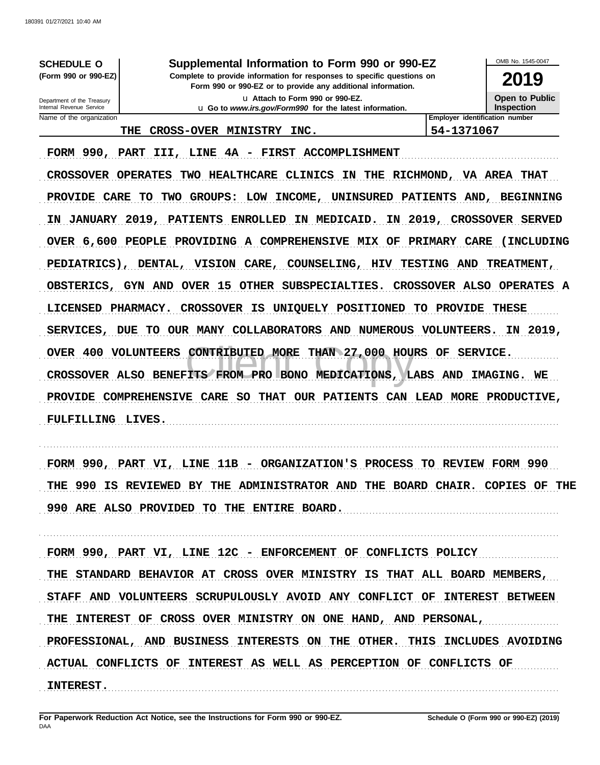**SCHEDULE O** (Form 990 or 990-EZ)

Department of the Treasury
Internal Revenue Service

# Supplemental Information to Form 990 or 990-EZ

**Complete to provide information for responses to specific questions on Form 990 or 990-EZ or to provide any additional information.**

u Attach to Form 990 or 990-EZ.
u Go to *www.irs.gov/Form990* for the latest information.

OMB No. 1545-0047

**2019**

**Open to Public Inspection**

| Name of the organization | Employer identification number |
|---|---|
| THE CROSS-OVER MINISTRY INC. | 54-1371067 |

FORM 990, PART III, LINE 4A - FIRST ACCOMPLISHMENT

CROSSOVER OPERATES TWO HEALTHCARE CLINICS IN THE RICHMOND, VA AREA THAT PROVIDE CARE TO TWO GROUPS: LOW INCOME, UNINSURED PATIENTS AND, BEGINNING IN JANUARY 2019, PATIENTS ENROLLED IN MEDICAID. IN 2019, CROSSOVER SERVED OVER 6,600 PEOPLE PROVIDING A COMPREHENSIVE MIX OF PRIMARY CARE (INCLUDING PEDIATRICS), DENTAL, VISION CARE, COUNSELING, HIV TESTING AND TREATMENT, OBSTERICS, GYN AND OVER 15 OTHER SUBSPECIALTIES. CROSSOVER ALSO OPERATES A LICENSED PHARMACY. CROSSOVER IS UNIQUELY POSITIONED TO PROVIDE THESE SERVICES, DUE TO OUR MANY COLLABORATORS AND NUMEROUS VOLUNTEERS. IN 2019, OVER 400 VOLUNTEERS CONTRIBUTED MORE THAN 27,000 HOURS OF SERVICE. CROSSOVER ALSO BENEFITS FROM PRO BONO MEDICATIONS, LABS AND IMAGING. WE PROVIDE COMPREHENSIVE CARE SO THAT OUR PATIENTS CAN LEAD MORE PRODUCTIVE, FULFILLING LIVES.

FORM 990, PART VI, LINE 11B - ORGANIZATION'S PROCESS TO REVIEW FORM 990

THE 990 IS REVIEWED BY THE ADMINISTRATOR AND THE BOARD CHAIR. COPIES OF THE 990 ARE ALSO PROVIDED TO THE ENTIRE BOARD.

FORM 990, PART VI, LINE 12C - ENFORCEMENT OF CONFLICTS POLICY

THE STANDARD BEHAVIOR AT CROSS OVER MINISTRY IS THAT ALL BOARD MEMBERS, STAFF AND VOLUNTEERS SCRUPULOUSLY AVOID ANY CONFLICT OF INTEREST BETWEEN THE INTEREST OF CROSS OVER MINISTRY ON ONE HAND, AND PERSONAL, PROFESSIONAL, AND BUSINESS INTERESTS ON THE OTHER. THIS INCLUDES AVOIDING ACTUAL CONFLICTS OF INTEREST AS WELL AS PERCEPTION OF CONFLICTS OF INTEREST.

**For Paperwork Reduction Act Notice, see the Instructions for Form 990 or 990-EZ.** **Schedule O (Form 990 or 990-EZ) (2019)**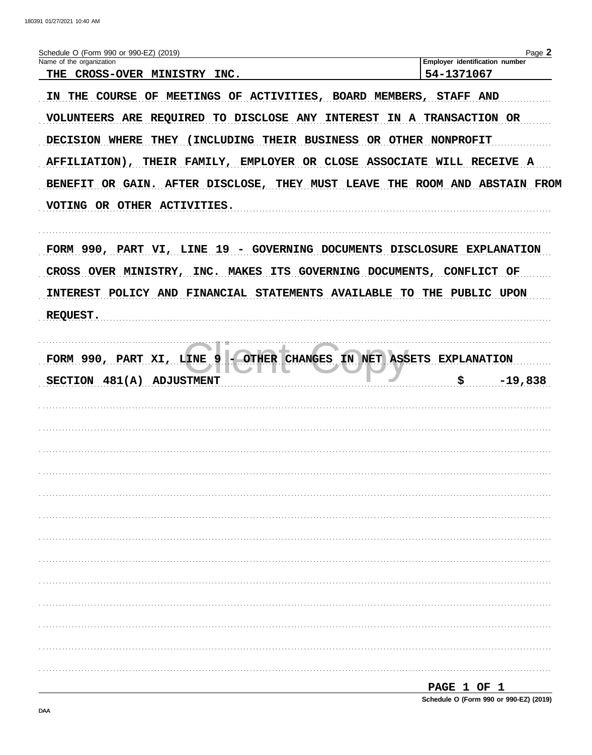Schedule O (Form 990 or 990-EZ) (2019)

| Name of the organization | Employer identification number |
|---|---|
| THE CROSS-OVER MINISTRY INC. | 54-1371067 |

IN THE COURSE OF MEETINGS OF ACTIVITIES, BOARD MEMBERS, STAFF AND VOLUNTEERS ARE REQUIRED TO DISCLOSE ANY INTEREST IN A TRANSACTION OR DECISION WHERE THEY (INCLUDING THEIR BUSINESS OR OTHER NONPROFIT AFFILIATION), THEIR FAMILY, EMPLOYER OR CLOSE ASSOCIATE WILL RECEIVE A BENEFIT OR GAIN. AFTER DISCLOSE, THEY MUST LEAVE THE ROOM AND ABSTAIN FROM VOTING OR OTHER ACTIVITIES.

FORM 990, PART VI, LINE 19 - GOVERNING DOCUMENTS DISCLOSURE EXPLANATION

CROSS OVER MINISTRY, INC. MAKES ITS GOVERNING DOCUMENTS, CONFLICT OF INTEREST POLICY AND FINANCIAL STATEMENTS AVAILABLE TO THE PUBLIC UPON REQUEST.

FORM 990, PART XI, LINE 9 - OTHER CHANGES IN NET ASSETS EXPLANATION

SECTION 481(A) ADJUSTMENT $ -19,838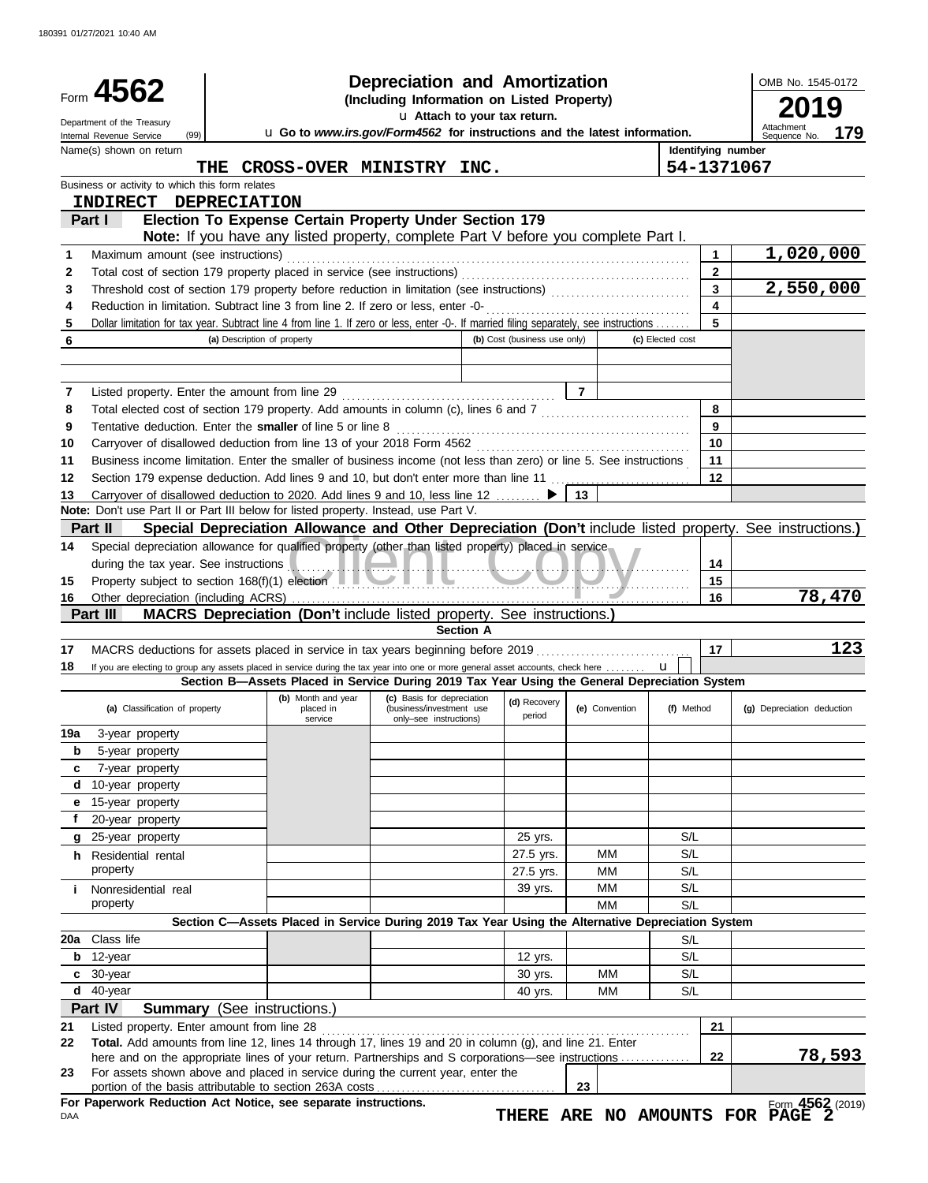180391 01/27/2021 10:40 AM

# Form 4562 — Depreciation and Amortization

**(Including Information on Listed Property)**

Attach to your tax return.

Go to *www.irs.gov/Form4562* for instructions and the latest information.

Department of the Treasury
Internal Revenue Service (99)

OMB No. 1545-0172

**2019**

Attachment Sequence No. **179**

| Name(s) shown on return | Identifying number |
|---|---|
| THE CROSS-OVER MINISTRY INC. | 54-1371067 |

Business or activity to which this form relates

INDIRECT DEPRECIATION

## Part I — Election To Expense Certain Property Under Section 179

**Note:** If you have any listed property, complete Part V before you complete Part I.

| Line | Description | Box | Amount |
|---|---|---|---|
| 1 | Maximum amount (see instructions) | 1 | 1,020,000 |
| 2 | Total cost of section 179 property placed in service (see instructions) | 2 | |
| 3 | Threshold cost of section 179 property before reduction in limitation (see instructions) | 3 | 2,550,000 |
| 4 | Reduction in limitation. Subtract line 3 from line 2. If zero or less, enter -0- | 4 | |
| 5 | Dollar limitation for tax year. Subtract line 4 from line 1. If zero or less, enter -0-. If married filing separately, see instructions | 5 | |

| 6 | (a) Description of property | (b) Cost (business use only) | (c) Elected cost |
|---|---|---|---|
| | | | |
| | | | |

| Line | Description | Box | Amount |
|---|---|---|---|
| 7 | Listed property. Enter the amount from line 29 | 7 | |
| 8 | Total elected cost of section 179 property. Add amounts in column (c), lines 6 and 7 | 8 | |
| 9 | Tentative deduction. Enter the **smaller** of line 5 or line 8 | 9 | |
| 10 | Carryover of disallowed deduction from line 13 of your 2018 Form 4562 | 10 | |
| 11 | Business income limitation. Enter the smaller of business income (not less than zero) or line 5. See instructions | 11 | |
| 12 | Section 179 expense deduction. Add lines 9 and 10, but don't enter more than line 11 | 12 | |
| 13 | Carryover of disallowed deduction to 2020. Add lines 9 and 10, less line 12 | 13 | |

**Note:** Don't use Part II or Part III below for listed property. Instead, use Part V.

## Part II — Special Depreciation Allowance and Other Depreciation (Don't include listed property. See instructions.)

| Line | Description | Box | Amount |
|---|---|---|---|
| 14 | Special depreciation allowance for qualified property (other than listed property) placed in service during the tax year. See instructions | 14 | |
| 15 | Property subject to section 168(f)(1) election | 15 | |
| 16 | Other depreciation (including ACRS) | 16 | 78,470 |

## Part III — MACRS Depreciation (Don't include listed property. See instructions.)

### Section A

| Line | Description | Box | Amount |
|---|---|---|---|
| 17 | MACRS deductions for assets placed in service in tax years beginning before 2019 | 17 | 123 |
| 18 | If you are electing to group any assets placed in service during the tax year into one or more general asset accounts, check here | | |

### Section B—Assets Placed in Service During 2019 Tax Year Using the General Depreciation System

| (a) Classification of property | (b) Month and year placed in service | (c) Basis for depreciation (business/investment use only–see instructions) | (d) Recovery period | (e) Convention | (f) Method | (g) Depreciation deduction |
|---|---|---|---|---|---|---|
| 19a 3-year property | | | | | | |
| b 5-year property | | | | | | |
| c 7-year property | | | | | | |
| d 10-year property | | | | | | |
| e 15-year property | | | | | | |
| f 20-year property | | | | | | |
| g 25-year property | | | 25 yrs. | | S/L | |
| h Residential rental property | | | 27.5 yrs. | MM | S/L | |
| | | | 27.5 yrs. | MM | S/L | |
| i Nonresidential real property | | | 39 yrs. | MM | S/L | |
| | | | | MM | S/L | |

### Section C—Assets Placed in Service During 2019 Tax Year Using the Alternative Depreciation System

| (a) Classification of property | (b) Month and year placed in service | (c) Basis for depreciation | (d) Recovery period | (e) Convention | (f) Method | (g) Depreciation deduction |
|---|---|---|---|---|---|---|
| 20a Class life | | | | | S/L | |
| b 12-year | | | 12 yrs. | | S/L | |
| c 30-year | | | 30 yrs. | MM | S/L | |
| d 40-year | | | 40 yrs. | MM | S/L | |

## Part IV — Summary (See instructions.)

| Line | Description | Box | Amount |
|---|---|---|---|
| 21 | Listed property. Enter amount from line 28 | 21 | |
| 22 | **Total.** Add amounts from line 12, lines 14 through 17, lines 19 and 20 in column (g), and line 21. Enter here and on the appropriate lines of your return. Partnerships and S corporations—see instructions | 22 | 78,593 |
| 23 | For assets shown above and placed in service during the current year, enter the portion of the basis attributable to section 263A costs | 23 | |

**For Paperwork Reduction Act Notice, see separate instructions.**

DAA

Form **4562** (2019)

THERE ARE NO AMOUNTS FOR PAGE 2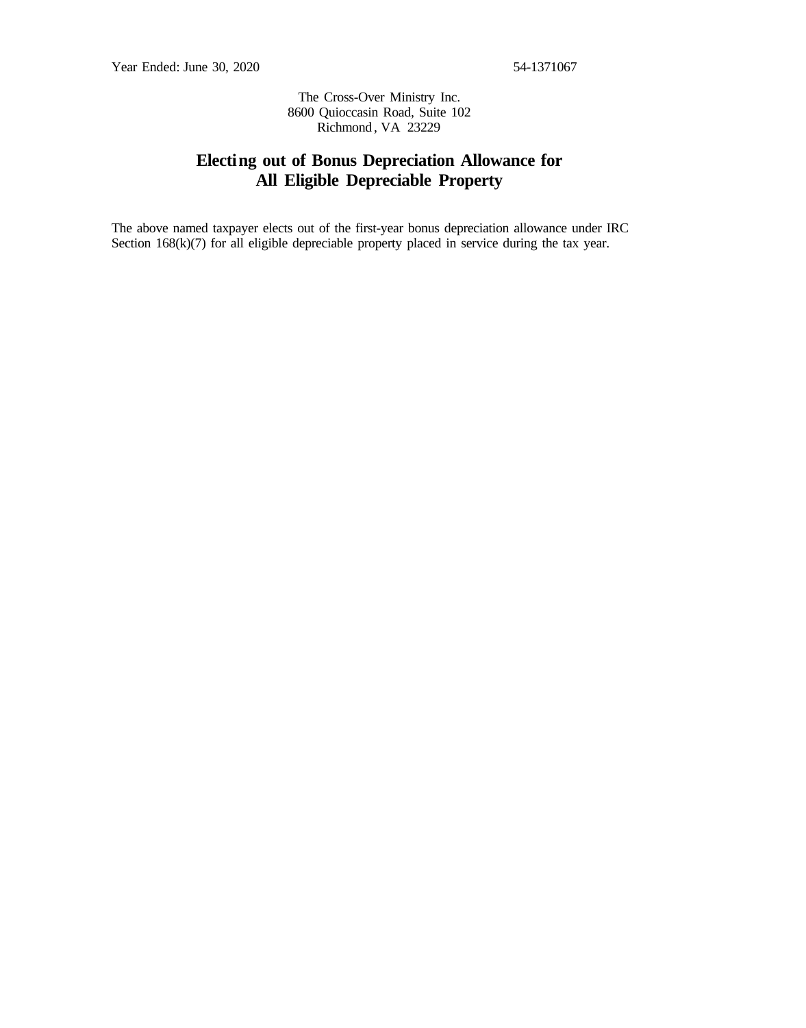Year Ended: June 30, 2020 54-1371067

The Cross-Over Ministry Inc.
8600 Quioccasin Road, Suite 102
Richmond, VA 23229

# Electing out of Bonus Depreciation Allowance for All Eligible Depreciable Property

The above named taxpayer elects out of the first-year bonus depreciation allowance under IRC Section 168(k)(7) for all eligible depreciable property placed in service during the tax year.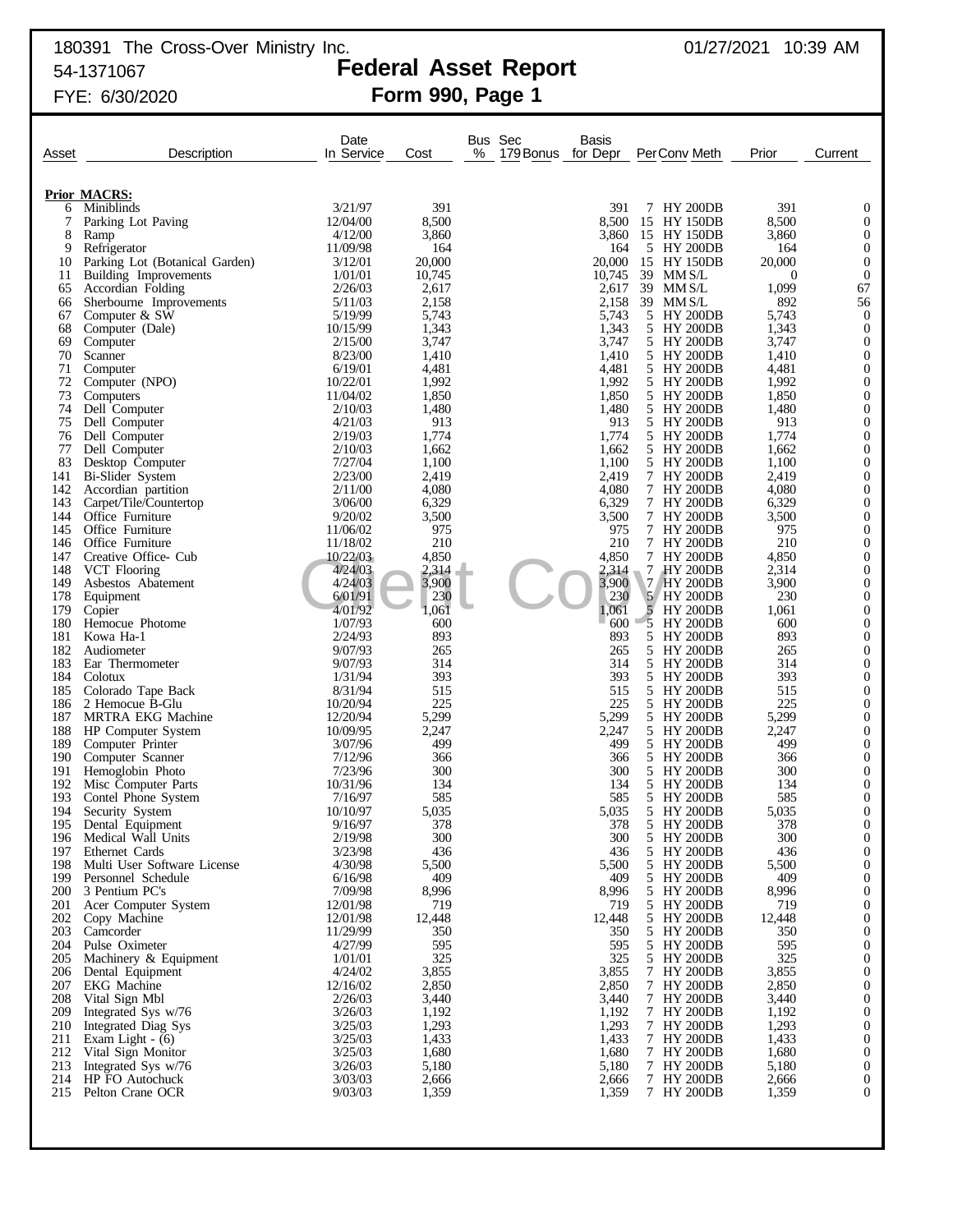180391 The Cross-Over Ministry Inc.  01/27/2021 10:39 AM
54-1371067
FYE: 6/30/2020

# Federal Asset Report
## Form 990, Page 1

| Asset | Description | Date In Service | Cost | Bus % | Sec 179 Bonus | Basis for Depr | Per | Conv | Meth | Prior | Current |
|---|---|---|---|---|---|---|---|---|---|---|---|
| | **Prior MACRS:** | | | | | | | | | | |
| 6 | Miniblinds | 3/21/97 | 391 | | | 391 | 7 | HY | 200DB | 391 | 0 |
| 7 | Parking Lot Paving | 12/04/00 | 8,500 | | | 8,500 | 15 | HY | 150DB | 8,500 | 0 |
| 8 | Ramp | 4/12/00 | 3,860 | | | 3,860 | 15 | HY | 150DB | 3,860 | 0 |
| 9 | Refrigerator | 11/09/98 | 164 | | | 164 | 5 | HY | 200DB | 164 | 0 |
| 10 | Parking Lot (Botanical Garden) | 3/12/01 | 20,000 | | | 20,000 | 15 | HY | 150DB | 20,000 | 0 |
| 11 | Building Improvements | 1/01/01 | 10,745 | | | 10,745 | 39 | MM | S/L | 0 | 0 |
| 65 | Accordian Folding | 2/26/03 | 2,617 | | | 2,617 | 39 | MM | S/L | 1,099 | 67 |
| 66 | Sherbourne Improvements | 5/11/03 | 2,158 | | | 2,158 | 39 | MM | S/L | 892 | 56 |
| 67 | Computer & SW | 5/19/99 | 5,743 | | | 5,743 | 5 | HY | 200DB | 5,743 | 0 |
| 68 | Computer (Dale) | 10/15/99 | 1,343 | | | 1,343 | 5 | HY | 200DB | 1,343 | 0 |
| 69 | Computer | 2/15/00 | 3,747 | | | 3,747 | 5 | HY | 200DB | 3,747 | 0 |
| 70 | Scanner | 8/23/00 | 1,410 | | | 1,410 | 5 | HY | 200DB | 1,410 | 0 |
| 71 | Computer | 6/19/01 | 4,481 | | | 4,481 | 5 | HY | 200DB | 4,481 | 0 |
| 72 | Computer (NPO) | 10/22/01 | 1,992 | | | 1,992 | 5 | HY | 200DB | 1,992 | 0 |
| 73 | Computers | 11/04/02 | 1,850 | | | 1,850 | 5 | HY | 200DB | 1,850 | 0 |
| 74 | Dell Computer | 2/10/03 | 1,480 | | | 1,480 | 5 | HY | 200DB | 1,480 | 0 |
| 75 | Dell Computer | 4/21/03 | 913 | | | 913 | 5 | HY | 200DB | 913 | 0 |
| 76 | Dell Computer | 2/19/03 | 1,774 | | | 1,774 | 5 | HY | 200DB | 1,774 | 0 |
| 77 | Dell Computer | 2/10/03 | 1,662 | | | 1,662 | 5 | HY | 200DB | 1,662 | 0 |
| 83 | Desktop Computer | 7/27/04 | 1,100 | | | 1,100 | 5 | HY | 200DB | 1,100 | 0 |
| 141 | Bi-Slider System | 2/23/00 | 2,419 | | | 2,419 | 7 | HY | 200DB | 2,419 | 0 |
| 142 | Accordian partition | 2/11/00 | 4,080 | | | 4,080 | 7 | HY | 200DB | 4,080 | 0 |
| 143 | Carpet/Tile/Countertop | 3/06/00 | 6,329 | | | 6,329 | 7 | HY | 200DB | 6,329 | 0 |
| 144 | Office Furniture | 9/20/02 | 3,500 | | | 3,500 | 7 | HY | 200DB | 3,500 | 0 |
| 145 | Office Furniture | 11/06/02 | 975 | | | 975 | 7 | HY | 200DB | 975 | 0 |
| 146 | Office Furniture | 11/18/02 | 210 | | | 210 | 7 | HY | 200DB | 210 | 0 |
| 147 | Creative Office- Cub | 10/22/03 | 4,850 | | | 4,850 | 7 | HY | 200DB | 4,850 | 0 |
| 148 | VCT Flooring | 4/24/03 | 2,314 | | | 2,314 | 7 | HY | 200DB | 2,314 | 0 |
| 149 | Asbestos Abatement | 4/24/03 | 3,900 | | | 3,900 | 7 | HY | 200DB | 3,900 | 0 |
| 178 | Equipment | 6/01/91 | 230 | | | 230 | 5 | HY | 200DB | 230 | 0 |
| 179 | Copier | 4/01/92 | 1,061 | | | 1,061 | 5 | HY | 200DB | 1,061 | 0 |
| 180 | Hemocue Photome | 1/07/93 | 600 | | | 600 | 5 | HY | 200DB | 600 | 0 |
| 181 | Kowa Ha-1 | 2/24/93 | 893 | | | 893 | 5 | HY | 200DB | 893 | 0 |
| 182 | Audiometer | 9/07/93 | 265 | | | 265 | 5 | HY | 200DB | 265 | 0 |
| 183 | Ear Thermometer | 9/07/93 | 314 | | | 314 | 5 | HY | 200DB | 314 | 0 |
| 184 | Colotux | 1/31/94 | 393 | | | 393 | 5 | HY | 200DB | 393 | 0 |
| 185 | Colorado Tape Back | 8/31/94 | 515 | | | 515 | 5 | HY | 200DB | 515 | 0 |
| 186 | 2 Hemocue B-Glu | 10/20/94 | 225 | | | 225 | 5 | HY | 200DB | 225 | 0 |
| 187 | MRTRA EKG Machine | 12/20/94 | 5,299 | | | 5,299 | 5 | HY | 200DB | 5,299 | 0 |
| 188 | HP Computer System | 10/09/95 | 2,247 | | | 2,247 | 5 | HY | 200DB | 2,247 | 0 |
| 189 | Computer Printer | 3/07/96 | 499 | | | 499 | 5 | HY | 200DB | 499 | 0 |
| 190 | Computer Scanner | 7/12/96 | 366 | | | 366 | 5 | HY | 200DB | 366 | 0 |
| 191 | Hemoglobin Photo | 7/23/96 | 300 | | | 300 | 5 | HY | 200DB | 300 | 0 |
| 192 | Misc Computer Parts | 10/31/96 | 134 | | | 134 | 5 | HY | 200DB | 134 | 0 |
| 193 | Contel Phone System | 7/16/97 | 585 | | | 585 | 5 | HY | 200DB | 585 | 0 |
| 194 | Security System | 10/10/97 | 5,035 | | | 5,035 | 5 | HY | 200DB | 5,035 | 0 |
| 195 | Dental Equipment | 9/16/97 | 378 | | | 378 | 5 | HY | 200DB | 378 | 0 |
| 196 | Medical Wall Units | 2/19/98 | 300 | | | 300 | 5 | HY | 200DB | 300 | 0 |
| 197 | Ethernet Cards | 3/23/98 | 436 | | | 436 | 5 | HY | 200DB | 436 | 0 |
| 198 | Multi User Software License | 4/30/98 | 5,500 | | | 5,500 | 5 | HY | 200DB | 5,500 | 0 |
| 199 | Personnel Schedule | 6/16/98 | 409 | | | 409 | 5 | HY | 200DB | 409 | 0 |
| 200 | 3 Pentium PC's | 7/09/98 | 8,996 | | | 8,996 | 5 | HY | 200DB | 8,996 | 0 |
| 201 | Acer Computer System | 12/01/98 | 719 | | | 719 | 5 | HY | 200DB | 719 | 0 |
| 202 | Copy Machine | 12/01/98 | 12,448 | | | 12,448 | 5 | HY | 200DB | 12,448 | 0 |
| 203 | Camcorder | 11/29/99 | 350 | | | 350 | 5 | HY | 200DB | 350 | 0 |
| 204 | Pulse Oximeter | 4/27/99 | 595 | | | 595 | 5 | HY | 200DB | 595 | 0 |
| 205 | Machinery & Equipment | 1/01/01 | 325 | | | 325 | 5 | HY | 200DB | 325 | 0 |
| 206 | Dental Equipment | 4/24/02 | 3,855 | | | 3,855 | 7 | HY | 200DB | 3,855 | 0 |
| 207 | EKG Machine | 12/16/02 | 2,850 | | | 2,850 | 7 | HY | 200DB | 2,850 | 0 |
| 208 | Vital Sign Mbl | 2/26/03 | 3,440 | | | 3,440 | 7 | HY | 200DB | 3,440 | 0 |
| 209 | Integrated Sys w/76 | 3/26/03 | 1,192 | | | 1,192 | 7 | HY | 200DB | 1,192 | 0 |
| 210 | Integrated Diag Sys | 3/25/03 | 1,293 | | | 1,293 | 7 | HY | 200DB | 1,293 | 0 |
| 211 | Exam Light - (6) | 3/25/03 | 1,433 | | | 1,433 | 7 | HY | 200DB | 1,433 | 0 |
| 212 | Vital Sign Monitor | 3/25/03 | 1,680 | | | 1,680 | 7 | HY | 200DB | 1,680 | 0 |
| 213 | Integrated Sys w/76 | 3/26/03 | 5,180 | | | 5,180 | 7 | HY | 200DB | 5,180 | 0 |
| 214 | HP FO Autochuck | 3/03/03 | 2,666 | | | 2,666 | 7 | HY | 200DB | 2,666 | 0 |
| 215 | Pelton Crane OCR | 9/03/03 | 1,359 | | | 1,359 | 7 | HY | 200DB | 1,359 | 0 |

Client Copy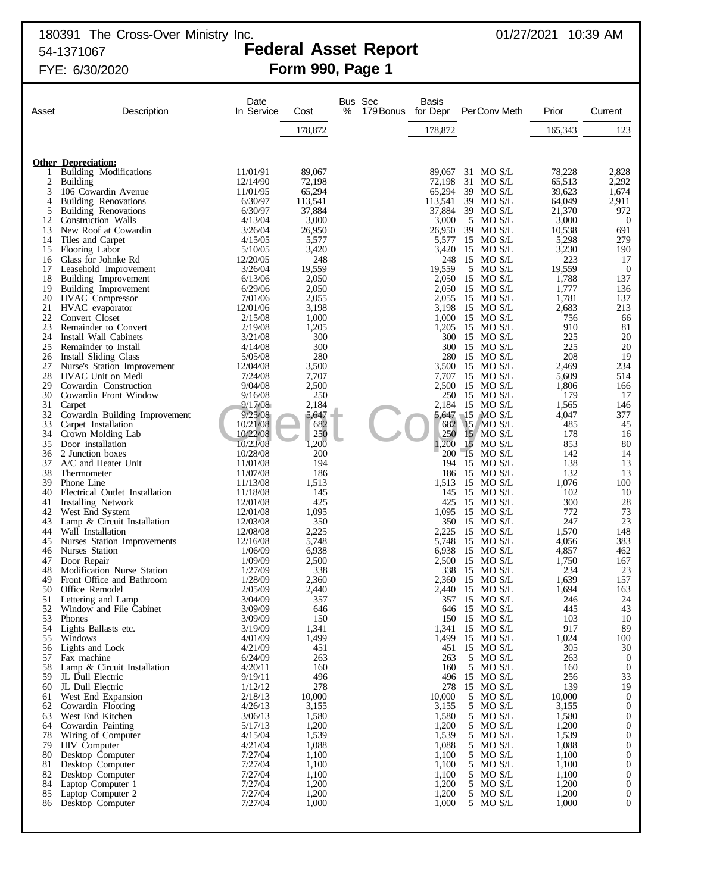180391 The Cross-Over Ministry Inc.
54-1371067
FYE: 6/30/2020

01/27/2021 10:39 AM

# Federal Asset Report
## Form 990, Page 1

| Asset | Description | Date In Service | Cost | Bus % | Sec 179 Bonus | Basis for Depr | Per | Conv | Meth | Prior | Current |
|---|---|---|---|---|---|---|---|---|---|---|---|
| | | | 178,872 | | | 178,872 | | | | 165,343 | 123 |
| | **Other Depreciation:** | | | | | | | | | | |
| 1 | Building Modifications | 11/01/91 | 89,067 | | | 89,067 | 31 | MO | S/L | 78,228 | 2,828 |
| 2 | Building | 12/14/90 | 72,198 | | | 72,198 | 31 | MO | S/L | 65,513 | 2,292 |
| 3 | 106 Cowardin Avenue | 11/01/95 | 65,294 | | | 65,294 | 39 | MO | S/L | 39,623 | 1,674 |
| 4 | Building Renovations | 6/30/97 | 113,541 | | | 113,541 | 39 | MO | S/L | 64,049 | 2,911 |
| 5 | Building Renovations | 6/30/97 | 37,884 | | | 37,884 | 39 | MO | S/L | 21,370 | 972 |
| 12 | Construction Walls | 4/13/04 | 3,000 | | | 3,000 | 5 | MO | S/L | 3,000 | 0 |
| 13 | New Roof at Cowardin | 3/26/04 | 26,950 | | | 26,950 | 39 | MO | S/L | 10,538 | 691 |
| 14 | Tiles and Carpet | 4/15/05 | 5,577 | | | 5,577 | 15 | MO | S/L | 5,298 | 279 |
| 15 | Flooring Labor | 5/10/05 | 3,420 | | | 3,420 | 15 | MO | S/L | 3,230 | 190 |
| 16 | Glass for Johnke Rd | 12/20/05 | 248 | | | 248 | 15 | MO | S/L | 223 | 17 |
| 17 | Leasehold Improvement | 3/26/04 | 19,559 | | | 19,559 | 5 | MO | S/L | 19,559 | 0 |
| 18 | Building Improvement | 6/13/06 | 2,050 | | | 2,050 | 15 | MO | S/L | 1,788 | 137 |
| 19 | Building Improvement | 6/29/06 | 2,050 | | | 2,050 | 15 | MO | S/L | 1,777 | 136 |
| 20 | HVAC Compressor | 7/01/06 | 2,055 | | | 2,055 | 15 | MO | S/L | 1,781 | 137 |
| 21 | HVAC evaporator | 12/01/06 | 3,198 | | | 3,198 | 15 | MO | S/L | 2,683 | 213 |
| 22 | Convert Closet | 2/15/08 | 1,000 | | | 1,000 | 15 | MO | S/L | 756 | 66 |
| 23 | Remainder to Convert | 2/19/08 | 1,205 | | | 1,205 | 15 | MO | S/L | 910 | 81 |
| 24 | Install Wall Cabinets | 3/21/08 | 300 | | | 300 | 15 | MO | S/L | 225 | 20 |
| 25 | Remainder to Install | 4/14/08 | 300 | | | 300 | 15 | MO | S/L | 225 | 20 |
| 26 | Install Sliding Glass | 5/05/08 | 280 | | | 280 | 15 | MO | S/L | 208 | 19 |
| 27 | Nurse's Station Improvement | 12/04/08 | 3,500 | | | 3,500 | 15 | MO | S/L | 2,469 | 234 |
| 28 | HVAC Unit on Medi | 7/24/08 | 7,707 | | | 7,707 | 15 | MO | S/L | 5,609 | 514 |
| 29 | Cowardin Construction | 9/04/08 | 2,500 | | | 2,500 | 15 | MO | S/L | 1,806 | 166 |
| 30 | Cowardin Front Window | 9/16/08 | 250 | | | 250 | 15 | MO | S/L | 179 | 17 |
| 31 | Carpet | 9/17/08 | 2,184 | | | 2,184 | 15 | MO | S/L | 1,565 | 146 |
| 32 | Cowardin Building Improvement | 9/25/08 | 5,647 | | | 5,647 | 15 | MO | S/L | 4,047 | 377 |
| 33 | Carpet Installation | 10/21/08 | 682 | | | 682 | 15 | MO | S/L | 485 | 45 |
| 34 | Crown Molding Lab | 10/22/08 | 250 | | | 250 | 15 | MO | S/L | 178 | 16 |
| 35 | Door installation | 10/23/08 | 1,200 | | | 1,200 | 15 | MO | S/L | 853 | 80 |
| 36 | 2 Junction boxes | 10/28/08 | 200 | | | 200 | 15 | MO | S/L | 142 | 14 |
| 37 | A/C and Heater Unit | 11/01/08 | 194 | | | 194 | 15 | MO | S/L | 138 | 13 |
| 38 | Thermometer | 11/07/08 | 186 | | | 186 | 15 | MO | S/L | 132 | 13 |
| 39 | Phone Line | 11/13/08 | 1,513 | | | 1,513 | 15 | MO | S/L | 1,076 | 100 |
| 40 | Electrical Outlet Installation | 11/18/08 | 145 | | | 145 | 15 | MO | S/L | 102 | 10 |
| 41 | Installing Network | 12/01/08 | 425 | | | 425 | 15 | MO | S/L | 300 | 28 |
| 42 | West End System | 12/01/08 | 1,095 | | | 1,095 | 15 | MO | S/L | 772 | 73 |
| 43 | Lamp & Circuit Installation | 12/03/08 | 350 | | | 350 | 15 | MO | S/L | 247 | 23 |
| 44 | Wall Installation | 12/08/08 | 2,225 | | | 2,225 | 15 | MO | S/L | 1,570 | 148 |
| 45 | Nurses Station Improvements | 12/16/08 | 5,748 | | | 5,748 | 15 | MO | S/L | 4,056 | 383 |
| 46 | Nurses Station | 1/06/09 | 6,938 | | | 6,938 | 15 | MO | S/L | 4,857 | 462 |
| 47 | Door Repair | 1/09/09 | 2,500 | | | 2,500 | 15 | MO | S/L | 1,750 | 167 |
| 48 | Modification Nurse Station | 1/27/09 | 338 | | | 338 | 15 | MO | S/L | 234 | 23 |
| 49 | Front Office and Bathroom | 1/28/09 | 2,360 | | | 2,360 | 15 | MO | S/L | 1,639 | 157 |
| 50 | Office Remodel | 2/05/09 | 2,440 | | | 2,440 | 15 | MO | S/L | 1,694 | 163 |
| 51 | Lettering and Lamp | 3/04/09 | 357 | | | 357 | 15 | MO | S/L | 246 | 24 |
| 52 | Window and File Cabinet | 3/09/09 | 646 | | | 646 | 15 | MO | S/L | 445 | 43 |
| 53 | Phones | 3/09/09 | 150 | | | 150 | 15 | MO | S/L | 103 | 10 |
| 54 | Lights Ballasts etc. | 3/19/09 | 1,341 | | | 1,341 | 15 | MO | S/L | 917 | 89 |
| 55 | Windows | 4/01/09 | 1,499 | | | 1,499 | 15 | MO | S/L | 1,024 | 100 |
| 56 | Lights and Lock | 4/21/09 | 451 | | | 451 | 15 | MO | S/L | 305 | 30 |
| 57 | Fax machine | 6/24/09 | 263 | | | 263 | 5 | MO | S/L | 263 | 0 |
| 58 | Lamp & Circuit Installation | 4/20/11 | 160 | | | 160 | 5 | MO | S/L | 160 | 0 |
| 59 | JL Dull Electric | 9/19/11 | 496 | | | 496 | 15 | MO | S/L | 256 | 33 |
| 60 | JL Dull Electric | 1/12/12 | 278 | | | 278 | 15 | MO | S/L | 139 | 19 |
| 61 | West End Expansion | 2/18/13 | 10,000 | | | 10,000 | 5 | MO | S/L | 10,000 | 0 |
| 62 | Cowardin Flooring | 4/26/13 | 3,155 | | | 3,155 | 5 | MO | S/L | 3,155 | 0 |
| 63 | West End Kitchen | 3/06/13 | 1,580 | | | 1,580 | 5 | MO | S/L | 1,580 | 0 |
| 64 | Cowardin Painting | 5/17/13 | 1,200 | | | 1,200 | 5 | MO | S/L | 1,200 | 0 |
| 78 | Wiring of Computer | 4/15/04 | 1,539 | | | 1,539 | 5 | MO | S/L | 1,539 | 0 |
| 79 | HIV Computer | 4/21/04 | 1,088 | | | 1,088 | 5 | MO | S/L | 1,088 | 0 |
| 80 | Desktop Computer | 7/27/04 | 1,100 | | | 1,100 | 5 | MO | S/L | 1,100 | 0 |
| 81 | Desktop Computer | 7/27/04 | 1,100 | | | 1,100 | 5 | MO | S/L | 1,100 | 0 |
| 82 | Desktop Computer | 7/27/04 | 1,100 | | | 1,100 | 5 | MO | S/L | 1,100 | 0 |
| 84 | Laptop Computer 1 | 7/27/04 | 1,200 | | | 1,200 | 5 | MO | S/L | 1,200 | 0 |
| 85 | Laptop Computer 2 | 7/27/04 | 1,200 | | | 1,200 | 5 | MO | S/L | 1,200 | 0 |
| 86 | Desktop Computer | 7/27/04 | 1,000 | | | 1,000 | 5 | MO | S/L | 1,000 | 0 |

Client Copy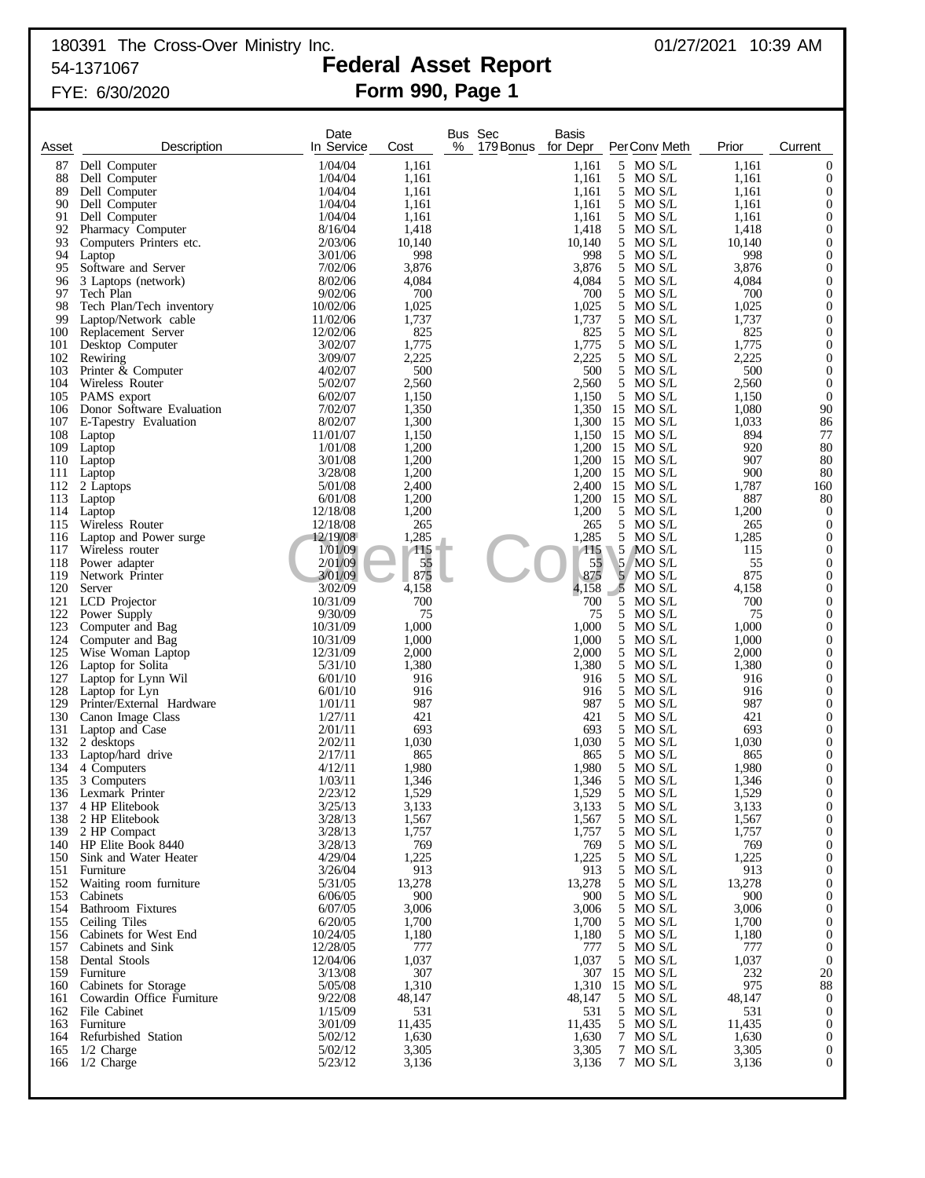180391 The Cross-Over Ministry Inc. 01/27/2021 10:39 AM

54-1371067

FYE: 6/30/2020

# Federal Asset Report
## Form 990, Page 1

| Asset | Description | Date In Service | Cost | Bus % | Sec 179 Bonus | Basis for Depr | Per | Conv | Meth | Prior | Current |
|---|---|---|---|---|---|---|---|---|---|---|---|
| 87 | Dell Computer | 1/04/04 | 1,161 | | | 1,161 | 5 | MO | S/L | 1,161 | 0 |
| 88 | Dell Computer | 1/04/04 | 1,161 | | | 1,161 | 5 | MO | S/L | 1,161 | 0 |
| 89 | Dell Computer | 1/04/04 | 1,161 | | | 1,161 | 5 | MO | S/L | 1,161 | 0 |
| 90 | Dell Computer | 1/04/04 | 1,161 | | | 1,161 | 5 | MO | S/L | 1,161 | 0 |
| 91 | Dell Computer | 1/04/04 | 1,161 | | | 1,161 | 5 | MO | S/L | 1,161 | 0 |
| 92 | Pharmacy Computer | 8/16/04 | 1,418 | | | 1,418 | 5 | MO | S/L | 1,418 | 0 |
| 93 | Computers Printers etc. | 2/03/06 | 10,140 | | | 10,140 | 5 | MO | S/L | 10,140 | 0 |
| 94 | Laptop | 3/01/06 | 998 | | | 998 | 5 | MO | S/L | 998 | 0 |
| 95 | Software and Server | 7/02/06 | 3,876 | | | 3,876 | 5 | MO | S/L | 3,876 | 0 |
| 96 | 3 Laptops (network) | 8/02/06 | 4,084 | | | 4,084 | 5 | MO | S/L | 4,084 | 0 |
| 97 | Tech Plan | 9/02/06 | 700 | | | 700 | 5 | MO | S/L | 700 | 0 |
| 98 | Tech Plan/Tech inventory | 10/02/06 | 1,025 | | | 1,025 | 5 | MO | S/L | 1,025 | 0 |
| 99 | Laptop/Network cable | 11/02/06 | 1,737 | | | 1,737 | 5 | MO | S/L | 1,737 | 0 |
| 100 | Replacement Server | 12/02/06 | 825 | | | 825 | 5 | MO | S/L | 825 | 0 |
| 101 | Desktop Computer | 3/02/07 | 1,775 | | | 1,775 | 5 | MO | S/L | 1,775 | 0 |
| 102 | Rewiring | 3/09/07 | 2,225 | | | 2,225 | 5 | MO | S/L | 2,225 | 0 |
| 103 | Printer & Computer | 4/02/07 | 500 | | | 500 | 5 | MO | S/L | 500 | 0 |
| 104 | Wireless Router | 5/02/07 | 2,560 | | | 2,560 | 5 | MO | S/L | 2,560 | 0 |
| 105 | PAMS export | 6/02/07 | 1,150 | | | 1,150 | 5 | MO | S/L | 1,150 | 0 |
| 106 | Donor Software Evaluation | 7/02/07 | 1,350 | | | 1,350 | 15 | MO | S/L | 1,080 | 90 |
| 107 | E-Tapestry Evaluation | 8/02/07 | 1,300 | | | 1,300 | 15 | MO | S/L | 1,033 | 86 |
| 108 | Laptop | 11/01/07 | 1,150 | | | 1,150 | 15 | MO | S/L | 894 | 77 |
| 109 | Laptop | 1/01/08 | 1,200 | | | 1,200 | 15 | MO | S/L | 920 | 80 |
| 110 | Laptop | 3/01/08 | 1,200 | | | 1,200 | 15 | MO | S/L | 907 | 80 |
| 111 | Laptop | 3/28/08 | 1,200 | | | 1,200 | 15 | MO | S/L | 900 | 80 |
| 112 | 2 Laptops | 5/01/08 | 2,400 | | | 2,400 | 15 | MO | S/L | 1,787 | 160 |
| 113 | Laptop | 6/01/08 | 1,200 | | | 1,200 | 15 | MO | S/L | 887 | 80 |
| 114 | Laptop | 12/18/08 | 1,200 | | | 1,200 | 5 | MO | S/L | 1,200 | 0 |
| 115 | Wireless Router | 12/18/08 | 265 | | | 265 | 5 | MO | S/L | 265 | 0 |
| 116 | Laptop and Power surge | 12/19/08 | 1,285 | | | 1,285 | 5 | MO | S/L | 1,285 | 0 |
| 117 | Wireless router | 1/01/09 | 115 | | | 115 | 5 | MO | S/L | 115 | 0 |
| 118 | Power adapter | 2/01/09 | 55 | | | 55 | 5 | MO | S/L | 55 | 0 |
| 119 | Network Printer | 3/01/09 | 875 | | | 875 | 5 | MO | S/L | 875 | 0 |
| 120 | Server | 3/02/09 | 4,158 | | | 4,158 | 5 | MO | S/L | 4,158 | 0 |
| 121 | LCD Projector | 10/31/09 | 700 | | | 700 | 5 | MO | S/L | 700 | 0 |
| 122 | Power Supply | 9/30/09 | 75 | | | 75 | 5 | MO | S/L | 75 | 0 |
| 123 | Computer and Bag | 10/31/09 | 1,000 | | | 1,000 | 5 | MO | S/L | 1,000 | 0 |
| 124 | Computer and Bag | 10/31/09 | 1,000 | | | 1,000 | 5 | MO | S/L | 1,000 | 0 |
| 125 | Wise Woman Laptop | 12/31/09 | 2,000 | | | 2,000 | 5 | MO | S/L | 2,000 | 0 |
| 126 | Laptop for Solita | 5/31/10 | 1,380 | | | 1,380 | 5 | MO | S/L | 1,380 | 0 |
| 127 | Laptop for Lynn Wil | 6/01/10 | 916 | | | 916 | 5 | MO | S/L | 916 | 0 |
| 128 | Laptop for Lyn | 6/01/10 | 916 | | | 916 | 5 | MO | S/L | 916 | 0 |
| 129 | Printer/External Hardware | 1/01/11 | 987 | | | 987 | 5 | MO | S/L | 987 | 0 |
| 130 | Canon Image Class | 1/27/11 | 421 | | | 421 | 5 | MO | S/L | 421 | 0 |
| 131 | Laptop and Case | 2/01/11 | 693 | | | 693 | 5 | MO | S/L | 693 | 0 |
| 132 | 2 desktops | 2/02/11 | 1,030 | | | 1,030 | 5 | MO | S/L | 1,030 | 0 |
| 133 | Laptop/hard drive | 2/17/11 | 865 | | | 865 | 5 | MO | S/L | 865 | 0 |
| 134 | 4 Computers | 4/12/11 | 1,980 | | | 1,980 | 5 | MO | S/L | 1,980 | 0 |
| 135 | 3 Computers | 1/03/11 | 1,346 | | | 1,346 | 5 | MO | S/L | 1,346 | 0 |
| 136 | Lexmark Printer | 2/23/12 | 1,529 | | | 1,529 | 5 | MO | S/L | 1,529 | 0 |
| 137 | 4 HP Elitebook | 3/25/13 | 3,133 | | | 3,133 | 5 | MO | S/L | 3,133 | 0 |
| 138 | 2 HP Elitebook | 3/28/13 | 1,567 | | | 1,567 | 5 | MO | S/L | 1,567 | 0 |
| 139 | 2 HP Compact | 3/28/13 | 1,757 | | | 1,757 | 5 | MO | S/L | 1,757 | 0 |
| 140 | HP Elite Book 8440 | 3/28/13 | 769 | | | 769 | 5 | MO | S/L | 769 | 0 |
| 150 | Sink and Water Heater | 4/29/04 | 1,225 | | | 1,225 | 5 | MO | S/L | 1,225 | 0 |
| 151 | Furniture | 3/26/04 | 913 | | | 913 | 5 | MO | S/L | 913 | 0 |
| 152 | Waiting room furniture | 5/31/05 | 13,278 | | | 13,278 | 5 | MO | S/L | 13,278 | 0 |
| 153 | Cabinets | 6/06/05 | 900 | | | 900 | 5 | MO | S/L | 900 | 0 |
| 154 | Bathroom Fixtures | 6/07/05 | 3,006 | | | 3,006 | 5 | MO | S/L | 3,006 | 0 |
| 155 | Ceiling Tiles | 6/20/05 | 1,700 | | | 1,700 | 5 | MO | S/L | 1,700 | 0 |
| 156 | Cabinets for West End | 10/24/05 | 1,180 | | | 1,180 | 5 | MO | S/L | 1,180 | 0 |
| 157 | Cabinets and Sink | 12/28/05 | 777 | | | 777 | 5 | MO | S/L | 777 | 0 |
| 158 | Dental Stools | 12/04/06 | 1,037 | | | 1,037 | 5 | MO | S/L | 1,037 | 0 |
| 159 | Furniture | 3/13/08 | 307 | | | 307 | 15 | MO | S/L | 232 | 20 |
| 160 | Cabinets for Storage | 5/05/08 | 1,310 | | | 1,310 | 15 | MO | S/L | 975 | 88 |
| 161 | Cowardin Office Furniture | 9/22/08 | 48,147 | | | 48,147 | 5 | MO | S/L | 48,147 | 0 |
| 162 | File Cabinet | 1/15/09 | 531 | | | 531 | 5 | MO | S/L | 531 | 0 |
| 163 | Furniture | 3/01/09 | 11,435 | | | 11,435 | 5 | MO | S/L | 11,435 | 0 |
| 164 | Refurbished Station | 5/02/12 | 1,630 | | | 1,630 | 7 | MO | S/L | 1,630 | 0 |
| 165 | 1/2 Charge | 5/02/12 | 3,305 | | | 3,305 | 7 | MO | S/L | 3,305 | 0 |
| 166 | 1/2 Charge | 5/23/12 | 3,136 | | | 3,136 | 7 | MO | S/L | 3,136 | 0 |

Client Copy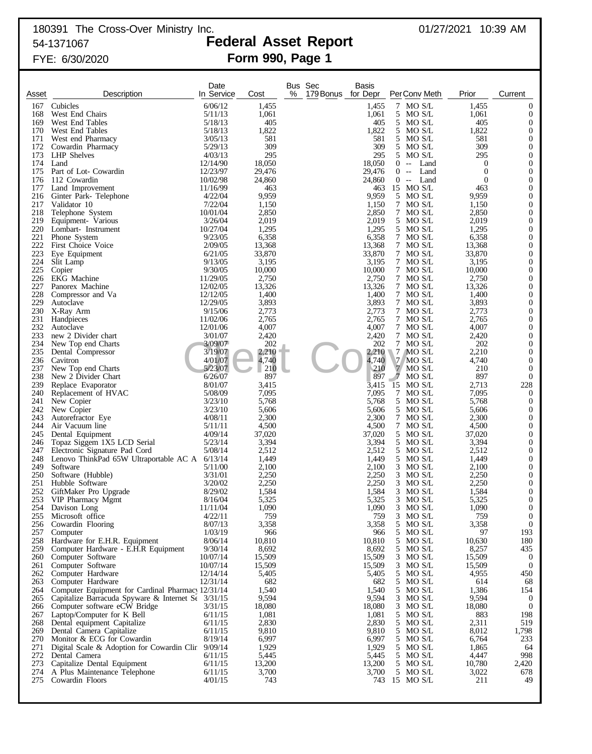180391 The Cross-Over Ministry Inc. 01/27/2021 10:39 AM

54-1371067

FYE: 6/30/2020

# Federal Asset Report

## Form 990, Page 1

| Asset | Description | Date In Service | Cost | Bus % | Sec 179 Bonus | Basis for Depr | Per | Conv | Meth | Prior | Current |
|---|---|---|---|---|---|---|---|---|---|---|---|
| 167 | Cubicles | 6/06/12 | 1,455 | | | 1,455 | 7 | MO | S/L | 1,455 | 0 |
| 168 | West End Chairs | 5/11/13 | 1,061 | | | 1,061 | 5 | MO | S/L | 1,061 | 0 |
| 169 | West End Tables | 5/18/13 | 405 | | | 405 | 5 | MO | S/L | 405 | 0 |
| 170 | West End Tables | 5/18/13 | 1,822 | | | 1,822 | 5 | MO | S/L | 1,822 | 0 |
| 171 | West end Pharmacy | 3/05/13 | 581 | | | 581 | 5 | MO | S/L | 581 | 0 |
| 172 | Cowardin Pharmacy | 5/29/13 | 309 | | | 309 | 5 | MO | S/L | 309 | 0 |
| 173 | LHP Shelves | 4/03/13 | 295 | | | 295 | 5 | MO | S/L | 295 | 0 |
| 174 | Land | 12/14/90 | 18,050 | | | 18,050 | 0 | -- | Land | 0 | 0 |
| 175 | Part of Lot- Cowardin | 12/23/97 | 29,476 | | | 29,476 | 0 | -- | Land | 0 | 0 |
| 176 | 112 Cowardin | 10/02/98 | 24,860 | | | 24,860 | 0 | -- | Land | 0 | 0 |
| 177 | Land Improvement | 11/16/99 | 463 | | | 463 | 15 | MO | S/L | 463 | 0 |
| 216 | Ginter Park- Telephone | 4/22/04 | 9,959 | | | 9,959 | 5 | MO | S/L | 9,959 | 0 |
| 217 | Validator 10 | 7/22/04 | 1,150 | | | 1,150 | 7 | MO | S/L | 1,150 | 0 |
| 218 | Telephone System | 10/01/04 | 2,850 | | | 2,850 | 7 | MO | S/L | 2,850 | 0 |
| 219 | Equipment- Various | 3/26/04 | 2,019 | | | 2,019 | 5 | MO | S/L | 2,019 | 0 |
| 220 | Lombart- Instrument | 10/27/04 | 1,295 | | | 1,295 | 5 | MO | S/L | 1,295 | 0 |
| 221 | Phone System | 9/23/05 | 6,358 | | | 6,358 | 7 | MO | S/L | 6,358 | 0 |
| 222 | First Choice Voice | 2/09/05 | 13,368 | | | 13,368 | 7 | MO | S/L | 13,368 | 0 |
| 223 | Eye Equipment | 6/21/05 | 33,870 | | | 33,870 | 7 | MO | S/L | 33,870 | 0 |
| 224 | Slit Lamp | 9/13/05 | 3,195 | | | 3,195 | 7 | MO | S/L | 3,195 | 0 |
| 225 | Copier | 9/30/05 | 10,000 | | | 10,000 | 7 | MO | S/L | 10,000 | 0 |
| 226 | EKG Machine | 11/29/05 | 2,750 | | | 2,750 | 7 | MO | S/L | 2,750 | 0 |
| 227 | Panorex Machine | 12/02/05 | 13,326 | | | 13,326 | 7 | MO | S/L | 13,326 | 0 |
| 228 | Compressor and Va | 12/12/05 | 1,400 | | | 1,400 | 7 | MO | S/L | 1,400 | 0 |
| 229 | Autoclave | 12/29/05 | 3,893 | | | 3,893 | 7 | MO | S/L | 3,893 | 0 |
| 230 | X-Ray Arm | 9/15/06 | 2,773 | | | 2,773 | 7 | MO | S/L | 2,773 | 0 |
| 231 | Handpieces | 11/02/06 | 2,765 | | | 2,765 | 7 | MO | S/L | 2,765 | 0 |
| 232 | Autoclave | 12/01/06 | 4,007 | | | 4,007 | 7 | MO | S/L | 4,007 | 0 |
| 233 | new 2 Divider chart | 3/01/07 | 2,420 | | | 2,420 | 7 | MO | S/L | 2,420 | 0 |
| 234 | New Top end Charts | 3/09/07 | 202 | | | 202 | 7 | MO | S/L | 202 | 0 |
| 235 | Dental Compressor | 3/19/07 | 2,210 | | | 2,210 | 7 | MO | S/L | 2,210 | 0 |
| 236 | Cavitron | 4/01/07 | 4,740 | | | 4,740 | 7 | MO | S/L | 4,740 | 0 |
| 237 | New Top end Charts | 5/23/07 | 210 | | | 210 | 7 | MO | S/L | 210 | 0 |
| 238 | New 2 Divider Chart | 6/26/07 | 897 | | | 897 | 7 | MO | S/L | 897 | 0 |
| 239 | Replace Evaporator | 8/01/07 | 3,415 | | | 3,415 | 15 | MO | S/L | 2,713 | 228 |
| 240 | Replacement of HVAC | 5/08/09 | 7,095 | | | 7,095 | 7 | MO | S/L | 7,095 | 0 |
| 241 | New Copier | 3/23/10 | 5,768 | | | 5,768 | 5 | MO | S/L | 5,768 | 0 |
| 242 | New Copier | 3/23/10 | 5,606 | | | 5,606 | 5 | MO | S/L | 5,606 | 0 |
| 243 | Autorefractor Eye | 4/08/11 | 2,300 | | | 2,300 | 7 | MO | S/L | 2,300 | 0 |
| 244 | Air Vacuum line | 5/11/11 | 4,500 | | | 4,500 | 7 | MO | S/L | 4,500 | 0 |
| 245 | Dental Equipment | 4/09/14 | 37,020 | | | 37,020 | 5 | MO | S/L | 37,020 | 0 |
| 246 | Topaz Siggem 1X5 LCD Serial | 5/23/14 | 3,394 | | | 3,394 | 5 | MO | S/L | 3,394 | 0 |
| 247 | Electronic Signature Pad Cord | 5/08/14 | 2,512 | | | 2,512 | 5 | MO | S/L | 2,512 | 0 |
| 248 | Lenovo ThinkPad 65W Ultraportable AC A | 6/13/14 | 1,449 | | | 1,449 | 5 | MO | S/L | 1,449 | 0 |
| 249 | Software | 5/11/00 | 2,100 | | | 2,100 | 3 | MO | S/L | 2,100 | 0 |
| 250 | Software (Hubble) | 3/31/01 | 2,250 | | | 2,250 | 3 | MO | S/L | 2,250 | 0 |
| 251 | Hubble Software | 3/20/02 | 2,250 | | | 2,250 | 3 | MO | S/L | 2,250 | 0 |
| 252 | GiftMaker Pro Upgrade | 8/29/02 | 1,584 | | | 1,584 | 3 | MO | S/L | 1,584 | 0 |
| 253 | VIP Pharmacy Mgmt | 8/16/04 | 5,325 | | | 5,325 | 3 | MO | S/L | 5,325 | 0 |
| 254 | Davison Long | 11/11/04 | 1,090 | | | 1,090 | 3 | MO | S/L | 1,090 | 0 |
| 255 | Microsoft office | 4/22/11 | 759 | | | 759 | 3 | MO | S/L | 759 | 0 |
| 256 | Cowardin Flooring | 8/07/13 | 3,358 | | | 3,358 | 5 | MO | S/L | 3,358 | 0 |
| 257 | Computer | 1/03/19 | 966 | | | 966 | 5 | MO | S/L | 97 | 193 |
| 258 | Hardware for E.H.R. Equipment | 8/06/14 | 10,810 | | | 10,810 | 5 | MO | S/L | 10,630 | 180 |
| 259 | Computer Hardware - E.H.R Equipment | 9/30/14 | 8,692 | | | 8,692 | 5 | MO | S/L | 8,257 | 435 |
| 260 | Computer Software | 10/07/14 | 15,509 | | | 15,509 | 3 | MO | S/L | 15,509 | 0 |
| 261 | Computer Software | 10/07/14 | 15,509 | | | 15,509 | 3 | MO | S/L | 15,509 | 0 |
| 262 | Computer Hardware | 12/14/14 | 5,405 | | | 5,405 | 5 | MO | S/L | 4,955 | 450 |
| 263 | Computer Hardware | 12/31/14 | 682 | | | 682 | 5 | MO | S/L | 614 | 68 |
| 264 | Computer Equipment for Cardinal Pharmacy | 12/31/14 | 1,540 | | | 1,540 | 5 | MO | S/L | 1,386 | 154 |
| 265 | Capitalize Barracuda Spyware & Internet Se | 3/31/15 | 9,594 | | | 9,594 | 3 | MO | S/L | 9,594 | 0 |
| 266 | Computer software eCW Bridge | 3/31/15 | 18,080 | | | 18,080 | 3 | MO | S/L | 18,080 | 0 |
| 267 | Laptop/Computer for K Bell | 6/11/15 | 1,081 | | | 1,081 | 5 | MO | S/L | 883 | 198 |
| 268 | Dental equipment Capitalize | 6/11/15 | 2,830 | | | 2,830 | 5 | MO | S/L | 2,311 | 519 |
| 269 | Dental Camera Capitalize | 6/11/15 | 9,810 | | | 9,810 | 5 | MO | S/L | 8,012 | 1,798 |
| 270 | Monitor & ECG for Cowardin | 8/19/14 | 6,997 | | | 6,997 | 5 | MO | S/L | 6,764 | 233 |
| 271 | Digital Scale & Adoption for Cowardin Clin | 9/09/14 | 1,929 | | | 1,929 | 5 | MO | S/L | 1,865 | 64 |
| 272 | Dental Camera | 6/11/15 | 5,445 | | | 5,445 | 5 | MO | S/L | 4,447 | 998 |
| 273 | Capitalize Dental Equipment | 6/11/15 | 13,200 | | | 13,200 | 5 | MO | S/L | 10,780 | 2,420 |
| 274 | A Plus Maintenance Telephone | 6/11/15 | 3,700 | | | 3,700 | 5 | MO | S/L | 3,022 | 678 |
| 275 | Cowardin Floors | 4/01/15 | 743 | | | 743 | 15 | MO | S/L | 211 | 49 |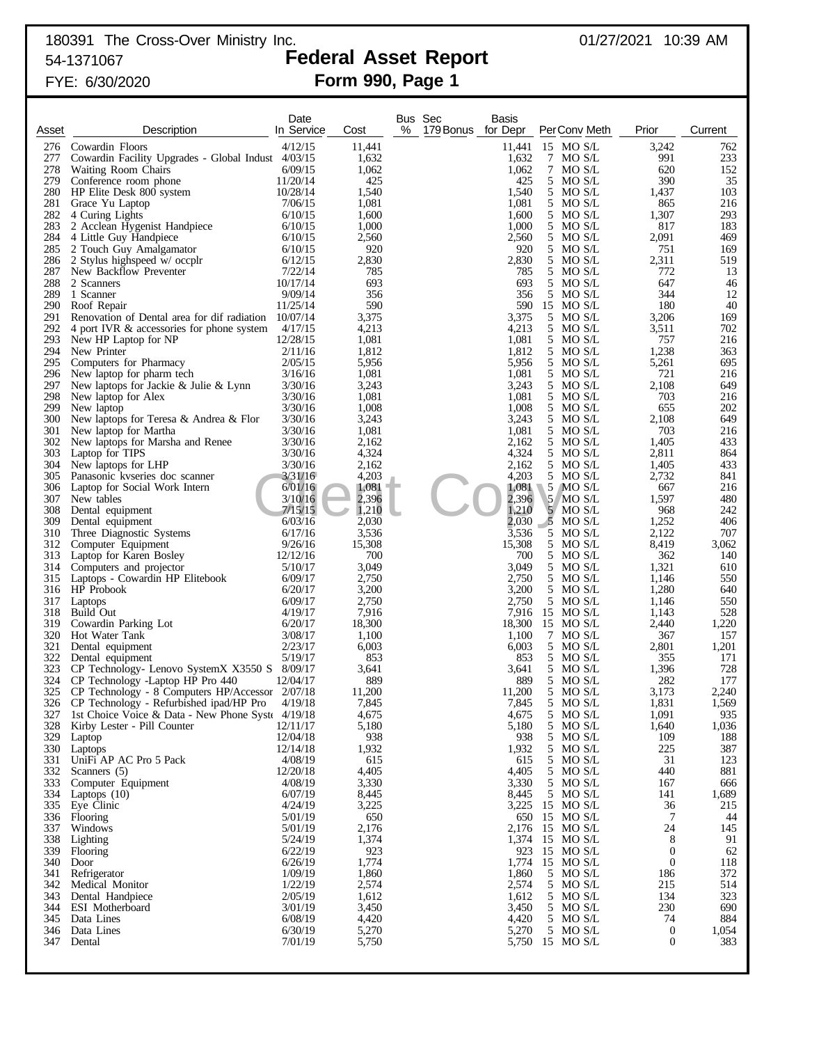180391 The Cross-Over Ministry Inc. 01/27/2021 10:39 AM
54-1371067

# Federal Asset Report

FYE: 6/30/2020

## Form 990, Page 1

| Asset | Description | Date In Service | Cost | Bus % | Sec 179 Bonus | Basis for Depr | Per | Conv | Meth | Prior | Current |
|---|---|---|---|---|---|---|---|---|---|---|---|
| 276 | Cowardin Floors | 4/12/15 | 11,441 | | | 11,441 | 15 | MO | S/L | 3,242 | 762 |
| 277 | Cowardin Facility Upgrades - Global Indust | 4/03/15 | 1,632 | | | 1,632 | 7 | MO | S/L | 991 | 233 |
| 278 | Waiting Room Chairs | 6/09/15 | 1,062 | | | 1,062 | 7 | MO | S/L | 620 | 152 |
| 279 | Conference room phone | 11/20/14 | 425 | | | 425 | 5 | MO | S/L | 390 | 35 |
| 280 | HP Elite Desk 800 system | 10/28/14 | 1,540 | | | 1,540 | 5 | MO | S/L | 1,437 | 103 |
| 281 | Grace Yu Laptop | 7/06/15 | 1,081 | | | 1,081 | 5 | MO | S/L | 865 | 216 |
| 282 | 4 Curing Lights | 6/10/15 | 1,600 | | | 1,600 | 5 | MO | S/L | 1,307 | 293 |
| 283 | 2 Acclean Hygenist Handpiece | 6/10/15 | 1,000 | | | 1,000 | 5 | MO | S/L | 817 | 183 |
| 284 | 4 Little Guy Handpiece | 6/10/15 | 2,560 | | | 2,560 | 5 | MO | S/L | 2,091 | 469 |
| 285 | 2 Touch Guy Amalgamator | 6/10/15 | 920 | | | 920 | 5 | MO | S/L | 751 | 169 |
| 286 | 2 Stylus highspeed w/ occplr | 6/12/15 | 2,830 | | | 2,830 | 5 | MO | S/L | 2,311 | 519 |
| 287 | New Backflow Preventer | 7/22/14 | 785 | | | 785 | 5 | MO | S/L | 772 | 13 |
| 288 | 2 Scanners | 10/17/14 | 693 | | | 693 | 5 | MO | S/L | 647 | 46 |
| 289 | 1 Scanner | 9/09/14 | 356 | | | 356 | 5 | MO | S/L | 344 | 12 |
| 290 | Roof Repair | 11/25/14 | 590 | | | 590 | 15 | MO | S/L | 180 | 40 |
| 291 | Renovation of Dental area for dif radiation | 10/07/14 | 3,375 | | | 3,375 | 5 | MO | S/L | 3,206 | 169 |
| 292 | 4 port IVR & accessories for phone system | 4/17/15 | 4,213 | | | 4,213 | 5 | MO | S/L | 3,511 | 702 |
| 293 | New HP Laptop for NP | 12/28/15 | 1,081 | | | 1,081 | 5 | MO | S/L | 757 | 216 |
| 294 | New Printer | 2/11/16 | 1,812 | | | 1,812 | 5 | MO | S/L | 1,238 | 363 |
| 295 | Computers for Pharmacy | 2/05/15 | 5,956 | | | 5,956 | 5 | MO | S/L | 5,261 | 695 |
| 296 | New laptop for pharm tech | 3/16/16 | 1,081 | | | 1,081 | 5 | MO | S/L | 721 | 216 |
| 297 | New laptops for Jackie & Julie & Lynn | 3/30/16 | 3,243 | | | 3,243 | 5 | MO | S/L | 2,108 | 649 |
| 298 | New laptop for Alex | 3/30/16 | 1,081 | | | 1,081 | 5 | MO | S/L | 703 | 216 |
| 299 | New laptop | 3/30/16 | 1,008 | | | 1,008 | 5 | MO | S/L | 655 | 202 |
| 300 | New laptops for Teresa & Andrea & Flor | 3/30/16 | 3,243 | | | 3,243 | 5 | MO | S/L | 2,108 | 649 |
| 301 | New laptop for Martha | 3/30/16 | 1,081 | | | 1,081 | 5 | MO | S/L | 703 | 216 |
| 302 | New laptops for Marsha and Renee | 3/30/16 | 2,162 | | | 2,162 | 5 | MO | S/L | 1,405 | 433 |
| 303 | Laptop for TIPS | 3/30/16 | 4,324 | | | 4,324 | 5 | MO | S/L | 2,811 | 864 |
| 304 | New laptops for LHP | 3/30/16 | 2,162 | | | 2,162 | 5 | MO | S/L | 1,405 | 433 |
| 305 | Panasonic kvseries doc scanner | 3/31/16 | 4,203 | | | 4,203 | 5 | MO | S/L | 2,732 | 841 |
| 306 | Laptop for Social Work Intern | 6/01/16 | 1,081 | | | 1,081 | 5 | MO | S/L | 667 | 216 |
| 307 | New tables | 3/10/16 | 2,396 | | | 2,396 | 5 | MO | S/L | 1,597 | 480 |
| 308 | Dental equipment | 7/15/15 | 1,210 | | | 1,210 | 5 | MO | S/L | 968 | 242 |
| 309 | Dental equipment | 6/03/16 | 2,030 | | | 2,030 | 5 | MO | S/L | 1,252 | 406 |
| 310 | Three Diagnostic Systems | 6/17/16 | 3,536 | | | 3,536 | 5 | MO | S/L | 2,122 | 707 |
| 312 | Computer Equipment | 9/26/16 | 15,308 | | | 15,308 | 5 | MO | S/L | 8,419 | 3,062 |
| 313 | Laptop for Karen Bosley | 12/12/16 | 700 | | | 700 | 5 | MO | S/L | 362 | 140 |
| 314 | Computers and projector | 5/10/17 | 3,049 | | | 3,049 | 5 | MO | S/L | 1,321 | 610 |
| 315 | Laptops - Cowardin HP Elitebook | 6/09/17 | 2,750 | | | 2,750 | 5 | MO | S/L | 1,146 | 550 |
| 316 | HP Probook | 6/20/17 | 3,200 | | | 3,200 | 5 | MO | S/L | 1,280 | 640 |
| 317 | Laptops | 6/09/17 | 2,750 | | | 2,750 | 5 | MO | S/L | 1,146 | 550 |
| 318 | Build Out | 4/19/17 | 7,916 | | | 7,916 | 15 | MO | S/L | 1,143 | 528 |
| 319 | Cowardin Parking Lot | 6/20/17 | 18,300 | | | 18,300 | 15 | MO | S/L | 2,440 | 1,220 |
| 320 | Hot Water Tank | 3/08/17 | 1,100 | | | 1,100 | 7 | MO | S/L | 367 | 157 |
| 321 | Dental equipment | 2/23/17 | 6,003 | | | 6,003 | 5 | MO | S/L | 2,801 | 1,201 |
| 322 | Dental equipment | 5/19/17 | 853 | | | 853 | 5 | MO | S/L | 355 | 171 |
| 323 | CP Technology- Lenovo SystemX X3550 S | 8/09/17 | 3,641 | | | 3,641 | 5 | MO | S/L | 1,396 | 728 |
| 324 | CP Technology -Laptop HP Pro 440 | 12/04/17 | 889 | | | 889 | 5 | MO | S/L | 282 | 177 |
| 325 | CP Technology - 8 Computers HP/Accessor | 2/07/18 | 11,200 | | | 11,200 | 5 | MO | S/L | 3,173 | 2,240 |
| 326 | CP Technology - Refurbished ipad/HP Pro | 4/19/18 | 7,845 | | | 7,845 | 5 | MO | S/L | 1,831 | 1,569 |
| 327 | 1st Choice Voice & Data - New Phone Syst | 4/19/18 | 4,675 | | | 4,675 | 5 | MO | S/L | 1,091 | 935 |
| 328 | Kirby Lester - Pill Counter | 12/11/17 | 5,180 | | | 5,180 | 5 | MO | S/L | 1,640 | 1,036 |
| 329 | Laptop | 12/04/18 | 938 | | | 938 | 5 | MO | S/L | 109 | 188 |
| 330 | Laptops | 12/14/18 | 1,932 | | | 1,932 | 5 | MO | S/L | 225 | 387 |
| 331 | UniFi AP AC Pro 5 Pack | 4/08/19 | 615 | | | 615 | 5 | MO | S/L | 31 | 123 |
| 332 | Scanners (5) | 12/20/18 | 4,405 | | | 4,405 | 5 | MO | S/L | 440 | 881 |
| 333 | Computer Equipment | 4/08/19 | 3,330 | | | 3,330 | 5 | MO | S/L | 167 | 666 |
| 334 | Laptops (10) | 6/07/19 | 8,445 | | | 8,445 | 5 | MO | S/L | 141 | 1,689 |
| 335 | Eye Clinic | 4/24/19 | 3,225 | | | 3,225 | 15 | MO | S/L | 36 | 215 |
| 336 | Flooring | 5/01/19 | 650 | | | 650 | 15 | MO | S/L | 7 | 44 |
| 337 | Windows | 5/01/19 | 2,176 | | | 2,176 | 15 | MO | S/L | 24 | 145 |
| 338 | Lighting | 5/24/19 | 1,374 | | | 1,374 | 15 | MO | S/L | 8 | 91 |
| 339 | Flooring | 6/22/19 | 923 | | | 923 | 15 | MO | S/L | 0 | 62 |
| 340 | Door | 6/26/19 | 1,774 | | | 1,774 | 15 | MO | S/L | 0 | 118 |
| 341 | Refrigerator | 1/09/19 | 1,860 | | | 1,860 | 5 | MO | S/L | 186 | 372 |
| 342 | Medical Monitor | 1/22/19 | 2,574 | | | 2,574 | 5 | MO | S/L | 215 | 514 |
| 343 | Dental Handpiece | 2/05/19 | 1,612 | | | 1,612 | 5 | MO | S/L | 134 | 323 |
| 344 | ESI Motherboard | 3/01/19 | 3,450 | | | 3,450 | 5 | MO | S/L | 230 | 690 |
| 345 | Data Lines | 6/08/19 | 4,420 | | | 4,420 | 5 | MO | S/L | 74 | 884 |
| 346 | Data Lines | 6/30/19 | 5,270 | | | 5,270 | 5 | MO | S/L | 0 | 1,054 |
| 347 | Dental | 7/01/19 | 5,750 | | | 5,750 | 15 | MO | S/L | 0 | 383 |

Client Copy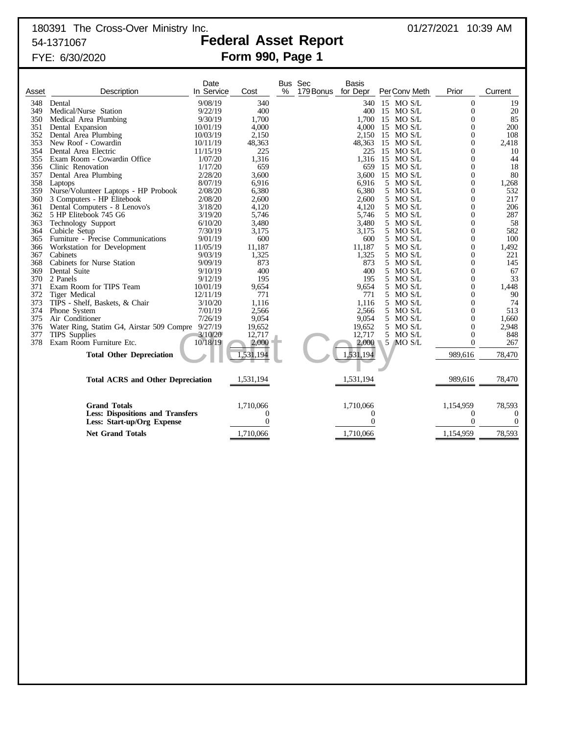180391 The Cross-Over Ministry Inc. 01/27/2021 10:39 AM

54-1371067

# Federal Asset Report

FYE: 6/30/2020

## Form 990, Page 1

| Asset | Description | Date In Service | Cost | Bus % | Sec 179 Bonus | Basis for Depr | Per | Conv | Meth | Prior | Current |
|---|---|---|---|---|---|---|---|---|---|---|---|
| 348 | Dental | 9/08/19 | 340 | | | 340 | 15 | MO | S/L | 0 | 19 |
| 349 | Medical/Nurse Station | 9/22/19 | 400 | | | 400 | 15 | MO | S/L | 0 | 20 |
| 350 | Medical Area Plumbing | 9/30/19 | 1,700 | | | 1,700 | 15 | MO | S/L | 0 | 85 |
| 351 | Dental Expansion | 10/01/19 | 4,000 | | | 4,000 | 15 | MO | S/L | 0 | 200 |
| 352 | Dental Area Plumbing | 10/03/19 | 2,150 | | | 2,150 | 15 | MO | S/L | 0 | 108 |
| 353 | New Roof - Cowardin | 10/11/19 | 48,363 | | | 48,363 | 15 | MO | S/L | 0 | 2,418 |
| 354 | Dental Area Electric | 11/15/19 | 225 | | | 225 | 15 | MO | S/L | 0 | 10 |
| 355 | Exam Room - Cowardin Office | 1/07/20 | 1,316 | | | 1,316 | 15 | MO | S/L | 0 | 44 |
| 356 | Clinic Renovation | 1/17/20 | 659 | | | 659 | 15 | MO | S/L | 0 | 18 |
| 357 | Dental Area Plumbing | 2/28/20 | 3,600 | | | 3,600 | 15 | MO | S/L | 0 | 80 |
| 358 | Laptops | 8/07/19 | 6,916 | | | 6,916 | 5 | MO | S/L | 0 | 1,268 |
| 359 | Nurse/Volunteer Laptops - HP Probook | 2/08/20 | 6,380 | | | 6,380 | 5 | MO | S/L | 0 | 532 |
| 360 | 3 Computers - HP Elitebook | 2/08/20 | 2,600 | | | 2,600 | 5 | MO | S/L | 0 | 217 |
| 361 | Dental Computers - 8 Lenovo's | 3/18/20 | 4,120 | | | 4,120 | 5 | MO | S/L | 0 | 206 |
| 362 | 5 HP Elitebook 745 G6 | 3/19/20 | 5,746 | | | 5,746 | 5 | MO | S/L | 0 | 287 |
| 363 | Technology Support | 6/10/20 | 3,480 | | | 3,480 | 5 | MO | S/L | 0 | 58 |
| 364 | Cubicle Setup | 7/30/19 | 3,175 | | | 3,175 | 5 | MO | S/L | 0 | 582 |
| 365 | Furniture - Precise Communications | 9/01/19 | 600 | | | 600 | 5 | MO | S/L | 0 | 100 |
| 366 | Workstation for Development | 11/05/19 | 11,187 | | | 11,187 | 5 | MO | S/L | 0 | 1,492 |
| 367 | Cabinets | 9/03/19 | 1,325 | | | 1,325 | 5 | MO | S/L | 0 | 221 |
| 368 | Cabinets for Nurse Station | 9/09/19 | 873 | | | 873 | 5 | MO | S/L | 0 | 145 |
| 369 | Dental Suite | 9/10/19 | 400 | | | 400 | 5 | MO | S/L | 0 | 67 |
| 370 | 2 Panels | 9/12/19 | 195 | | | 195 | 5 | MO | S/L | 0 | 33 |
| 371 | Exam Room for TIPS Team | 10/01/19 | 9,654 | | | 9,654 | 5 | MO | S/L | 0 | 1,448 |
| 372 | Tiger Medical | 12/11/19 | 771 | | | 771 | 5 | MO | S/L | 0 | 90 |
| 373 | TIPS - Shelf, Baskets, & Chair | 3/10/20 | 1,116 | | | 1,116 | 5 | MO | S/L | 0 | 74 |
| 374 | Phone System | 7/01/19 | 2,566 | | | 2,566 | 5 | MO | S/L | 0 | 513 |
| 375 | Air Conditioner | 7/26/19 | 9,054 | | | 9,054 | 5 | MO | S/L | 0 | 1,660 |
| 376 | Water Ring, Statim G4, Airstar 509 Compre | 9/27/19 | 19,652 | | | 19,652 | 5 | MO | S/L | 0 | 2,948 |
| 377 | TIPS Supplies | 3/10/20 | 12,717 | | | 12,717 | 5 | MO | S/L | 0 | 848 |
| 378 | Exam Room Furniture Etc. | 10/18/19 | 2,000 | | | 2,000 | 5 | MO | S/L | 0 | 267 |
| | **Total Other Depreciation** | | 1,531,194 | | | 1,531,194 | | | | 989,616 | 78,470 |
| | **Total ACRS and Other Depreciation** | | 1,531,194 | | | 1,531,194 | | | | 989,616 | 78,470 |
| | **Grand Totals** | | 1,710,066 | | | 1,710,066 | | | | 1,154,959 | 78,593 |
| | **Less: Dispositions and Transfers** | | 0 | | | 0 | | | | 0 | 0 |
| | **Less: Start-up/Org Expense** | | 0 | | | 0 | | | | 0 | 0 |
| | **Net Grand Totals** | | 1,710,066 | | | 1,710,066 | | | | 1,154,959 | 78,593 |

Client Copy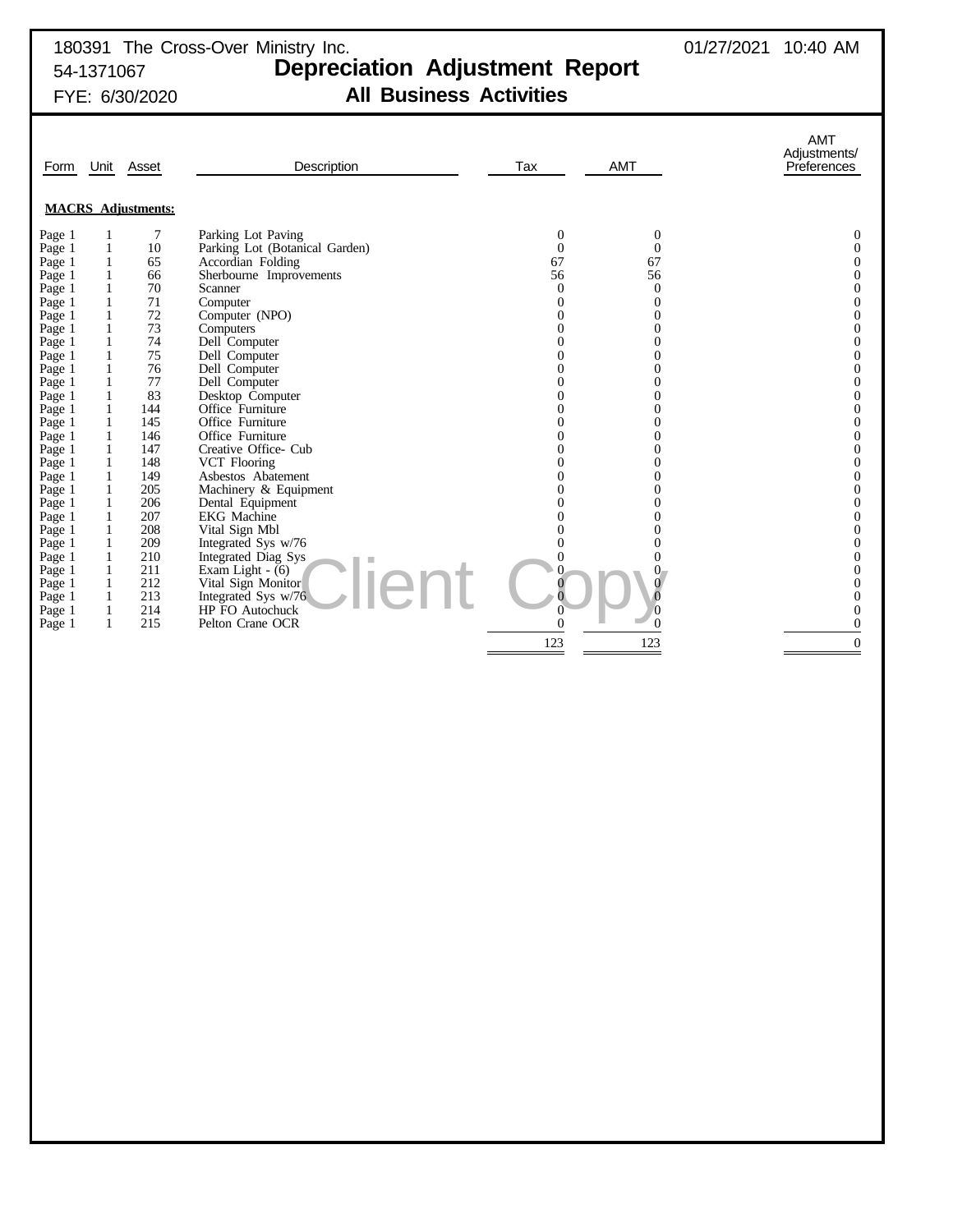180391 The Cross-Over Ministry Inc.
54-1371067
FYE: 6/30/2020

01/27/2021 10:40 AM

# Depreciation Adjustment Report

## All Business Activities

| Form | Unit | Asset | Description | Tax | AMT | AMT Adjustments/ Preferences |
|---|---|---|---|---|---|---|
| **MACRS Adjustments:** | | | | | | |
| Page 1 | 1 | 7 | Parking Lot Paving | 0 | 0 | 0 |
| Page 1 | 1 | 10 | Parking Lot (Botanical Garden) | 0 | 0 | 0 |
| Page 1 | 1 | 65 | Accordian Folding | 67 | 67 | 0 |
| Page 1 | 1 | 66 | Sherbourne Improvements | 56 | 56 | 0 |
| Page 1 | 1 | 70 | Scanner | 0 | 0 | 0 |
| Page 1 | 1 | 71 | Computer | 0 | 0 | 0 |
| Page 1 | 1 | 72 | Computer (NPO) | 0 | 0 | 0 |
| Page 1 | 1 | 73 | Computers | 0 | 0 | 0 |
| Page 1 | 1 | 74 | Dell Computer | 0 | 0 | 0 |
| Page 1 | 1 | 75 | Dell Computer | 0 | 0 | 0 |
| Page 1 | 1 | 76 | Dell Computer | 0 | 0 | 0 |
| Page 1 | 1 | 77 | Dell Computer | 0 | 0 | 0 |
| Page 1 | 1 | 83 | Desktop Computer | 0 | 0 | 0 |
| Page 1 | 1 | 144 | Office Furniture | 0 | 0 | 0 |
| Page 1 | 1 | 145 | Office Furniture | 0 | 0 | 0 |
| Page 1 | 1 | 146 | Office Furniture | 0 | 0 | 0 |
| Page 1 | 1 | 147 | Creative Office- Cub | 0 | 0 | 0 |
| Page 1 | 1 | 148 | VCT Flooring | 0 | 0 | 0 |
| Page 1 | 1 | 149 | Asbestos Abatement | 0 | 0 | 0 |
| Page 1 | 1 | 205 | Machinery & Equipment | 0 | 0 | 0 |
| Page 1 | 1 | 206 | Dental Equipment | 0 | 0 | 0 |
| Page 1 | 1 | 207 | EKG Machine | 0 | 0 | 0 |
| Page 1 | 1 | 208 | Vital Sign Mbl | 0 | 0 | 0 |
| Page 1 | 1 | 209 | Integrated Sys w/76 | 0 | 0 | 0 |
| Page 1 | 1 | 210 | Integrated Diag Sys | 0 | 0 | 0 |
| Page 1 | 1 | 211 | Exam Light - (6) | 0 | 0 | 0 |
| Page 1 | 1 | 212 | Vital Sign Monitor | 0 | 0 | 0 |
| Page 1 | 1 | 213 | Integrated Sys w/76 | 0 | 0 | 0 |
| Page 1 | 1 | 214 | HP FO Autochuck | 0 | 0 | 0 |
| Page 1 | 1 | 215 | Pelton Crane OCR | 0 | 0 | 0 |
| | | | | 123 | 123 | 0 |

Client Copy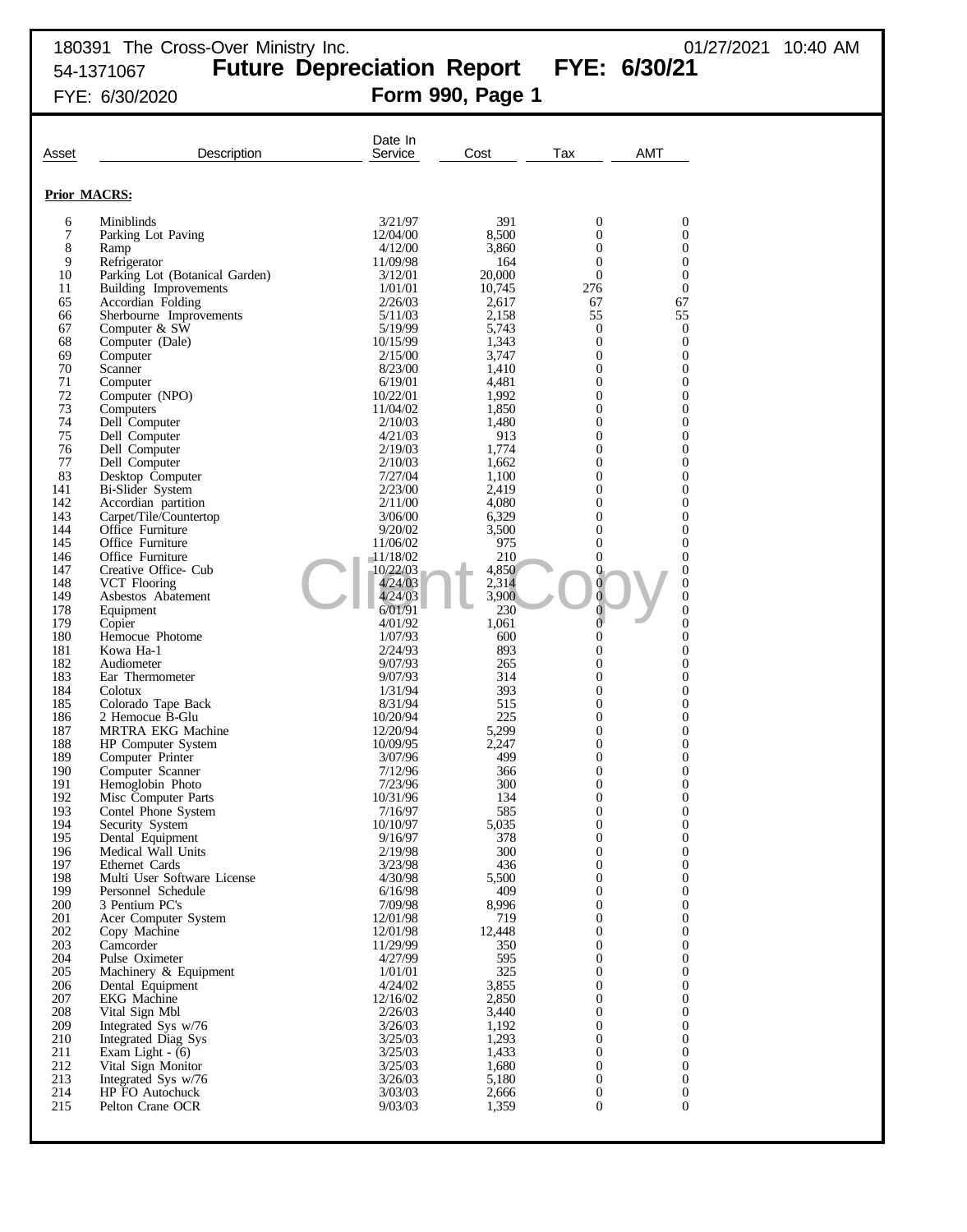180391 The Cross-Over Ministry Inc.
54-1371067

# Future Depreciation Report FYE: 6/30/21

FYE: 6/30/2020

## Form 990, Page 1

01/27/2021 10:40 AM

| Asset | Description | Date In Service | Cost | Tax | AMT |
|---|---|---|---|---|---|
| **Prior MACRS:** | | | | | |
| 6 | Miniblinds | 3/21/97 | 391 | 0 | 0 |
| 7 | Parking Lot Paving | 12/04/00 | 8,500 | 0 | 0 |
| 8 | Ramp | 4/12/00 | 3,860 | 0 | 0 |
| 9 | Refrigerator | 11/09/98 | 164 | 0 | 0 |
| 10 | Parking Lot (Botanical Garden) | 3/12/01 | 20,000 | 0 | 0 |
| 11 | Building Improvements | 1/01/01 | 10,745 | 276 | 0 |
| 65 | Accordian Folding | 2/26/03 | 2,617 | 67 | 67 |
| 66 | Sherbourne Improvements | 5/11/03 | 2,158 | 55 | 55 |
| 67 | Computer & SW | 5/19/99 | 5,743 | 0 | 0 |
| 68 | Computer (Dale) | 10/15/99 | 1,343 | 0 | 0 |
| 69 | Computer | 2/15/00 | 3,747 | 0 | 0 |
| 70 | Scanner | 8/23/00 | 1,410 | 0 | 0 |
| 71 | Computer | 6/19/01 | 4,481 | 0 | 0 |
| 72 | Computer (NPO) | 10/22/01 | 1,992 | 0 | 0 |
| 73 | Computers | 11/04/02 | 1,850 | 0 | 0 |
| 74 | Dell Computer | 2/10/03 | 1,480 | 0 | 0 |
| 75 | Dell Computer | 4/21/03 | 913 | 0 | 0 |
| 76 | Dell Computer | 2/19/03 | 1,774 | 0 | 0 |
| 77 | Dell Computer | 2/10/03 | 1,662 | 0 | 0 |
| 83 | Desktop Computer | 7/27/04 | 1,100 | 0 | 0 |
| 141 | Bi-Slider System | 2/23/00 | 2,419 | 0 | 0 |
| 142 | Accordian partition | 2/11/00 | 4,080 | 0 | 0 |
| 143 | Carpet/Tile/Countertop | 3/06/00 | 6,329 | 0 | 0 |
| 144 | Office Furniture | 9/20/02 | 3,500 | 0 | 0 |
| 145 | Office Furniture | 11/06/02 | 975 | 0 | 0 |
| 146 | Office Furniture | 11/18/02 | 210 | 0 | 0 |
| 147 | Creative Office- Cub | 10/22/03 | 4,850 | 0 | 0 |
| 148 | VCT Flooring | 4/24/03 | 2,314 | 0 | 0 |
| 149 | Asbestos Abatement | 4/24/03 | 3,900 | 0 | 0 |
| 178 | Equipment | 6/01/91 | 230 | 0 | 0 |
| 179 | Copier | 4/01/92 | 1,061 | 0 | 0 |
| 180 | Hemocue Photome | 1/07/93 | 600 | 0 | 0 |
| 181 | Kowa Ha-1 | 2/24/93 | 893 | 0 | 0 |
| 182 | Audiometer | 9/07/93 | 265 | 0 | 0 |
| 183 | Ear Thermometer | 9/07/93 | 314 | 0 | 0 |
| 184 | Colotux | 1/31/94 | 393 | 0 | 0 |
| 185 | Colorado Tape Back | 8/31/94 | 515 | 0 | 0 |
| 186 | 2 Hemocue B-Glu | 10/20/94 | 225 | 0 | 0 |
| 187 | MRTRA EKG Machine | 12/20/94 | 5,299 | 0 | 0 |
| 188 | HP Computer System | 10/09/95 | 2,247 | 0 | 0 |
| 189 | Computer Printer | 3/07/96 | 499 | 0 | 0 |
| 190 | Computer Scanner | 7/12/96 | 366 | 0 | 0 |
| 191 | Hemoglobin Photo | 7/23/96 | 300 | 0 | 0 |
| 192 | Misc Computer Parts | 10/31/96 | 134 | 0 | 0 |
| 193 | Contel Phone System | 7/16/97 | 585 | 0 | 0 |
| 194 | Security System | 10/10/97 | 5,035 | 0 | 0 |
| 195 | Dental Equipment | 9/16/97 | 378 | 0 | 0 |
| 196 | Medical Wall Units | 2/19/98 | 300 | 0 | 0 |
| 197 | Ethernet Cards | 3/23/98 | 436 | 0 | 0 |
| 198 | Multi User Software License | 4/30/98 | 5,500 | 0 | 0 |
| 199 | Personnel Schedule | 6/16/98 | 409 | 0 | 0 |
| 200 | 3 Pentium PC's | 7/09/98 | 8,996 | 0 | 0 |
| 201 | Acer Computer System | 12/01/98 | 719 | 0 | 0 |
| 202 | Copy Machine | 12/01/98 | 12,448 | 0 | 0 |
| 203 | Camcorder | 11/29/99 | 350 | 0 | 0 |
| 204 | Pulse Oximeter | 4/27/99 | 595 | 0 | 0 |
| 205 | Machinery & Equipment | 1/01/01 | 325 | 0 | 0 |
| 206 | Dental Equipment | 4/24/02 | 3,855 | 0 | 0 |
| 207 | EKG Machine | 12/16/02 | 2,850 | 0 | 0 |
| 208 | Vital Sign Mbl | 2/26/03 | 3,440 | 0 | 0 |
| 209 | Integrated Sys w/76 | 3/26/03 | 1,192 | 0 | 0 |
| 210 | Integrated Diag Sys | 3/25/03 | 1,293 | 0 | 0 |
| 211 | Exam Light - (6) | 3/25/03 | 1,433 | 0 | 0 |
| 212 | Vital Sign Monitor | 3/25/03 | 1,680 | 0 | 0 |
| 213 | Integrated Sys w/76 | 3/26/03 | 5,180 | 0 | 0 |
| 214 | HP FO Autochuck | 3/03/03 | 2,666 | 0 | 0 |
| 215 | Pelton Crane OCR | 9/03/03 | 1,359 | 0 | 0 |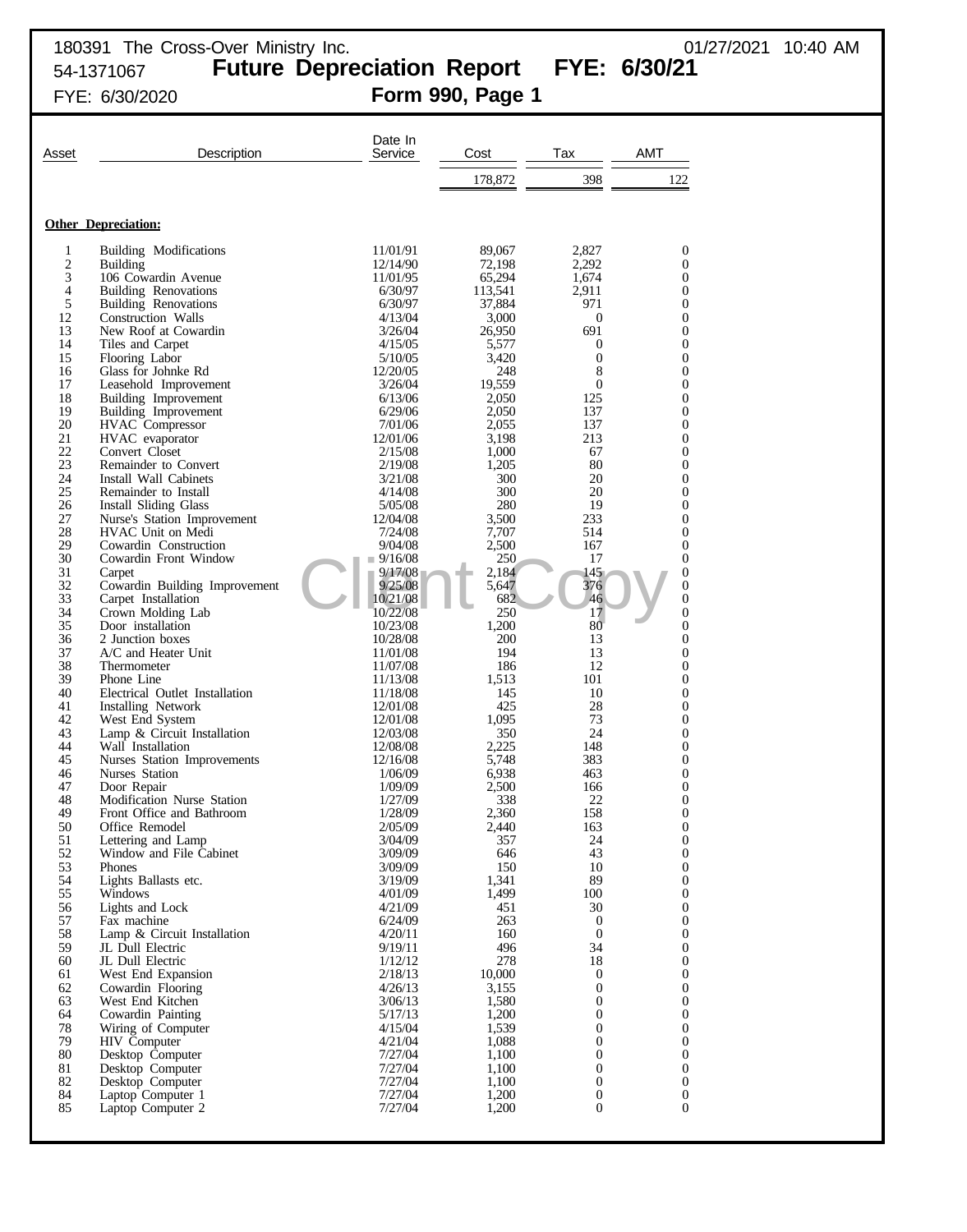180391 The Cross-Over Ministry Inc. 01/27/2021 10:40 AM

54-1371067

# Future Depreciation Report FYE: 6/30/21

FYE: 6/30/2020

## Form 990, Page 1

| Asset | Description | Date In Service | Cost | Tax | AMT |
|---|---|---|---|---|---|
| | | | 178,872 | 398 | 122 |

**Other Depreciation:**

| Asset | Description | Date In Service | Cost | Tax | AMT |
|---|---|---|---|---|---|
| 1 | Building Modifications | 11/01/91 | 89,067 | 2,827 | 0 |
| 2 | Building | 12/14/90 | 72,198 | 2,292 | 0 |
| 3 | 106 Cowardin Avenue | 11/01/95 | 65,294 | 1,674 | 0 |
| 4 | Building Renovations | 6/30/97 | 113,541 | 2,911 | 0 |
| 5 | Building Renovations | 6/30/97 | 37,884 | 971 | 0 |
| 12 | Construction Walls | 4/13/04 | 3,000 | 0 | 0 |
| 13 | New Roof at Cowardin | 3/26/04 | 26,950 | 691 | 0 |
| 14 | Tiles and Carpet | 4/15/05 | 5,577 | 0 | 0 |
| 15 | Flooring Labor | 5/10/05 | 3,420 | 0 | 0 |
| 16 | Glass for Johnke Rd | 12/20/05 | 248 | 8 | 0 |
| 17 | Leasehold Improvement | 3/26/04 | 19,559 | 0 | 0 |
| 18 | Building Improvement | 6/13/06 | 2,050 | 125 | 0 |
| 19 | Building Improvement | 6/29/06 | 2,050 | 137 | 0 |
| 20 | HVAC Compressor | 7/01/06 | 2,055 | 137 | 0 |
| 21 | HVAC evaporator | 12/01/06 | 3,198 | 213 | 0 |
| 22 | Convert Closet | 2/15/08 | 1,000 | 67 | 0 |
| 23 | Remainder to Convert | 2/19/08 | 1,205 | 80 | 0 |
| 24 | Install Wall Cabinets | 3/21/08 | 300 | 20 | 0 |
| 25 | Remainder to Install | 4/14/08 | 300 | 20 | 0 |
| 26 | Install Sliding Glass | 5/05/08 | 280 | 19 | 0 |
| 27 | Nurse's Station Improvement | 12/04/08 | 3,500 | 233 | 0 |
| 28 | HVAC Unit on Medi | 7/24/08 | 7,707 | 514 | 0 |
| 29 | Cowardin Construction | 9/04/08 | 2,500 | 167 | 0 |
| 30 | Cowardin Front Window | 9/16/08 | 250 | 17 | 0 |
| 31 | Carpet | 9/17/08 | 2,184 | 145 | 0 |
| 32 | Cowardin Building Improvement | 9/25/08 | 5,647 | 376 | 0 |
| 33 | Carpet Installation | 10/21/08 | 682 | 46 | 0 |
| 34 | Crown Molding Lab | 10/22/08 | 250 | 17 | 0 |
| 35 | Door installation | 10/23/08 | 1,200 | 80 | 0 |
| 36 | 2 Junction boxes | 10/28/08 | 200 | 13 | 0 |
| 37 | A/C and Heater Unit | 11/01/08 | 194 | 13 | 0 |
| 38 | Thermometer | 11/07/08 | 186 | 12 | 0 |
| 39 | Phone Line | 11/13/08 | 1,513 | 101 | 0 |
| 40 | Electrical Outlet Installation | 11/18/08 | 145 | 10 | 0 |
| 41 | Installing Network | 12/01/08 | 425 | 28 | 0 |
| 42 | West End System | 12/01/08 | 1,095 | 73 | 0 |
| 43 | Lamp & Circuit Installation | 12/03/08 | 350 | 24 | 0 |
| 44 | Wall Installation | 12/08/08 | 2,225 | 148 | 0 |
| 45 | Nurses Station Improvements | 12/16/08 | 5,748 | 383 | 0 |
| 46 | Nurses Station | 1/06/09 | 6,938 | 463 | 0 |
| 47 | Door Repair | 1/09/09 | 2,500 | 166 | 0 |
| 48 | Modification Nurse Station | 1/27/09 | 338 | 22 | 0 |
| 49 | Front Office and Bathroom | 1/28/09 | 2,360 | 158 | 0 |
| 50 | Office Remodel | 2/05/09 | 2,440 | 163 | 0 |
| 51 | Lettering and Lamp | 3/04/09 | 357 | 24 | 0 |
| 52 | Window and File Cabinet | 3/09/09 | 646 | 43 | 0 |
| 53 | Phones | 3/09/09 | 150 | 10 | 0 |
| 54 | Lights Ballasts etc. | 3/19/09 | 1,341 | 89 | 0 |
| 55 | Windows | 4/01/09 | 1,499 | 100 | 0 |
| 56 | Lights and Lock | 4/21/09 | 451 | 30 | 0 |
| 57 | Fax machine | 6/24/09 | 263 | 0 | 0 |
| 58 | Lamp & Circuit Installation | 4/20/11 | 160 | 0 | 0 |
| 59 | JL Dull Electric | 9/19/11 | 496 | 34 | 0 |
| 60 | JL Dull Electric | 1/12/12 | 278 | 18 | 0 |
| 61 | West End Expansion | 2/18/13 | 10,000 | 0 | 0 |
| 62 | Cowardin Flooring | 4/26/13 | 3,155 | 0 | 0 |
| 63 | West End Kitchen | 3/06/13 | 1,580 | 0 | 0 |
| 64 | Cowardin Painting | 5/17/13 | 1,200 | 0 | 0 |
| 78 | Wiring of Computer | 4/15/04 | 1,539 | 0 | 0 |
| 79 | HIV Computer | 4/21/04 | 1,088 | 0 | 0 |
| 80 | Desktop Computer | 7/27/04 | 1,100 | 0 | 0 |
| 81 | Desktop Computer | 7/27/04 | 1,100 | 0 | 0 |
| 82 | Desktop Computer | 7/27/04 | 1,100 | 0 | 0 |
| 84 | Laptop Computer 1 | 7/27/04 | 1,200 | 0 | 0 |
| 85 | Laptop Computer 2 | 7/27/04 | 1,200 | 0 | 0 |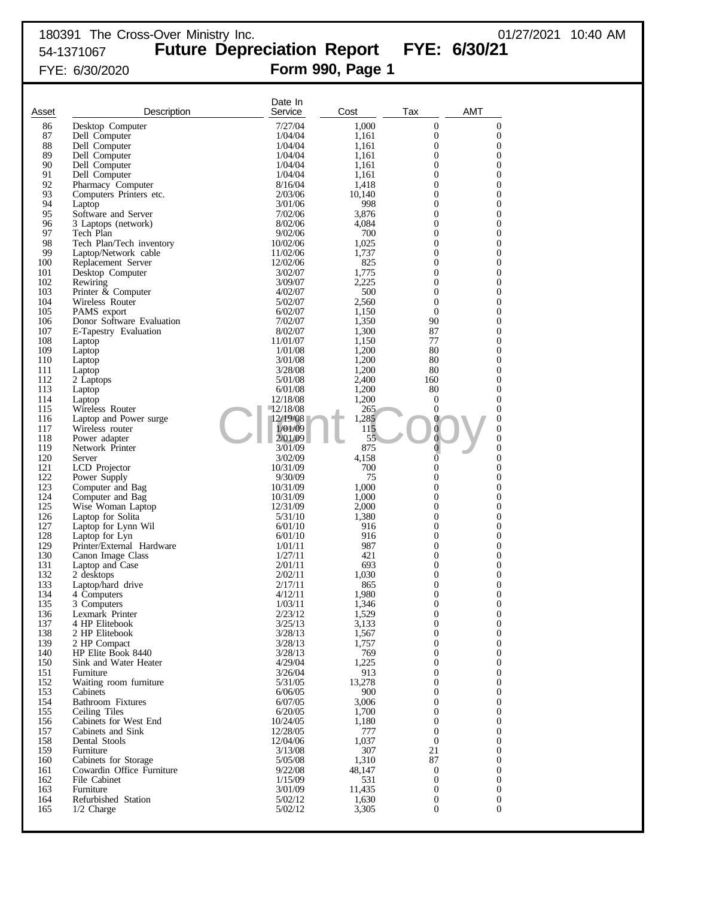180391 The Cross-Over Ministry Inc. 01/27/2021 10:40 AM

54-1371067 **Future Depreciation Report FYE: 6/30/21**

FYE: 6/30/2020 **Form 990, Page 1**

| Asset | Description | Date In Service | Cost | Tax | AMT |
|---|---|---|---|---|---|
| 86 | Desktop Computer | 7/27/04 | 1,000 | 0 | 0 |
| 87 | Dell Computer | 1/04/04 | 1,161 | 0 | 0 |
| 88 | Dell Computer | 1/04/04 | 1,161 | 0 | 0 |
| 89 | Dell Computer | 1/04/04 | 1,161 | 0 | 0 |
| 90 | Dell Computer | 1/04/04 | 1,161 | 0 | 0 |
| 91 | Dell Computer | 1/04/04 | 1,161 | 0 | 0 |
| 92 | Pharmacy Computer | 8/16/04 | 1,418 | 0 | 0 |
| 93 | Computers Printers etc. | 2/03/06 | 10,140 | 0 | 0 |
| 94 | Laptop | 3/01/06 | 998 | 0 | 0 |
| 95 | Software and Server | 7/02/06 | 3,876 | 0 | 0 |
| 96 | 3 Laptops (network) | 8/02/06 | 4,084 | 0 | 0 |
| 97 | Tech Plan | 9/02/06 | 700 | 0 | 0 |
| 98 | Tech Plan/Tech inventory | 10/02/06 | 1,025 | 0 | 0 |
| 99 | Laptop/Network cable | 11/02/06 | 1,737 | 0 | 0 |
| 100 | Replacement Server | 12/02/06 | 825 | 0 | 0 |
| 101 | Desktop Computer | 3/02/07 | 1,775 | 0 | 0 |
| 102 | Rewiring | 3/09/07 | 2,225 | 0 | 0 |
| 103 | Printer & Computer | 4/02/07 | 500 | 0 | 0 |
| 104 | Wireless Router | 5/02/07 | 2,560 | 0 | 0 |
| 105 | PAMS export | 6/02/07 | 1,150 | 0 | 0 |
| 106 | Donor Software Evaluation | 7/02/07 | 1,350 | 90 | 0 |
| 107 | E-Tapestry Evaluation | 8/02/07 | 1,300 | 87 | 0 |
| 108 | Laptop | 11/01/07 | 1,150 | 77 | 0 |
| 109 | Laptop | 1/01/08 | 1,200 | 80 | 0 |
| 110 | Laptop | 3/01/08 | 1,200 | 80 | 0 |
| 111 | Laptop | 3/28/08 | 1,200 | 80 | 0 |
| 112 | 2 Laptops | 5/01/08 | 2,400 | 160 | 0 |
| 113 | Laptop | 6/01/08 | 1,200 | 80 | 0 |
| 114 | Laptop | 12/18/08 | 1,200 | 0 | 0 |
| 115 | Wireless Router | 12/18/08 | 265 | 0 | 0 |
| 116 | Laptop and Power surge | 12/19/08 | 1,285 | 0 | 0 |
| 117 | Wireless router | 1/01/09 | 115 | 0 | 0 |
| 118 | Power adapter | 2/01/09 | 55 | 0 | 0 |
| 119 | Network Printer | 3/01/09 | 875 | 0 | 0 |
| 120 | Server | 3/02/09 | 4,158 | 0 | 0 |
| 121 | LCD Projector | 10/31/09 | 700 | 0 | 0 |
| 122 | Power Supply | 9/30/09 | 75 | 0 | 0 |
| 123 | Computer and Bag | 10/31/09 | 1,000 | 0 | 0 |
| 124 | Computer and Bag | 10/31/09 | 1,000 | 0 | 0 |
| 125 | Wise Woman Laptop | 12/31/09 | 2,000 | 0 | 0 |
| 126 | Laptop for Solita | 5/31/10 | 1,380 | 0 | 0 |
| 127 | Laptop for Lynn Wil | 6/01/10 | 916 | 0 | 0 |
| 128 | Laptop for Lyn | 6/01/10 | 916 | 0 | 0 |
| 129 | Printer/External Hardware | 1/01/11 | 987 | 0 | 0 |
| 130 | Canon Image Class | 1/27/11 | 421 | 0 | 0 |
| 131 | Laptop and Case | 2/01/11 | 693 | 0 | 0 |
| 132 | 2 desktops | 2/02/11 | 1,030 | 0 | 0 |
| 133 | Laptop/hard drive | 2/17/11 | 865 | 0 | 0 |
| 134 | 4 Computers | 4/12/11 | 1,980 | 0 | 0 |
| 135 | 3 Computers | 1/03/11 | 1,346 | 0 | 0 |
| 136 | Lexmark Printer | 2/23/12 | 1,529 | 0 | 0 |
| 137 | 4 HP Elitebook | 3/25/13 | 3,133 | 0 | 0 |
| 138 | 2 HP Elitebook | 3/28/13 | 1,567 | 0 | 0 |
| 139 | 2 HP Compact | 3/28/13 | 1,757 | 0 | 0 |
| 140 | HP Elite Book 8440 | 3/28/13 | 769 | 0 | 0 |
| 150 | Sink and Water Heater | 4/29/04 | 1,225 | 0 | 0 |
| 151 | Furniture | 3/26/04 | 913 | 0 | 0 |
| 152 | Waiting room furniture | 5/31/05 | 13,278 | 0 | 0 |
| 153 | Cabinets | 6/06/05 | 900 | 0 | 0 |
| 154 | Bathroom Fixtures | 6/07/05 | 3,006 | 0 | 0 |
| 155 | Ceiling Tiles | 6/20/05 | 1,700 | 0 | 0 |
| 156 | Cabinets for West End | 10/24/05 | 1,180 | 0 | 0 |
| 157 | Cabinets and Sink | 12/28/05 | 777 | 0 | 0 |
| 158 | Dental Stools | 12/04/06 | 1,037 | 0 | 0 |
| 159 | Furniture | 3/13/08 | 307 | 21 | 0 |
| 160 | Cabinets for Storage | 5/05/08 | 1,310 | 87 | 0 |
| 161 | Cowardin Office Furniture | 9/22/08 | 48,147 | 0 | 0 |
| 162 | File Cabinet | 1/15/09 | 531 | 0 | 0 |
| 163 | Furniture | 3/01/09 | 11,435 | 0 | 0 |
| 164 | Refurbished Station | 5/02/12 | 1,630 | 0 | 0 |
| 165 | 1/2 Charge | 5/02/12 | 3,305 | 0 | 0 |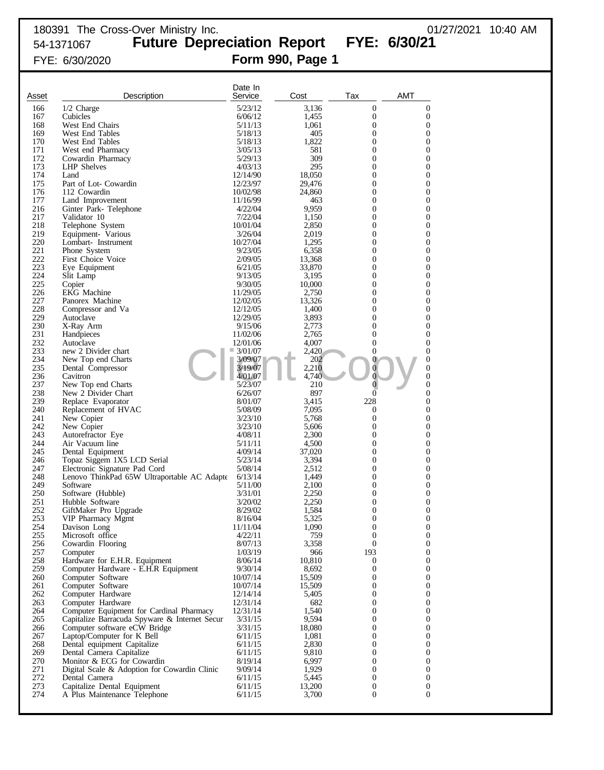180391 The Cross-Over Ministry Inc. 01/27/2021 10:40 AM

54-1371067 **Future Depreciation Report FYE: 6/30/21**

FYE: 6/30/2020 **Form 990, Page 1**

| Asset | Description | Date In Service | Cost | Tax | AMT |
|---|---|---|---|---|---|
| 166 | 1/2 Charge | 5/23/12 | 3,136 | 0 | 0 |
| 167 | Cubicles | 6/06/12 | 1,455 | 0 | 0 |
| 168 | West End Chairs | 5/11/13 | 1,061 | 0 | 0 |
| 169 | West End Tables | 5/18/13 | 405 | 0 | 0 |
| 170 | West End Tables | 5/18/13 | 1,822 | 0 | 0 |
| 171 | West end Pharmacy | 3/05/13 | 581 | 0 | 0 |
| 172 | Cowardin Pharmacy | 5/29/13 | 309 | 0 | 0 |
| 173 | LHP Shelves | 4/03/13 | 295 | 0 | 0 |
| 174 | Land | 12/14/90 | 18,050 | 0 | 0 |
| 175 | Part of Lot- Cowardin | 12/23/97 | 29,476 | 0 | 0 |
| 176 | 112 Cowardin | 10/02/98 | 24,860 | 0 | 0 |
| 177 | Land Improvement | 11/16/99 | 463 | 0 | 0 |
| 216 | Ginter Park- Telephone | 4/22/04 | 9,959 | 0 | 0 |
| 217 | Validator 10 | 7/22/04 | 1,150 | 0 | 0 |
| 218 | Telephone System | 10/01/04 | 2,850 | 0 | 0 |
| 219 | Equipment- Various | 3/26/04 | 2,019 | 0 | 0 |
| 220 | Lombart- Instrument | 10/27/04 | 1,295 | 0 | 0 |
| 221 | Phone System | 9/23/05 | 6,358 | 0 | 0 |
| 222 | First Choice Voice | 2/09/05 | 13,368 | 0 | 0 |
| 223 | Eye Equipment | 6/21/05 | 33,870 | 0 | 0 |
| 224 | Slit Lamp | 9/13/05 | 3,195 | 0 | 0 |
| 225 | Copier | 9/30/05 | 10,000 | 0 | 0 |
| 226 | EKG Machine | 11/29/05 | 2,750 | 0 | 0 |
| 227 | Panorex Machine | 12/02/05 | 13,326 | 0 | 0 |
| 228 | Compressor and Va | 12/12/05 | 1,400 | 0 | 0 |
| 229 | Autoclave | 12/29/05 | 3,893 | 0 | 0 |
| 230 | X-Ray Arm | 9/15/06 | 2,773 | 0 | 0 |
| 231 | Handpieces | 11/02/06 | 2,765 | 0 | 0 |
| 232 | Autoclave | 12/01/06 | 4,007 | 0 | 0 |
| 233 | new 2 Divider chart | 3/01/07 | 2,420 | 0 | 0 |
| 234 | New Top end Charts | 3/09/07 | 202 | 0 | 0 |
| 235 | Dental Compressor | 3/19/07 | 2,210 | 0 | 0 |
| 236 | Cavitron | 4/01/07 | 4,740 | 0 | 0 |
| 237 | New Top end Charts | 5/23/07 | 210 | 0 | 0 |
| 238 | New 2 Divider Chart | 6/26/07 | 897 | 0 | 0 |
| 239 | Replace Evaporator | 8/01/07 | 3,415 | 228 | 0 |
| 240 | Replacement of HVAC | 5/08/09 | 7,095 | 0 | 0 |
| 241 | New Copier | 3/23/10 | 5,768 | 0 | 0 |
| 242 | New Copier | 3/23/10 | 5,606 | 0 | 0 |
| 243 | Autorefractor Eye | 4/08/11 | 2,300 | 0 | 0 |
| 244 | Air Vacuum line | 5/11/11 | 4,500 | 0 | 0 |
| 245 | Dental Equipment | 4/09/14 | 37,020 | 0 | 0 |
| 246 | Topaz Siggem 1X5 LCD Serial | 5/23/14 | 3,394 | 0 | 0 |
| 247 | Electronic Signature Pad Cord | 5/08/14 | 2,512 | 0 | 0 |
| 248 | Lenovo ThinkPad 65W Ultraportable AC Adapte | 6/13/14 | 1,449 | 0 | 0 |
| 249 | Software | 5/11/00 | 2,100 | 0 | 0 |
| 250 | Software (Hubble) | 3/31/01 | 2,250 | 0 | 0 |
| 251 | Hubble Software | 3/20/02 | 2,250 | 0 | 0 |
| 252 | GiftMaker Pro Upgrade | 8/29/02 | 1,584 | 0 | 0 |
| 253 | VIP Pharmacy Mgmt | 8/16/04 | 5,325 | 0 | 0 |
| 254 | Davison Long | 11/11/04 | 1,090 | 0 | 0 |
| 255 | Microsoft office | 4/22/11 | 759 | 0 | 0 |
| 256 | Cowardin Flooring | 8/07/13 | 3,358 | 0 | 0 |
| 257 | Computer | 1/03/19 | 966 | 193 | 0 |
| 258 | Hardware for E.H.R. Equipment | 8/06/14 | 10,810 | 0 | 0 |
| 259 | Computer Hardware - E.H.R Equipment | 9/30/14 | 8,692 | 0 | 0 |
| 260 | Computer Software | 10/07/14 | 15,509 | 0 | 0 |
| 261 | Computer Software | 10/07/14 | 15,509 | 0 | 0 |
| 262 | Computer Hardware | 12/14/14 | 5,405 | 0 | 0 |
| 263 | Computer Hardware | 12/31/14 | 682 | 0 | 0 |
| 264 | Computer Equipment for Cardinal Pharmacy | 12/31/14 | 1,540 | 0 | 0 |
| 265 | Capitalize Barracuda Spyware & Internet Secur | 3/31/15 | 9,594 | 0 | 0 |
| 266 | Computer software eCW Bridge | 3/31/15 | 18,080 | 0 | 0 |
| 267 | Laptop/Computer for K Bell | 6/11/15 | 1,081 | 0 | 0 |
| 268 | Dental equipment Capitalize | 6/11/15 | 2,830 | 0 | 0 |
| 269 | Dental Camera Capitalize | 6/11/15 | 9,810 | 0 | 0 |
| 270 | Monitor & ECG for Cowardin | 8/19/14 | 6,997 | 0 | 0 |
| 271 | Digital Scale & Adoption for Cowardin Clinic | 9/09/14 | 1,929 | 0 | 0 |
| 272 | Dental Camera | 6/11/15 | 5,445 | 0 | 0 |
| 273 | Capitalize Dental Equipment | 6/11/15 | 13,200 | 0 | 0 |
| 274 | A Plus Maintenance Telephone | 6/11/15 | 3,700 | 0 | 0 |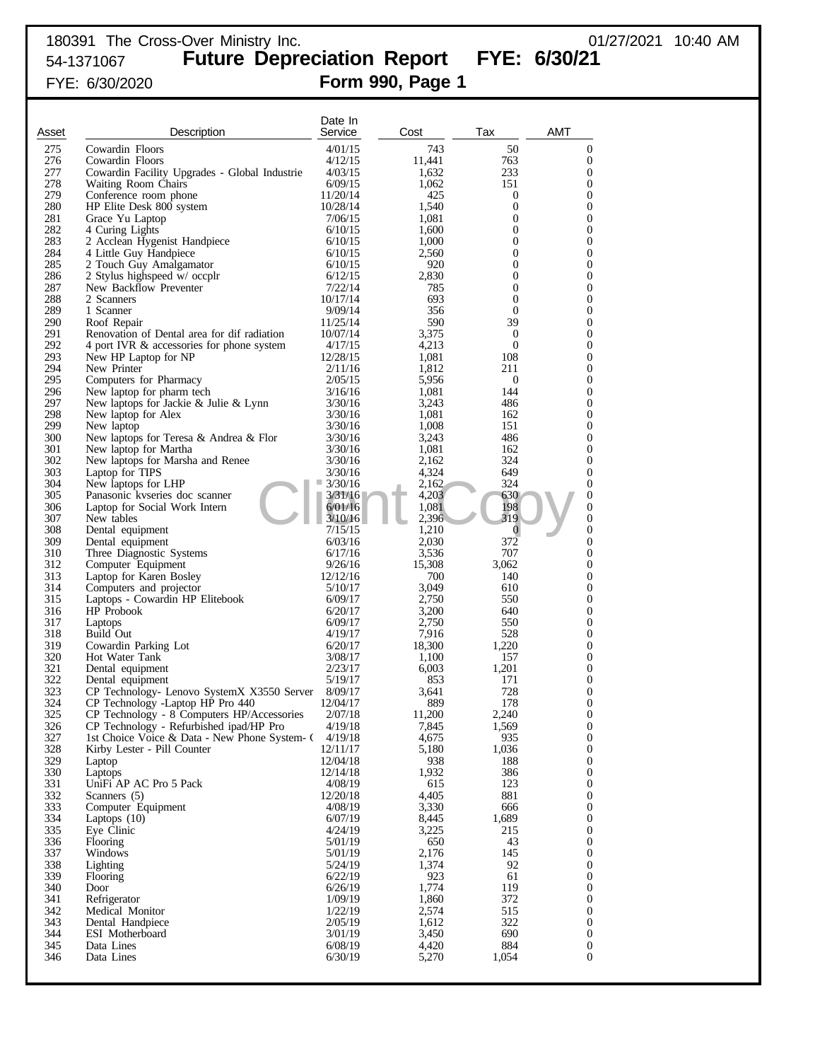180391 The Cross-Over Ministry Inc. 01/27/2021 10:40 AM

54-1371067 **Future Depreciation Report FYE: 6/30/21**

FYE: 6/30/2020 **Form 990, Page 1**

| Asset | Description | Date In Service | Cost | Tax | AMT |
|---|---|---|---|---|---|
| 275 | Cowardin Floors | 4/01/15 | 743 | 50 | 0 |
| 276 | Cowardin Floors | 4/12/15 | 11,441 | 763 | 0 |
| 277 | Cowardin Facility Upgrades - Global Industrie | 4/03/15 | 1,632 | 233 | 0 |
| 278 | Waiting Room Chairs | 6/09/15 | 1,062 | 151 | 0 |
| 279 | Conference room phone | 11/20/14 | 425 | 0 | 0 |
| 280 | HP Elite Desk 800 system | 10/28/14 | 1,540 | 0 | 0 |
| 281 | Grace Yu Laptop | 7/06/15 | 1,081 | 0 | 0 |
| 282 | 4 Curing Lights | 6/10/15 | 1,600 | 0 | 0 |
| 283 | 2 Acclean Hygenist Handpiece | 6/10/15 | 1,000 | 0 | 0 |
| 284 | 4 Little Guy Handpiece | 6/10/15 | 2,560 | 0 | 0 |
| 285 | 2 Touch Guy Amalgamator | 6/10/15 | 920 | 0 | 0 |
| 286 | 2 Stylus highspeed w/ occplr | 6/12/15 | 2,830 | 0 | 0 |
| 287 | New Backflow Preventer | 7/22/14 | 785 | 0 | 0 |
| 288 | 2 Scanners | 10/17/14 | 693 | 0 | 0 |
| 289 | 1 Scanner | 9/09/14 | 356 | 0 | 0 |
| 290 | Roof Repair | 11/25/14 | 590 | 39 | 0 |
| 291 | Renovation of Dental area for dif radiation | 10/07/14 | 3,375 | 0 | 0 |
| 292 | 4 port IVR & accessories for phone system | 4/17/15 | 4,213 | 0 | 0 |
| 293 | New HP Laptop for NP | 12/28/15 | 1,081 | 108 | 0 |
| 294 | New Printer | 2/11/16 | 1,812 | 211 | 0 |
| 295 | Computers for Pharmacy | 2/05/15 | 5,956 | 0 | 0 |
| 296 | New laptop for pharm tech | 3/16/16 | 1,081 | 144 | 0 |
| 297 | New laptops for Jackie & Julie & Lynn | 3/30/16 | 3,243 | 486 | 0 |
| 298 | New laptop for Alex | 3/30/16 | 1,081 | 162 | 0 |
| 299 | New laptop | 3/30/16 | 1,008 | 151 | 0 |
| 300 | New laptops for Teresa & Andrea & Flor | 3/30/16 | 3,243 | 486 | 0 |
| 301 | New laptop for Martha | 3/30/16 | 1,081 | 162 | 0 |
| 302 | New laptops for Marsha and Renee | 3/30/16 | 2,162 | 324 | 0 |
| 303 | Laptop for TIPS | 3/30/16 | 4,324 | 649 | 0 |
| 304 | New laptops for LHP | 3/30/16 | 2,162 | 324 | 0 |
| 305 | Panasonic kvseries doc scanner | 3/31/16 | 4,203 | 630 | 0 |
| 306 | Laptop for Social Work Intern | 6/01/16 | 1,081 | 198 | 0 |
| 307 | New tables | 3/10/16 | 2,396 | 319 | 0 |
| 308 | Dental equipment | 7/15/15 | 1,210 | 0 | 0 |
| 309 | Dental equipment | 6/03/16 | 2,030 | 372 | 0 |
| 310 | Three Diagnostic Systems | 6/17/16 | 3,536 | 707 | 0 |
| 312 | Computer Equipment | 9/26/16 | 15,308 | 3,062 | 0 |
| 313 | Laptop for Karen Bosley | 12/12/16 | 700 | 140 | 0 |
| 314 | Computers and projector | 5/10/17 | 3,049 | 610 | 0 |
| 315 | Laptops - Cowardin HP Elitebook | 6/09/17 | 2,750 | 550 | 0 |
| 316 | HP Probook | 6/20/17 | 3,200 | 640 | 0 |
| 317 | Laptops | 6/09/17 | 2,750 | 550 | 0 |
| 318 | Build Out | 4/19/17 | 7,916 | 528 | 0 |
| 319 | Cowardin Parking Lot | 6/20/17 | 18,300 | 1,220 | 0 |
| 320 | Hot Water Tank | 3/08/17 | 1,100 | 157 | 0 |
| 321 | Dental equipment | 2/23/17 | 6,003 | 1,201 | 0 |
| 322 | Dental equipment | 5/19/17 | 853 | 171 | 0 |
| 323 | CP Technology- Lenovo SystemX X3550 Server | 8/09/17 | 3,641 | 728 | 0 |
| 324 | CP Technology -Laptop HP Pro 440 | 12/04/17 | 889 | 178 | 0 |
| 325 | CP Technology - 8 Computers HP/Accessories | 2/07/18 | 11,200 | 2,240 | 0 |
| 326 | CP Technology - Refurbished ipad/HP Pro | 4/19/18 | 7,845 | 1,569 | 0 |
| 327 | 1st Choice Voice & Data - New Phone System- ( | 4/19/18 | 4,675 | 935 | 0 |
| 328 | Kirby Lester - Pill Counter | 12/11/17 | 5,180 | 1,036 | 0 |
| 329 | Laptop | 12/04/18 | 938 | 188 | 0 |
| 330 | Laptops | 12/14/18 | 1,932 | 386 | 0 |
| 331 | UniFi AP AC Pro 5 Pack | 4/08/19 | 615 | 123 | 0 |
| 332 | Scanners (5) | 12/20/18 | 4,405 | 881 | 0 |
| 333 | Computer Equipment | 4/08/19 | 3,330 | 666 | 0 |
| 334 | Laptops (10) | 6/07/19 | 8,445 | 1,689 | 0 |
| 335 | Eye Clinic | 4/24/19 | 3,225 | 215 | 0 |
| 336 | Flooring | 5/01/19 | 650 | 43 | 0 |
| 337 | Windows | 5/01/19 | 2,176 | 145 | 0 |
| 338 | Lighting | 5/24/19 | 1,374 | 92 | 0 |
| 339 | Flooring | 6/22/19 | 923 | 61 | 0 |
| 340 | Door | 6/26/19 | 1,774 | 119 | 0 |
| 341 | Refrigerator | 1/09/19 | 1,860 | 372 | 0 |
| 342 | Medical Monitor | 1/22/19 | 2,574 | 515 | 0 |
| 343 | Dental Handpiece | 2/05/19 | 1,612 | 322 | 0 |
| 344 | ESI Motherboard | 3/01/19 | 3,450 | 690 | 0 |
| 345 | Data Lines | 6/08/19 | 4,420 | 884 | 0 |
| 346 | Data Lines | 6/30/19 | 5,270 | 1,054 | 0 |

Client Copy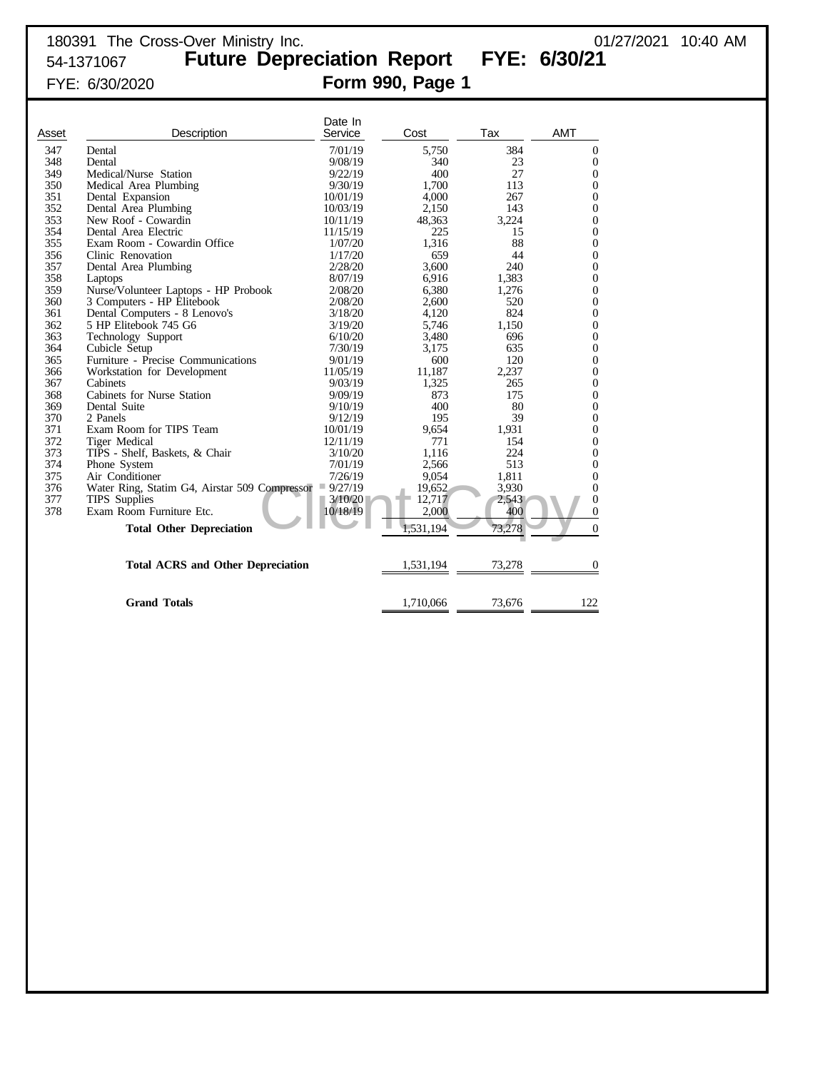180391 The Cross-Over Ministry Inc. 01/27/2021 10:40 AM

54-1371067

# Future Depreciation Report FYE: 6/30/21

FYE: 6/30/2020

## Form 990, Page 1

| Asset | Description | Date In Service | Cost | Tax | AMT |
|---|---|---|---|---|---|
| 347 | Dental | 7/01/19 | 5,750 | 384 | 0 |
| 348 | Dental | 9/08/19 | 340 | 23 | 0 |
| 349 | Medical/Nurse Station | 9/22/19 | 400 | 27 | 0 |
| 350 | Medical Area Plumbing | 9/30/19 | 1,700 | 113 | 0 |
| 351 | Dental Expansion | 10/01/19 | 4,000 | 267 | 0 |
| 352 | Dental Area Plumbing | 10/03/19 | 2,150 | 143 | 0 |
| 353 | New Roof - Cowardin | 10/11/19 | 48,363 | 3,224 | 0 |
| 354 | Dental Area Electric | 11/15/19 | 225 | 15 | 0 |
| 355 | Exam Room - Cowardin Office | 1/07/20 | 1,316 | 88 | 0 |
| 356 | Clinic Renovation | 1/17/20 | 659 | 44 | 0 |
| 357 | Dental Area Plumbing | 2/28/20 | 3,600 | 240 | 0 |
| 358 | Laptops | 8/07/19 | 6,916 | 1,383 | 0 |
| 359 | Nurse/Volunteer Laptops - HP Probook | 2/08/20 | 6,380 | 1,276 | 0 |
| 360 | 3 Computers - HP Elitebook | 2/08/20 | 2,600 | 520 | 0 |
| 361 | Dental Computers - 8 Lenovo's | 3/18/20 | 4,120 | 824 | 0 |
| 362 | 5 HP Elitebook 745 G6 | 3/19/20 | 5,746 | 1,150 | 0 |
| 363 | Technology Support | 6/10/20 | 3,480 | 696 | 0 |
| 364 | Cubicle Setup | 7/30/19 | 3,175 | 635 | 0 |
| 365 | Furniture - Precise Communications | 9/01/19 | 600 | 120 | 0 |
| 366 | Workstation for Development | 11/05/19 | 11,187 | 2,237 | 0 |
| 367 | Cabinets | 9/03/19 | 1,325 | 265 | 0 |
| 368 | Cabinets for Nurse Station | 9/09/19 | 873 | 175 | 0 |
| 369 | Dental Suite | 9/10/19 | 400 | 80 | 0 |
| 370 | 2 Panels | 9/12/19 | 195 | 39 | 0 |
| 371 | Exam Room for TIPS Team | 10/01/19 | 9,654 | 1,931 | 0 |
| 372 | Tiger Medical | 12/11/19 | 771 | 154 | 0 |
| 373 | TIPS - Shelf, Baskets, & Chair | 3/10/20 | 1,116 | 224 | 0 |
| 374 | Phone System | 7/01/19 | 2,566 | 513 | 0 |
| 375 | Air Conditioner | 7/26/19 | 9,054 | 1,811 | 0 |
| 376 | Water Ring, Statim G4, Airstar 509 Compressor | 9/27/19 | 19,652 | 3,930 | 0 |
| 377 | TIPS Supplies | 3/10/20 | 12,717 | 2,543 | 0 |
| 378 | Exam Room Furniture Etc. | 10/18/19 | 2,000 | 400 | 0 |
| | **Total Other Depreciation** | | 1,531,194 | 73,278 | 0 |
| | **Total ACRS and Other Depreciation** | | 1,531,194 | 73,278 | 0 |
| | **Grand Totals** | | 1,710,066 | 73,676 | 122 |

Client Copy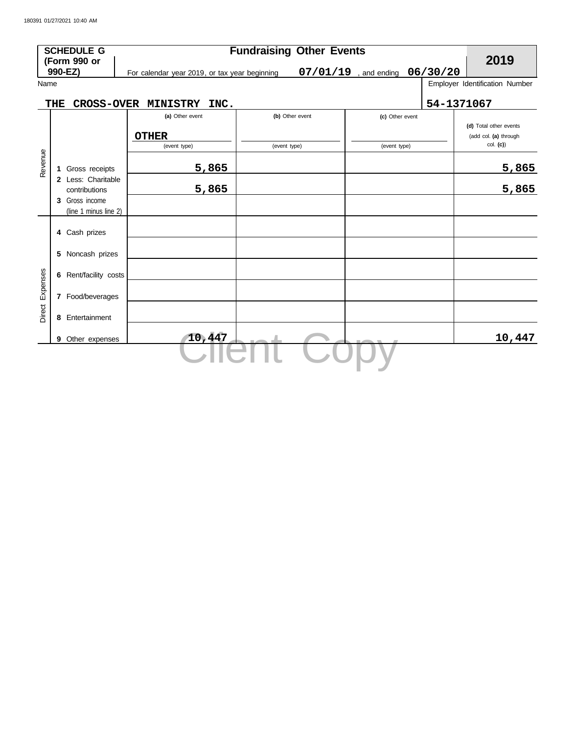**SCHEDULE G (Form 990 or 990-EZ)**

## Fundraising Other Events

**2019**

For calendar year 2019, or tax year beginning **07/01/19**, and ending **06/30/20**

Name: **THE CROSS-OVER MINISTRY INC.**

Employer Identification Number: **54-1371067**

| | | (a) Other event<br>**OTHER**<br>(event type) | (b) Other event<br>(event type) | (c) Other event<br>(event type) | (d) Total other events (add col. (a) through col. (c)) |
|---|---|---|---|---|---|
| Revenue | 1 Gross receipts | 5,865 | | | 5,865 |
| | 2 Less: Charitable contributions | 5,865 | | | 5,865 |
| | 3 Gross income (line 1 minus line 2) | | | | |
| Direct Expenses | 4 Cash prizes | | | | |
| | 5 Noncash prizes | | | | |
| | 6 Rent/facility costs | | | | |
| | 7 Food/beverages | | | | |
| | 8 Entertainment | | | | |
| | 9 Other expenses | 10,447 | | | 10,447 |

Client Copy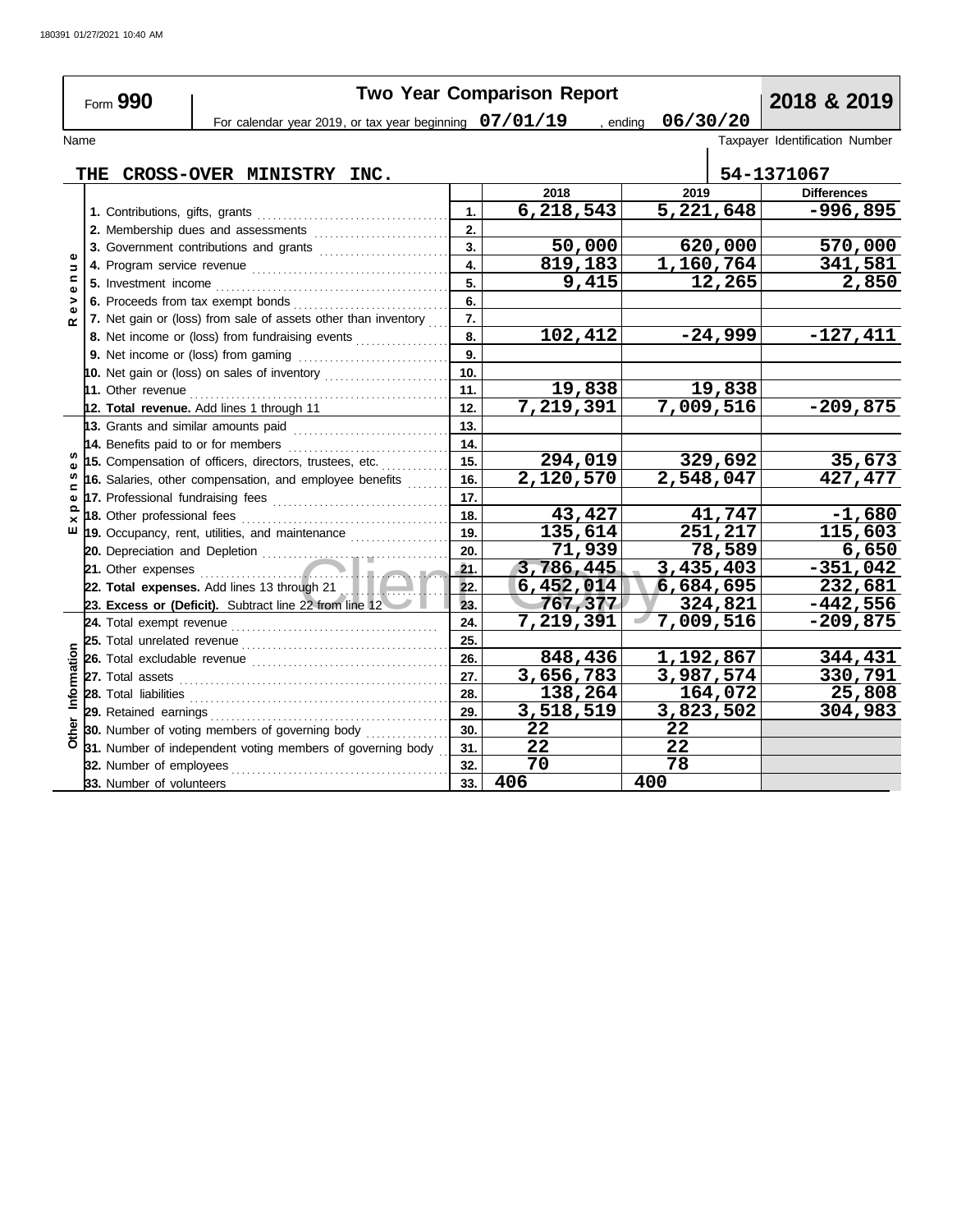180391 01/27/2021 10:40 AM

# Form 990 — Two Year Comparison Report — 2018 & 2019

For calendar year 2019, or tax year beginning **07/01/19**, ending **06/30/20**

| Name | Taxpayer Identification Number |
|---|---|
| THE CROSS-OVER MINISTRY INC. | 54-1371067 |

| Section | Item | Line | 2018 | 2019 | Differences |
|---|---|---|---|---|---|
| Revenue | 1. Contributions, gifts, grants | 1. | 6,218,543 | 5,221,648 | -996,895 |
| | 2. Membership dues and assessments | 2. | | | |
| | 3. Government contributions and grants | 3. | 50,000 | 620,000 | 570,000 |
| | 4. Program service revenue | 4. | 819,183 | 1,160,764 | 341,581 |
| | 5. Investment income | 5. | 9,415 | 12,265 | 2,850 |
| | 6. Proceeds from tax exempt bonds | 6. | | | |
| | 7. Net gain or (loss) from sale of assets other than inventory | 7. | | | |
| | 8. Net income or (loss) from fundraising events | 8. | 102,412 | -24,999 | -127,411 |
| | 9. Net income or (loss) from gaming | 9. | | | |
| | 10. Net gain or (loss) on sales of inventory | 10. | | | |
| | 11. Other revenue | 11. | 19,838 | 19,838 | |
| | 12. **Total revenue.** Add lines 1 through 11 | 12. | 7,219,391 | 7,009,516 | -209,875 |
| Expenses | 13. Grants and similar amounts paid | 13. | | | |
| | 14. Benefits paid to or for members | 14. | | | |
| | 15. Compensation of officers, directors, trustees, etc. | 15. | 294,019 | 329,692 | 35,673 |
| | 16. Salaries, other compensation, and employee benefits | 16. | 2,120,570 | 2,548,047 | 427,477 |
| | 17. Professional fundraising fees | 17. | | | |
| | 18. Other professional fees | 18. | 43,427 | 41,747 | -1,680 |
| | 19. Occupancy, rent, utilities, and maintenance | 19. | 135,614 | 251,217 | 115,603 |
| | 20. Depreciation and Depletion | 20. | 71,939 | 78,589 | 6,650 |
| | 21. Other expenses | 21. | 3,786,445 | 3,435,403 | -351,042 |
| | 22. **Total expenses.** Add lines 13 through 21 | 22. | 6,452,014 | 6,684,695 | 232,681 |
| | 23. **Excess or (Deficit).** Subtract line 22 from line 12 | 23. | 767,377 | 324,821 | -442,556 |
| Other Information | 24. Total exempt revenue | 24. | 7,219,391 | 7,009,516 | -209,875 |
| | 25. Total unrelated revenue | 25. | | | |
| | 26. Total excludable revenue | 26. | 848,436 | 1,192,867 | 344,431 |
| | 27. Total assets | 27. | 3,656,783 | 3,987,574 | 330,791 |
| | 28. Total liabilities | 28. | 138,264 | 164,072 | 25,808 |
| | 29. Retained earnings | 29. | 3,518,519 | 3,823,502 | 304,983 |
| | 30. Number of voting members of governing body | 30. | 22 | 22 | |
| | 31. Number of independent voting members of governing body | 31. | 22 | 22 | |
| | 32. Number of employees | 32. | 70 | 78 | |
| | 33. Number of volunteers | 33. | 406 | 400 | |

Client Copy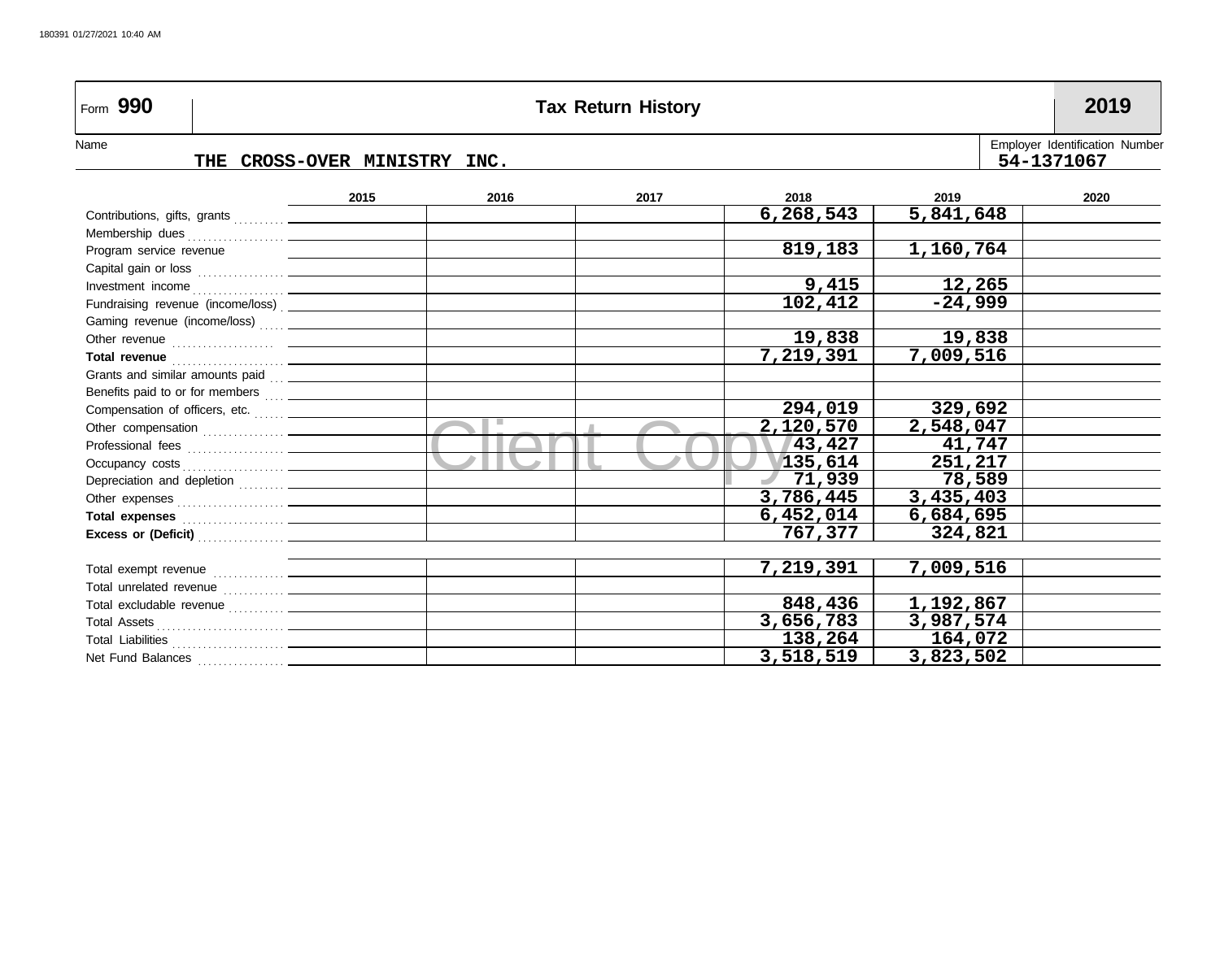Form **990**

# Tax Return History

**2019**

Name: THE CROSS-OVER MINISTRY INC.

Employer Identification Number: 54-1371067

| | 2015 | 2016 | 2017 | 2018 | 2019 | 2020 |
|---|---|---|---|---|---|---|
| Contributions, gifts, grants | | | | 6,268,543 | 5,841,648 | |
| Membership dues | | | | | | |
| Program service revenue | | | | 819,183 | 1,160,764 | |
| Capital gain or loss | | | | | | |
| Investment income | | | | 9,415 | 12,265 | |
| Fundraising revenue (income/loss) | | | | 102,412 | -24,999 | |
| Gaming revenue (income/loss) | | | | | | |
| Other revenue | | | | 19,838 | 19,838 | |
| **Total revenue** | | | | 7,219,391 | 7,009,516 | |
| Grants and similar amounts paid | | | | | | |
| Benefits paid to or for members | | | | | | |
| Compensation of officers, etc. | | | | 294,019 | 329,692 | |
| Other compensation | | | | 2,120,570 | 2,548,047 | |
| Professional fees | | | | 43,427 | 41,747 | |
| Occupancy costs | | | | 135,614 | 251,217 | |
| Depreciation and depletion | | | | 71,939 | 78,589 | |
| Other expenses | | | | 3,786,445 | 3,435,403 | |
| **Total expenses** | | | | 6,452,014 | 6,684,695 | |
| **Excess or (Deficit)** | | | | 767,377 | 324,821 | |
| | | | | | | |
| Total exempt revenue | | | | 7,219,391 | 7,009,516 | |
| Total unrelated revenue | | | | | | |
| Total excludable revenue | | | | 848,436 | 1,192,867 | |
| Total Assets | | | | 3,656,783 | 3,987,574 | |
| Total Liabilities | | | | 138,264 | 164,072 | |
| Net Fund Balances | | | | 3,518,519 | 3,823,502 | |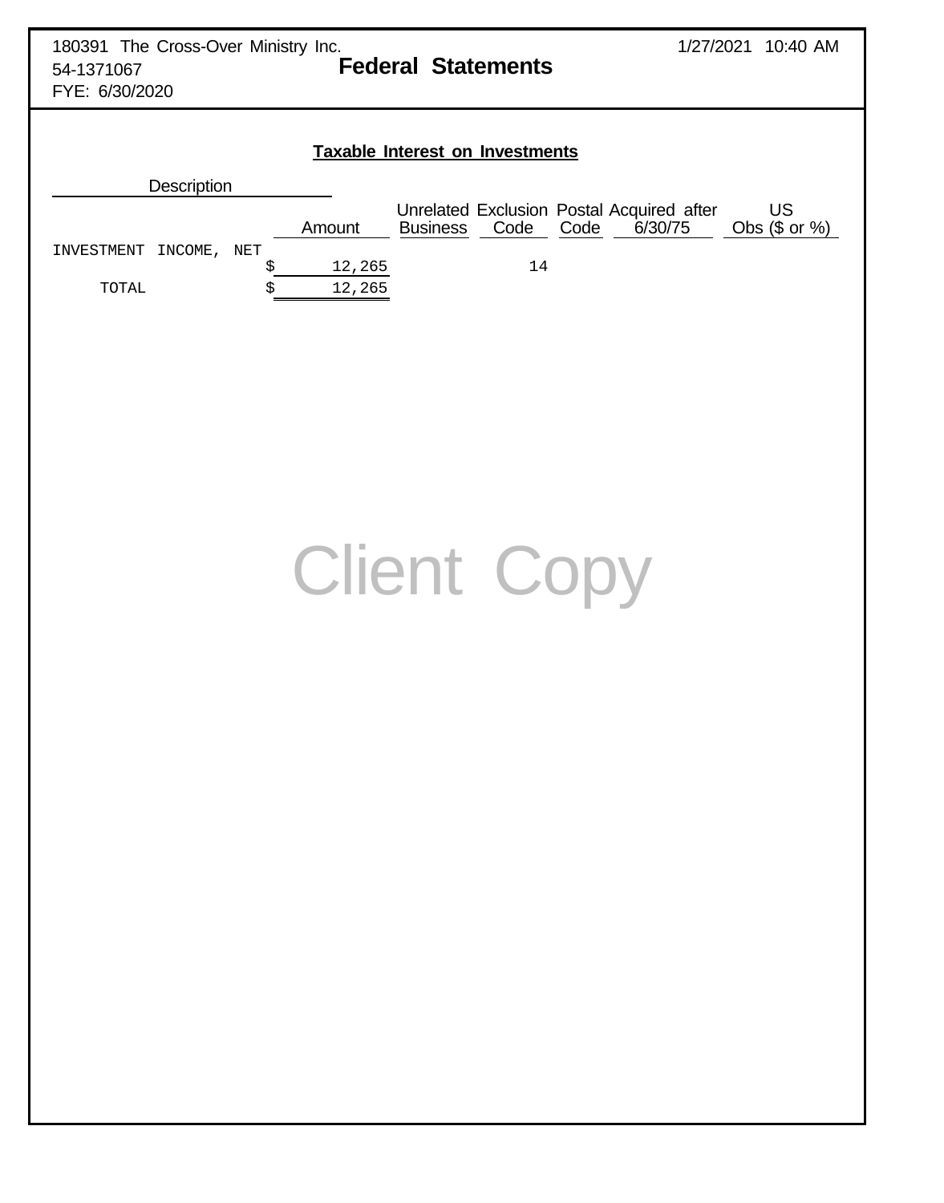180391 The Cross-Over Ministry Inc.
54-1371067
FYE: 6/30/2020

1/27/2021 10:40 AM

# Federal Statements

## Taxable Interest on Investments

| Description | Amount | Unrelated Business | Exclusion Code | Postal Code | Acquired after 6/30/75 | US Obs ($ or %) |
|---|---|---|---|---|---|---|
| INVESTMENT INCOME, NET | $ 12,265 | | 14 | | | |
| TOTAL | $ 12,265 | | | | | |

Client Copy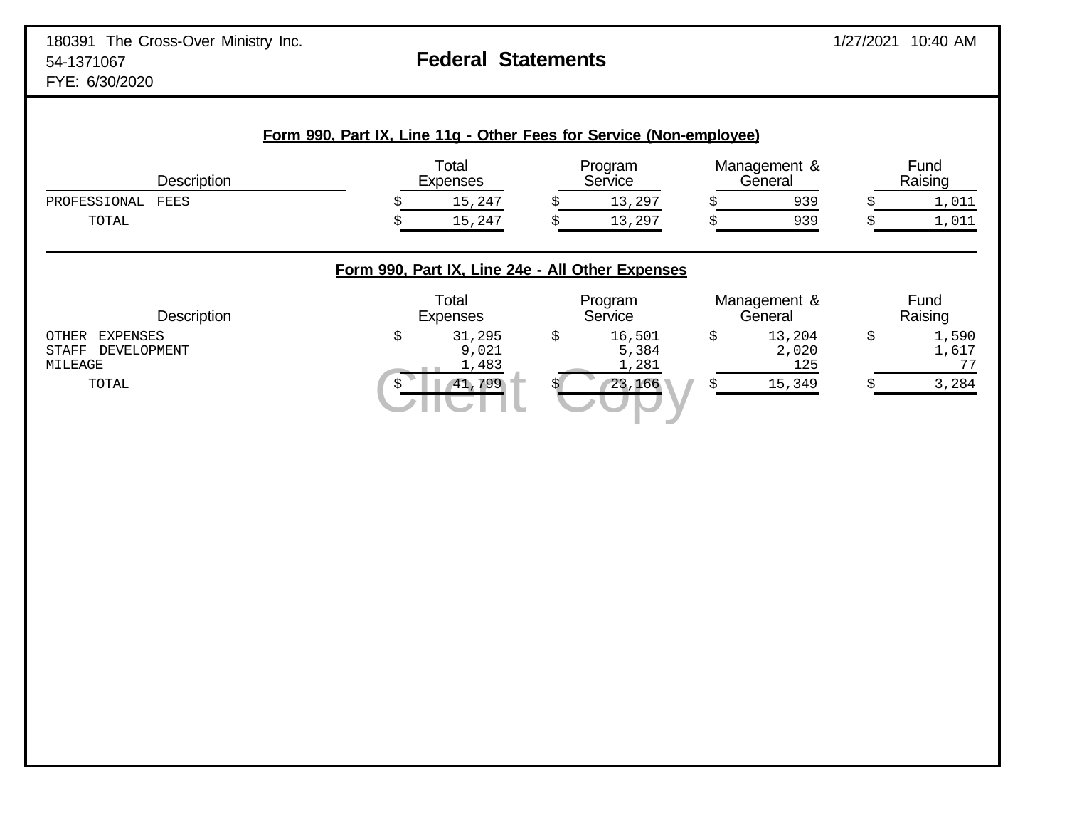180391 The Cross-Over Ministry Inc.
54-1371067
FYE: 6/30/2020

# Federal Statements

1/27/2021 10:40 AM

## Form 990, Part IX, Line 11g - Other Fees for Service (Non-employee)

| Description | Total Expenses | Program Service | Management & General | Fund Raising |
|---|---|---|---|---|
| PROFESSIONAL FEES | $ 15,247 | $ 13,297 | $ 939 | $ 1,011 |
| TOTAL | $ 15,247 | $ 13,297 | $ 939 | $ 1,011 |

## Form 990, Part IX, Line 24e - All Other Expenses

| Description | Total Expenses | Program Service | Management & General | Fund Raising |
|---|---|---|---|---|
| OTHER EXPENSES | $ 31,295 | $ 16,501 | $ 13,204 | $ 1,590 |
| STAFF DEVELOPMENT | 9,021 | 5,384 | 2,020 | 1,617 |
| MILEAGE | 1,483 | 1,281 | 125 | 77 |
| TOTAL | $ 41,799 | $ 23,166 | $ 15,349 | $ 3,284 |

Client Copy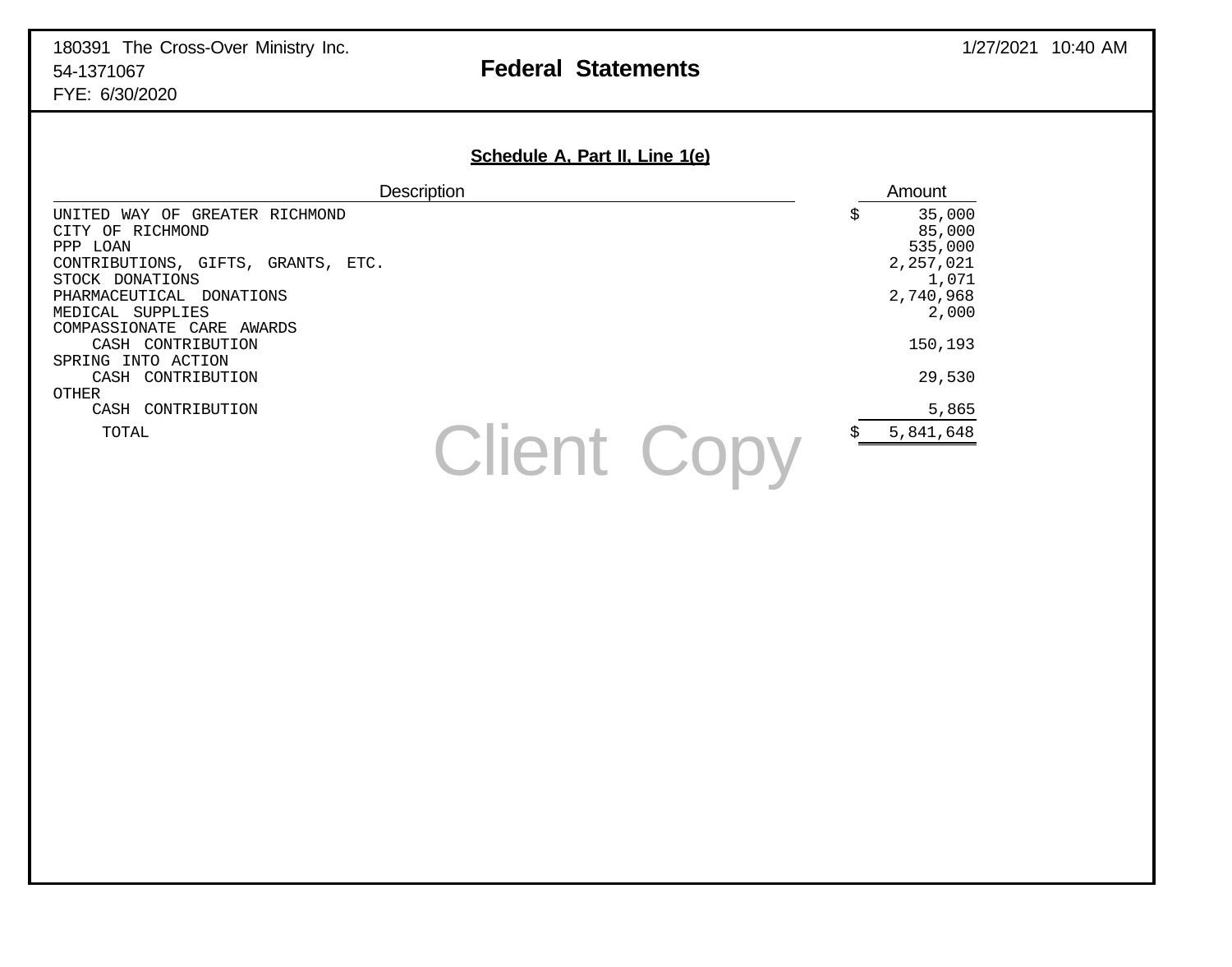180391 The Cross-Over Ministry Inc.
54-1371067
FYE: 6/30/2020

# Federal Statements

1/27/2021 10:40 AM

## Schedule A, Part II, Line 1(e)

| Description | Amount |
|---|---|
| UNITED WAY OF GREATER RICHMOND | $ 35,000 |
| CITY OF RICHMOND | 85,000 |
| PPP LOAN | 535,000 |
| CONTRIBUTIONS, GIFTS, GRANTS, ETC. | 2,257,021 |
| STOCK DONATIONS | 1,071 |
| PHARMACEUTICAL DONATIONS | 2,740,968 |
| MEDICAL SUPPLIES | 2,000 |
| COMPASSIONATE CARE AWARDS | |
| CASH CONTRIBUTION | 150,193 |
| SPRING INTO ACTION | |
| CASH CONTRIBUTION | 29,530 |
| OTHER | |
| CASH CONTRIBUTION | 5,865 |
| TOTAL | $ 5,841,648 |

Client Copy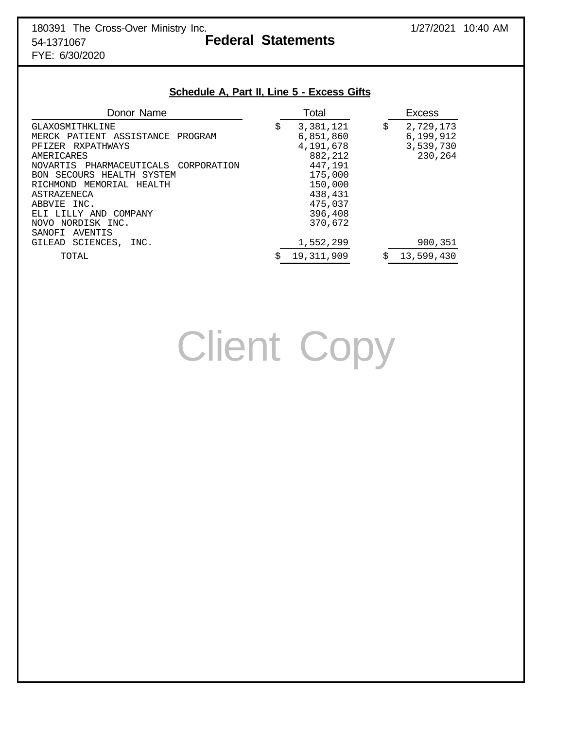180391 The Cross-Over Ministry Inc.
54-1371067
FYE: 6/30/2020

1/27/2021 10:40 AM

# Federal Statements

## Schedule A, Part II, Line 5 - Excess Gifts

| Donor Name | Total | Excess |
|---|---|---|
| GLAXOSMITHKLINE | $ 3,381,121 | $ 2,729,173 |
| MERCK PATIENT ASSISTANCE PROGRAM | 6,851,860 | 6,199,912 |
| PFIZER RXPATHWAYS | 4,191,678 | 3,539,730 |
| AMERICARES | 882,212 | 230,264 |
| NOVARTIS PHARMACEUTICALS CORPORATION | 447,191 | |
| BON SECOURS HEALTH SYSTEM | 175,000 | |
| RICHMOND MEMORIAL HEALTH | 150,000 | |
| ASTRAZENECA | 438,431 | |
| ABBVIE INC. | 475,037 | |
| ELI LILLY AND COMPANY | 396,408 | |
| NOVO NORDISK INC. | 370,672 | |
| SANOFI AVENTIS | | |
| GILEAD SCIENCES, INC. | 1,552,299 | 900,351 |
| TOTAL | $ 19,311,909 | $ 13,599,430 |

Client Copy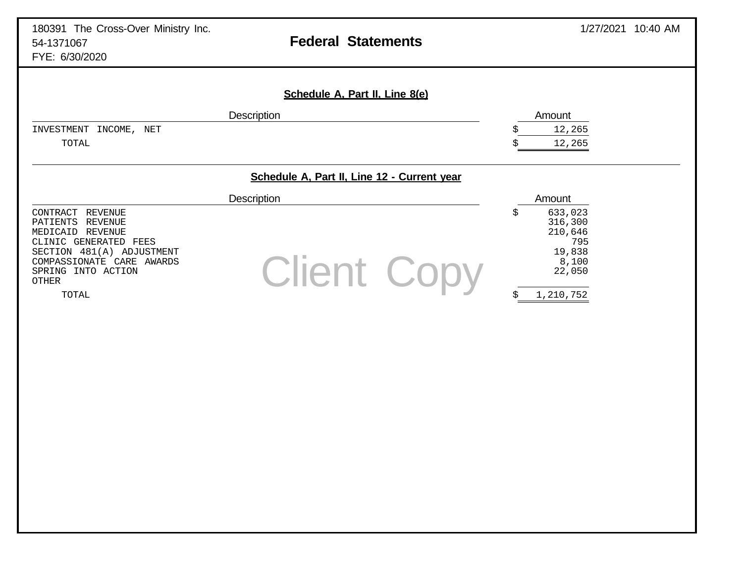180391 The Cross-Over Ministry Inc.
54-1371067
FYE: 6/30/2020

1/27/2021 10:40 AM

# Federal Statements

## Schedule A, Part II, Line 8(e)

| Description | Amount |
|---|---|
| INVESTMENT INCOME, NET | $ 12,265 |
| TOTAL | $ 12,265 |

## Schedule A, Part II, Line 12 - Current year

| Description | Amount |
|---|---|
| CONTRACT REVENUE | $ 633,023 |
| PATIENTS REVENUE | 316,300 |
| MEDICAID REVENUE | 210,646 |
| CLINIC GENERATED FEES | 795 |
| SECTION 481(A) ADJUSTMENT | 19,838 |
| COMPASSIONATE CARE AWARDS | 8,100 |
| SPRING INTO ACTION | 22,050 |
| OTHER | |
| TOTAL | $ 1,210,752 |

Client Copy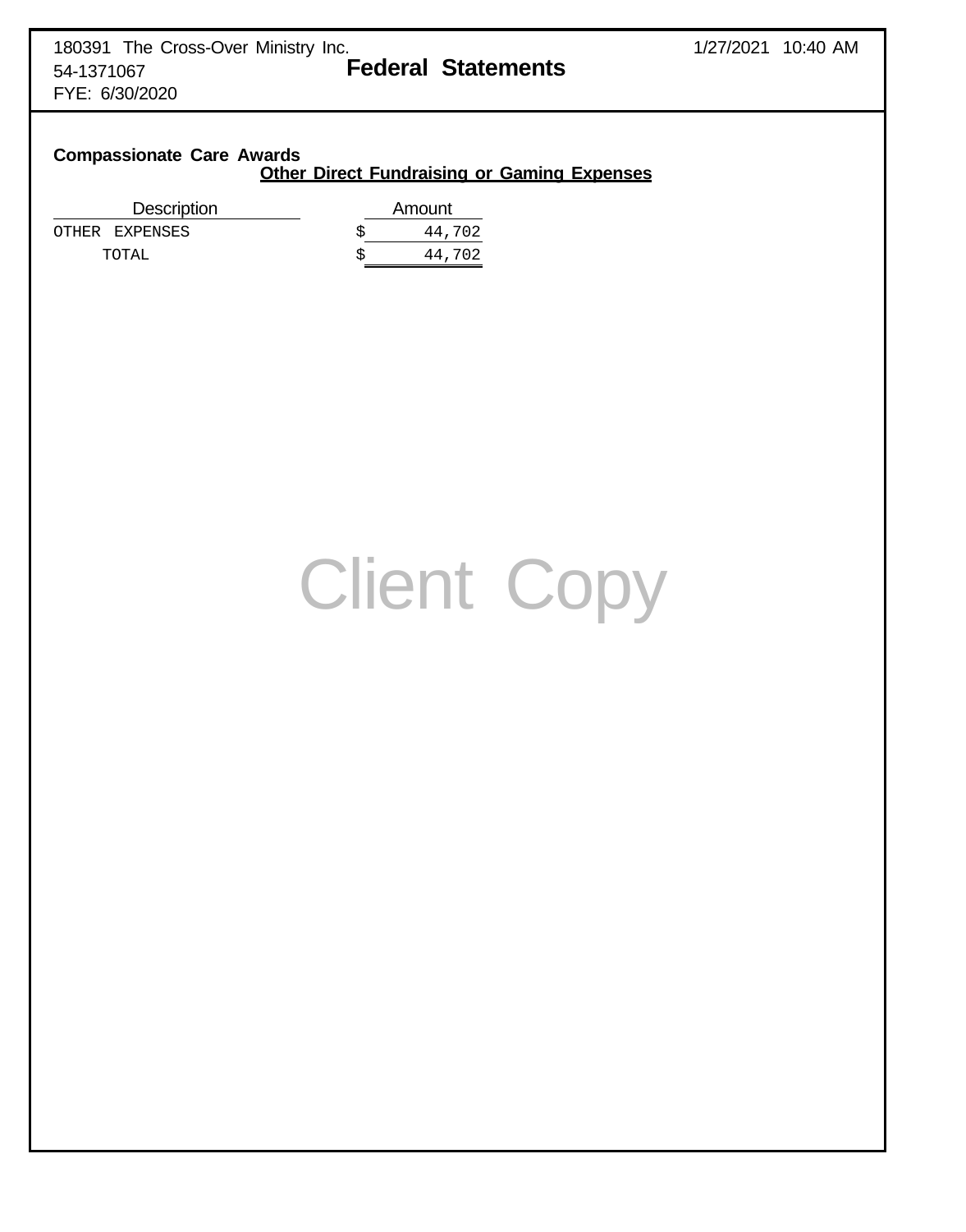180391 The Cross-Over Ministry Inc.
54-1371067
FYE: 6/30/2020

1/27/2021 10:40 AM

# Federal Statements

### Compassionate Care Awards

**Other Direct Fundraising or Gaming Expenses**

| Description | Amount |
|---|---|
| OTHER EXPENSES | $ 44,702 |
| TOTAL | $ 44,702 |

Client Copy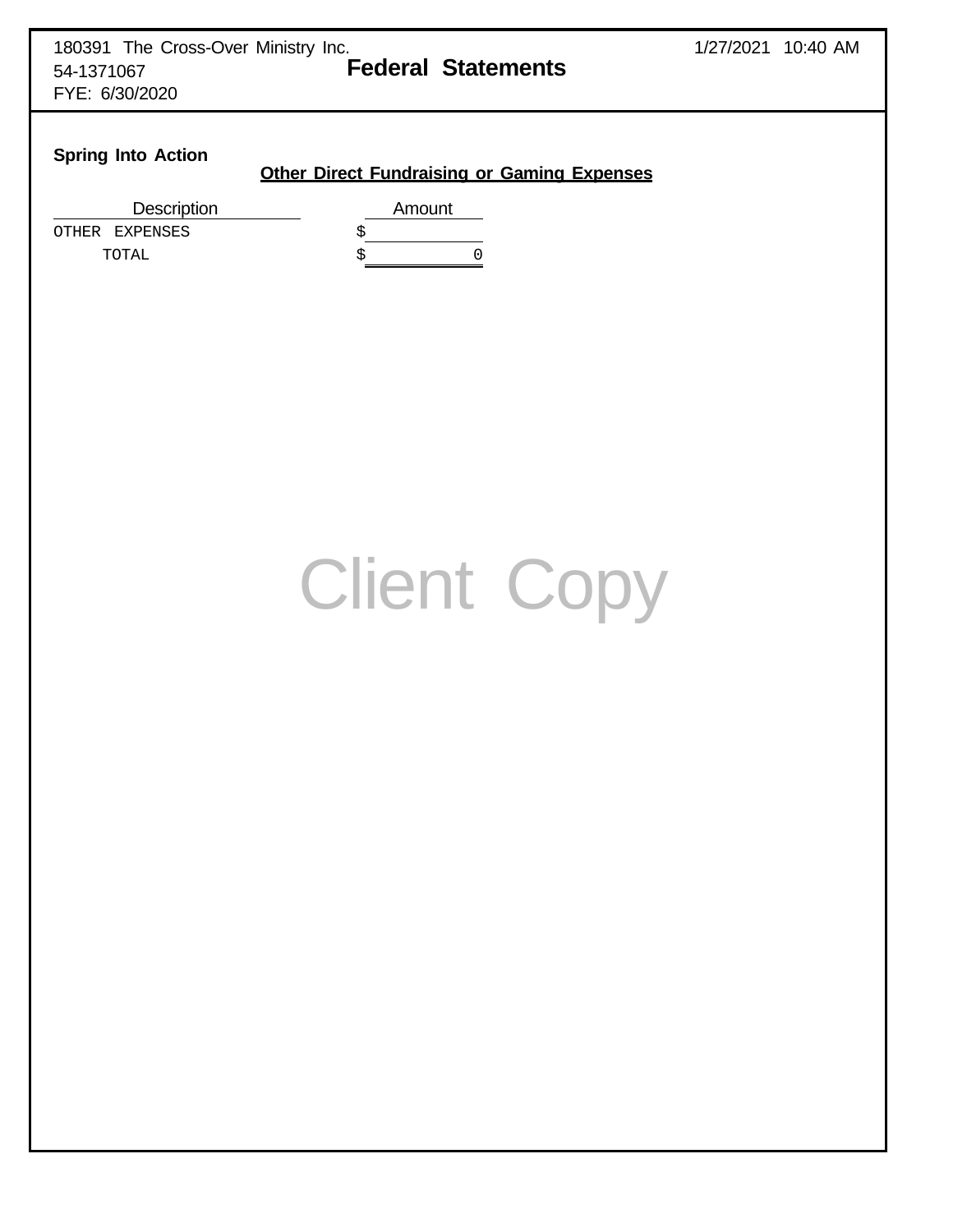180391 The Cross-Over Ministry Inc.
54-1371067
FYE: 6/30/2020

# Federal Statements

1/27/2021 10:40 AM

**Spring Into Action**

## Other Direct Fundraising or Gaming Expenses

| Description | Amount |
|---|---|
| OTHER EXPENSES | $ |
| TOTAL | $ 0 |

Client Copy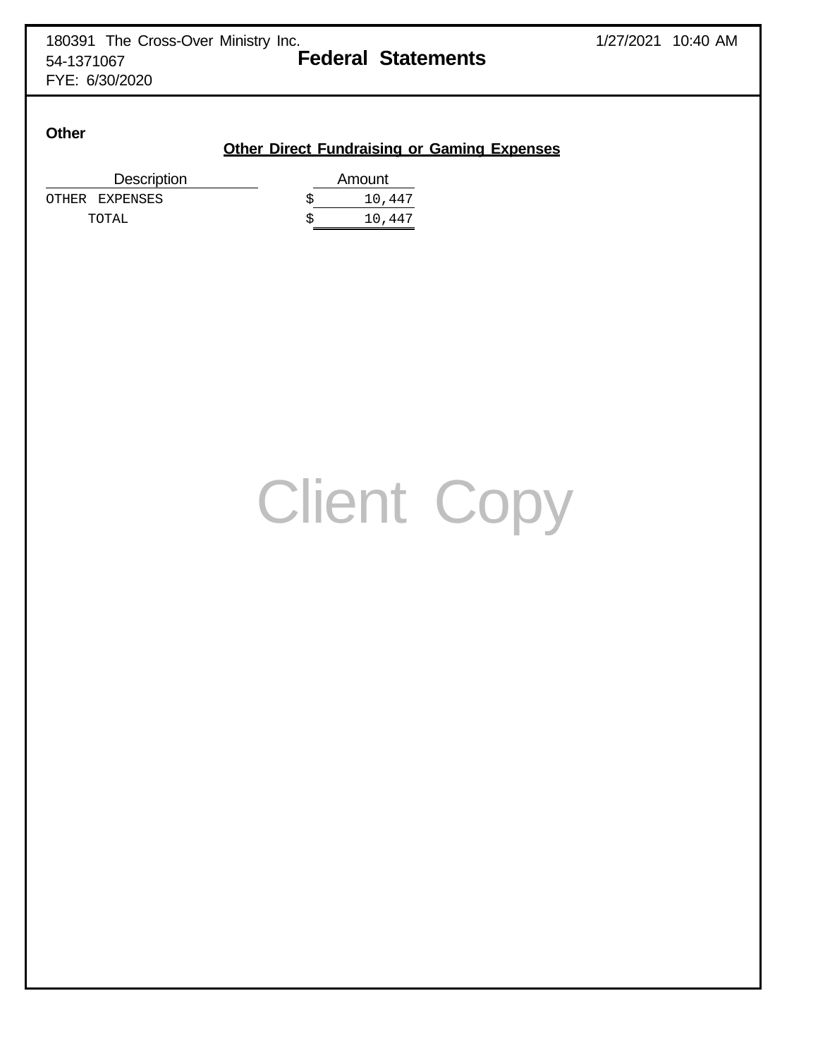180391 The Cross-Over Ministry Inc.
54-1371067
FYE: 6/30/2020

1/27/2021 10:40 AM

# Federal Statements

**Other**

## Other Direct Fundraising or Gaming Expenses

| Description | Amount |
|---|---|
| OTHER EXPENSES | $ 10,447 |
| TOTAL | $ 10,447 |

Client Copy